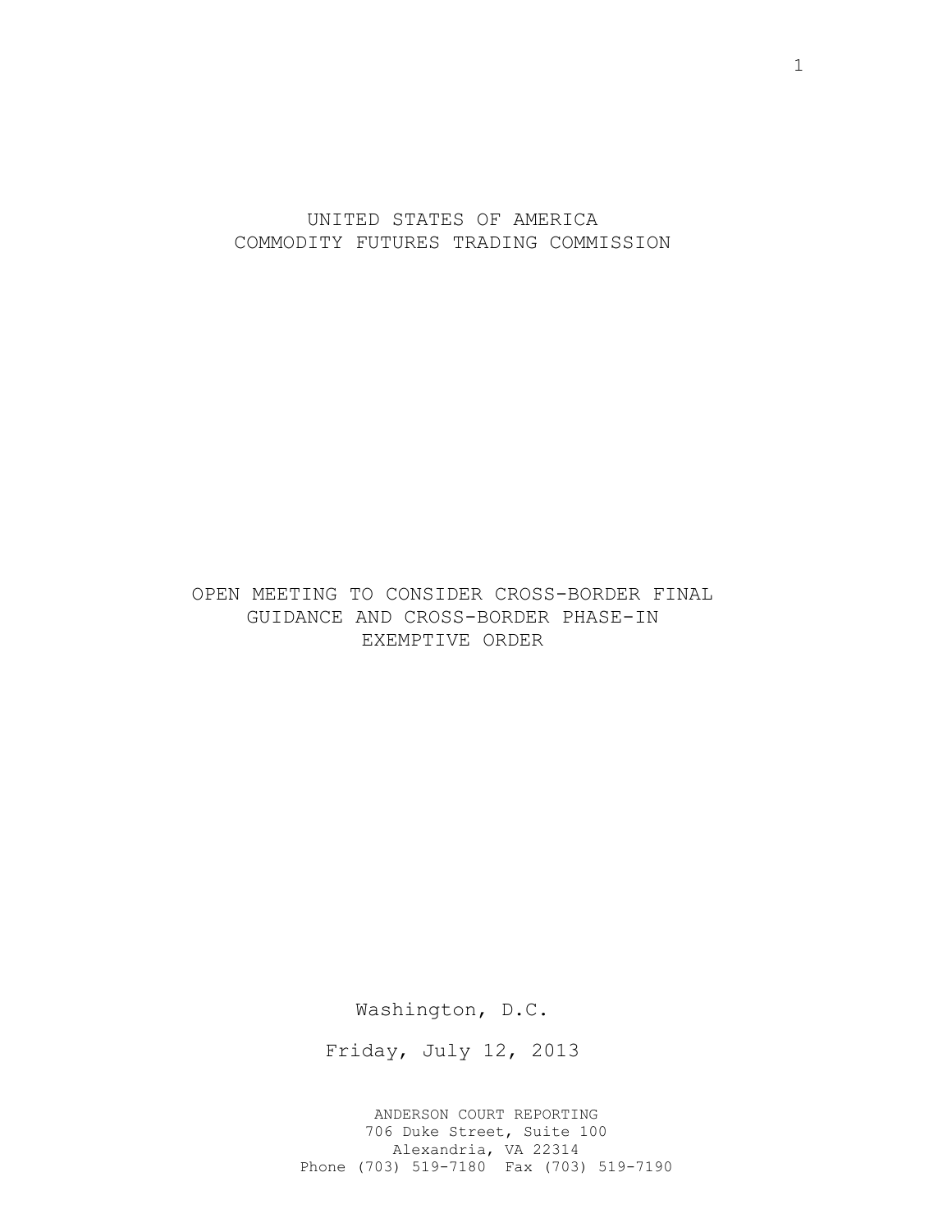# UNITED STATES OF AMERICA
# COMMODITY FUTURES TRADING COMMISSION

## OPEN MEETING TO CONSIDER CROSS-BORDER FINAL GUIDANCE AND CROSS-BORDER PHASE-IN EXEMPTIVE ORDER

Washington, D.C.

Friday, July 12, 2013

ANDERSON COURT REPORTING
706 Duke Street, Suite 100
Alexandria, VA 22314
Phone (703) 519-7180 Fax (703) 519-7190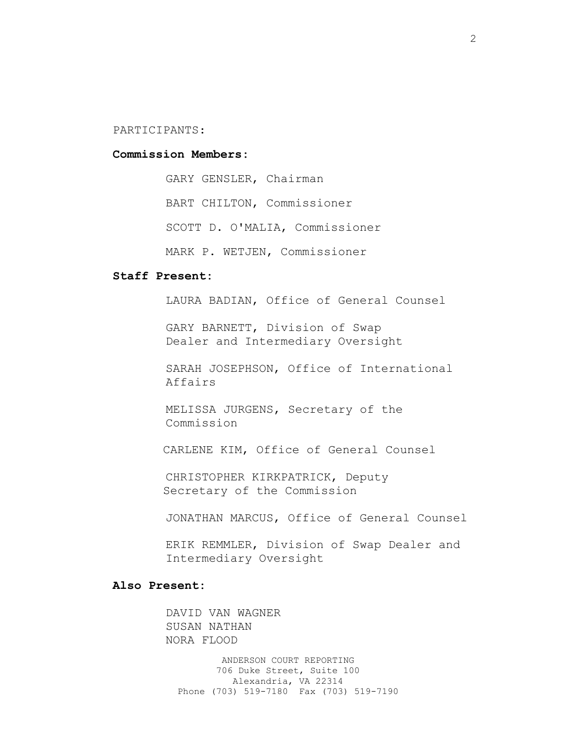PARTICIPANTS:

**Commission Members:**

GARY GENSLER, Chairman

BART CHILTON, Commissioner

SCOTT D. O'MALIA, Commissioner

MARK P. WETJEN, Commissioner

**Staff Present:**

LAURA BADIAN, Office of General Counsel

GARY BARNETT, Division of Swap Dealer and Intermediary Oversight

SARAH JOSEPHSON, Office of International Affairs

MELISSA JURGENS, Secretary of the Commission

CARLENE KIM, Office of General Counsel

CHRISTOPHER KIRKPATRICK, Deputy Secretary of the Commission

JONATHAN MARCUS, Office of General Counsel

ERIK REMMLER, Division of Swap Dealer and Intermediary Oversight

**Also Present:**

DAVID VAN WAGNER
SUSAN NATHAN
NORA FLOOD

ANDERSON COURT REPORTING
706 Duke Street, Suite 100
Alexandria, VA 22314
Phone (703) 519-7180 Fax (703) 519-7190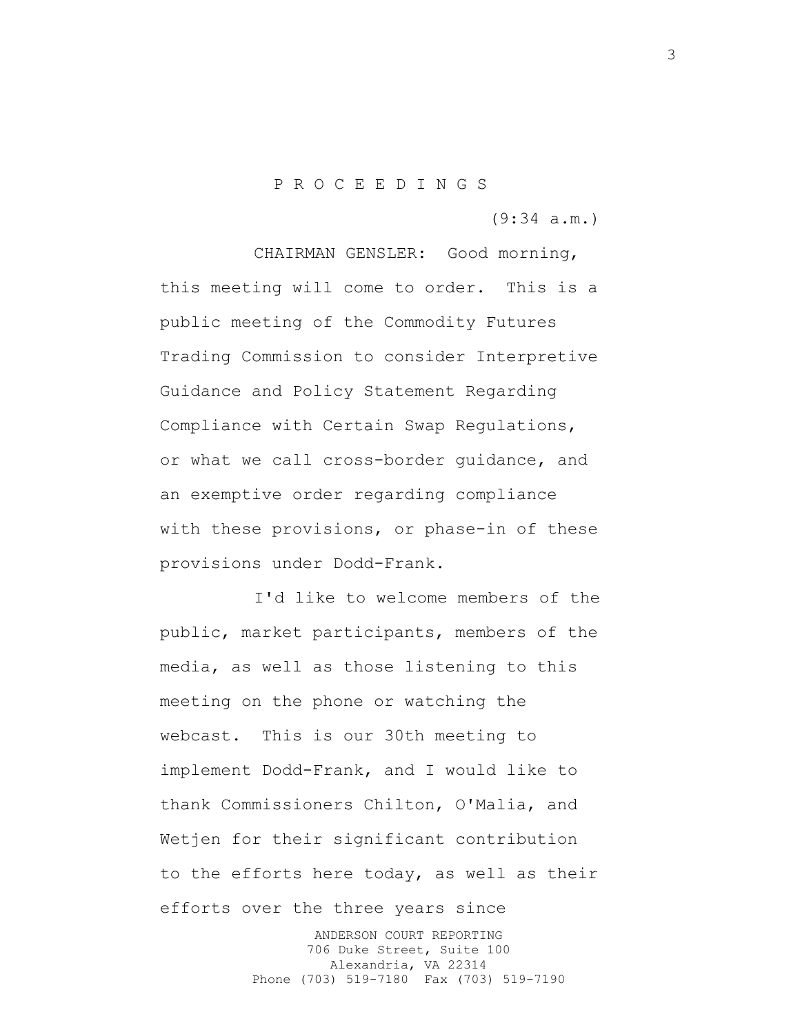P R O C E E D I N G S

(9:34 a.m.)

CHAIRMAN GENSLER: Good morning, this meeting will come to order. This is a public meeting of the Commodity Futures Trading Commission to consider Interpretive Guidance and Policy Statement Regarding Compliance with Certain Swap Regulations, or what we call cross-border guidance, and an exemptive order regarding compliance with these provisions, or phase-in of these provisions under Dodd-Frank.

I'd like to welcome members of the public, market participants, members of the media, as well as those listening to this meeting on the phone or watching the webcast. This is our 30th meeting to implement Dodd-Frank, and I would like to thank Commissioners Chilton, O'Malia, and Wetjen for their significant contribution to the efforts here today, as well as their efforts over the three years since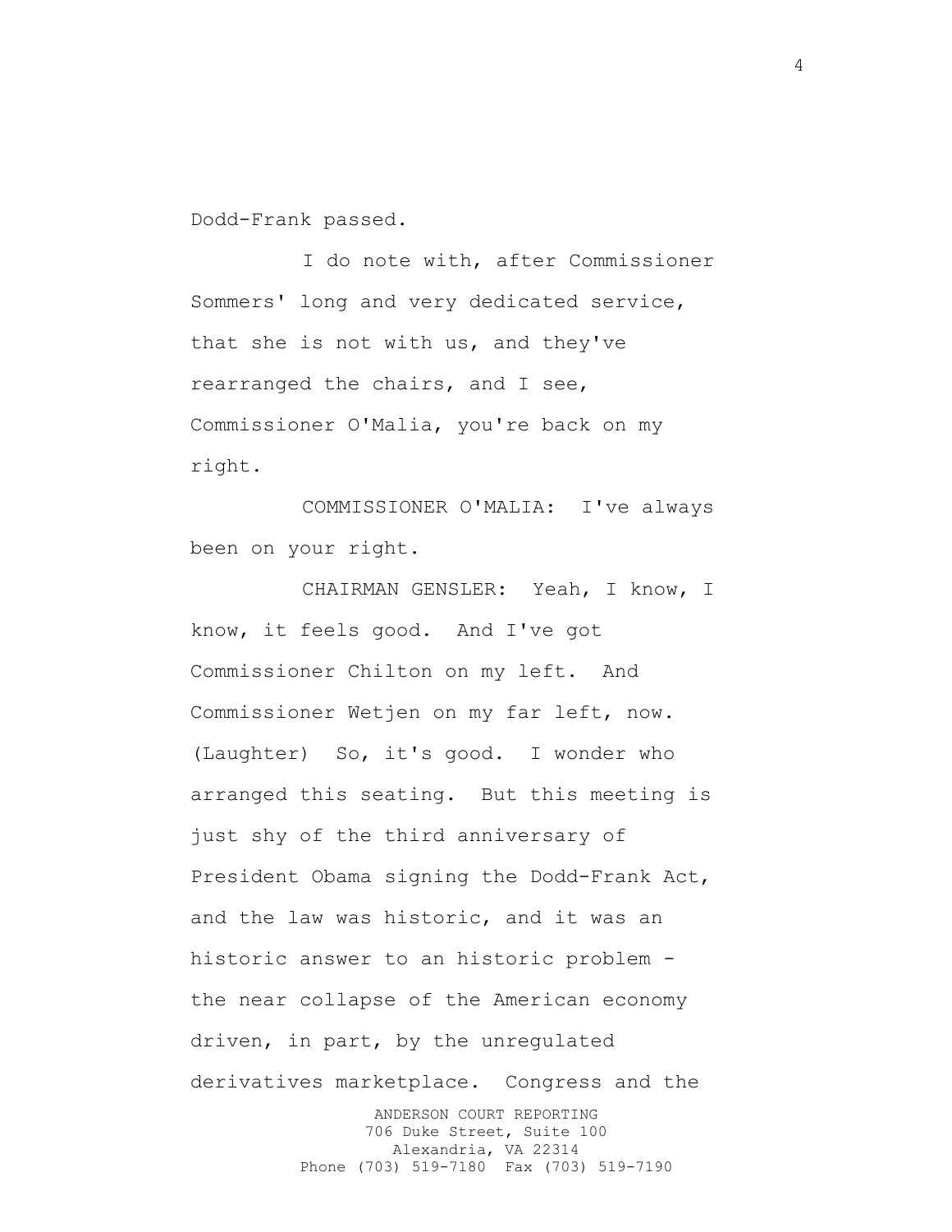Dodd-Frank passed.

I do note with, after Commissioner Sommers' long and very dedicated service, that she is not with us, and they've rearranged the chairs, and I see, Commissioner O'Malia, you're back on my right.

COMMISSIONER O'MALIA: I've always been on your right.

CHAIRMAN GENSLER: Yeah, I know, I know, it feels good. And I've got Commissioner Chilton on my left. And Commissioner Wetjen on my far left, now. (Laughter) So, it's good. I wonder who arranged this seating. But this meeting is just shy of the third anniversary of President Obama signing the Dodd-Frank Act, and the law was historic, and it was an historic answer to an historic problem - the near collapse of the American economy driven, in part, by the unregulated derivatives marketplace. Congress and the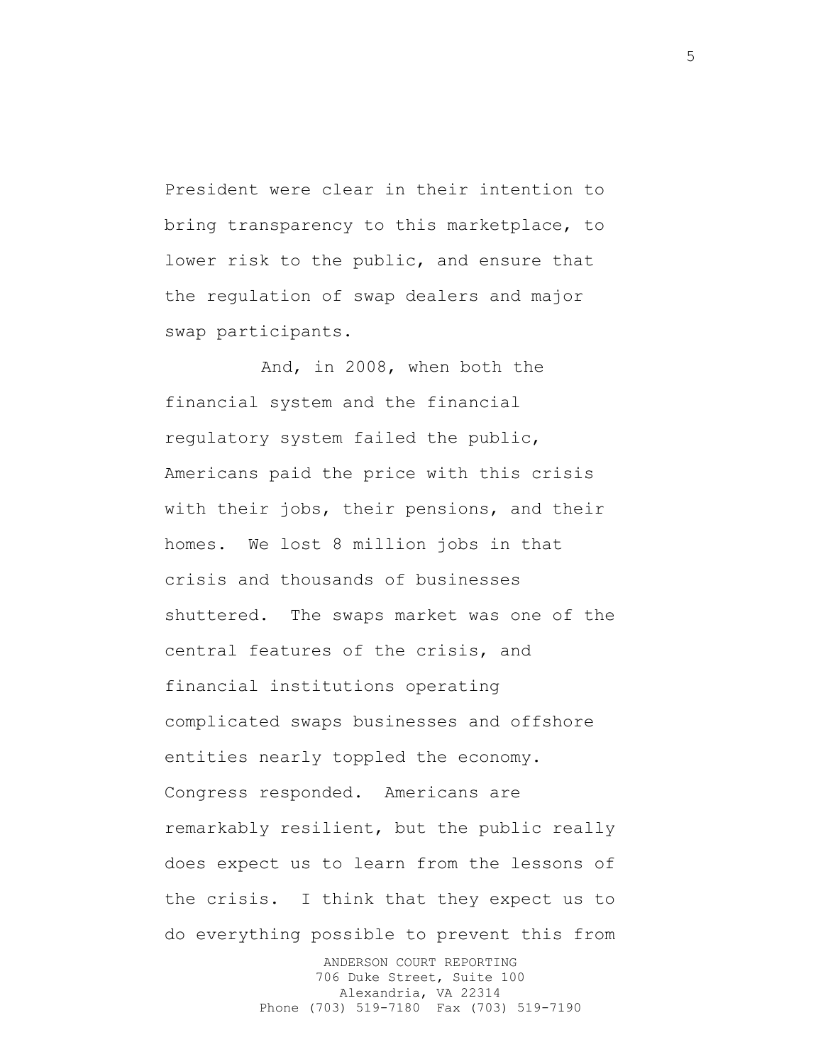President were clear in their intention to bring transparency to this marketplace, to lower risk to the public, and ensure that the regulation of swap dealers and major swap participants.

And, in 2008, when both the financial system and the financial regulatory system failed the public, Americans paid the price with this crisis with their jobs, their pensions, and their homes. We lost 8 million jobs in that crisis and thousands of businesses shuttered. The swaps market was one of the central features of the crisis, and financial institutions operating complicated swaps businesses and offshore entities nearly toppled the economy. Congress responded. Americans are remarkably resilient, but the public really does expect us to learn from the lessons of the crisis. I think that they expect us to do everything possible to prevent this from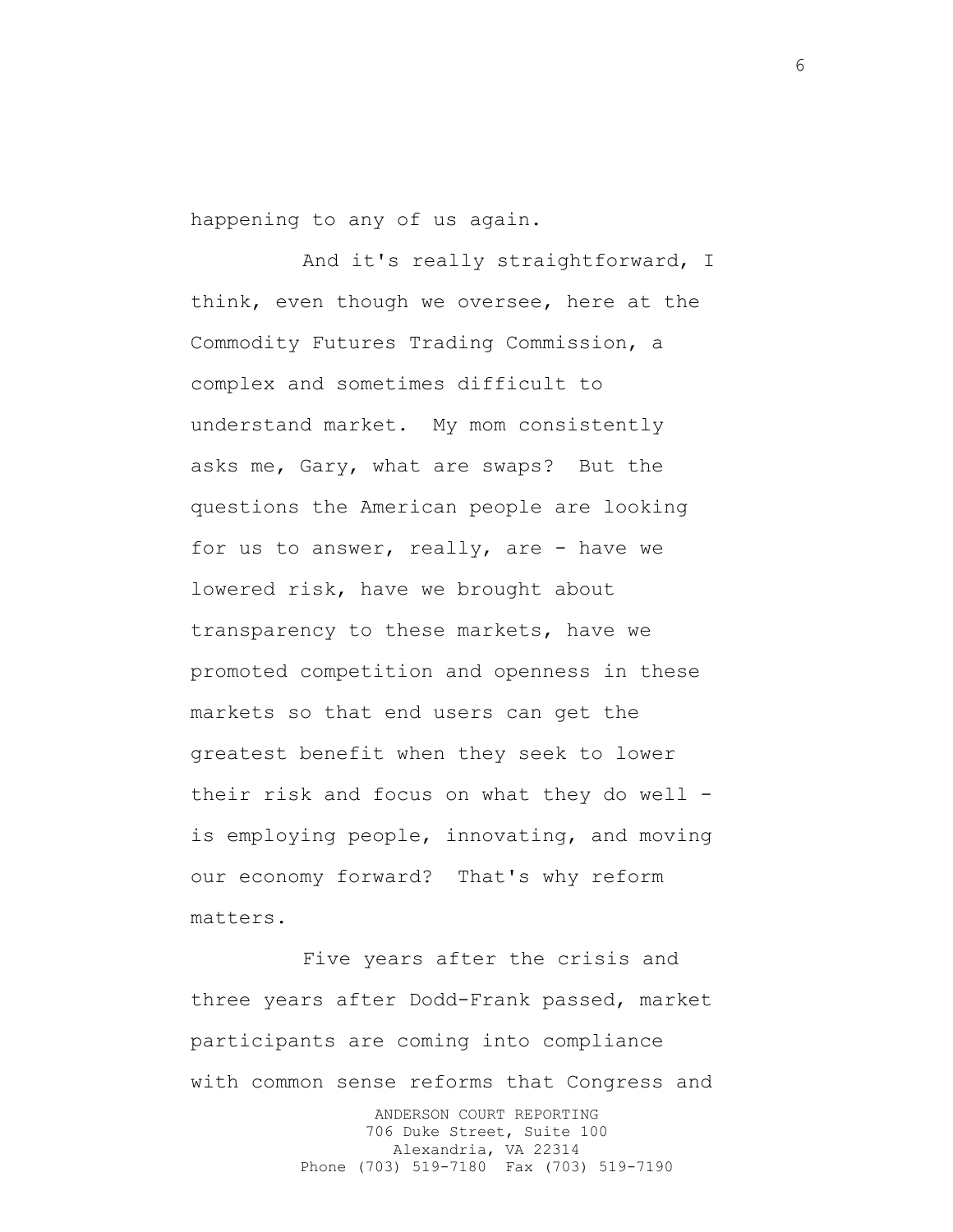happening to any of us again.

And it's really straightforward, I think, even though we oversee, here at the Commodity Futures Trading Commission, a complex and sometimes difficult to understand market. My mom consistently asks me, Gary, what are swaps? But the questions the American people are looking for us to answer, really, are - have we lowered risk, have we brought about transparency to these markets, have we promoted competition and openness in these markets so that end users can get the greatest benefit when they seek to lower their risk and focus on what they do well - is employing people, innovating, and moving our economy forward? That's why reform matters.

Five years after the crisis and three years after Dodd-Frank passed, market participants are coming into compliance with common sense reforms that Congress and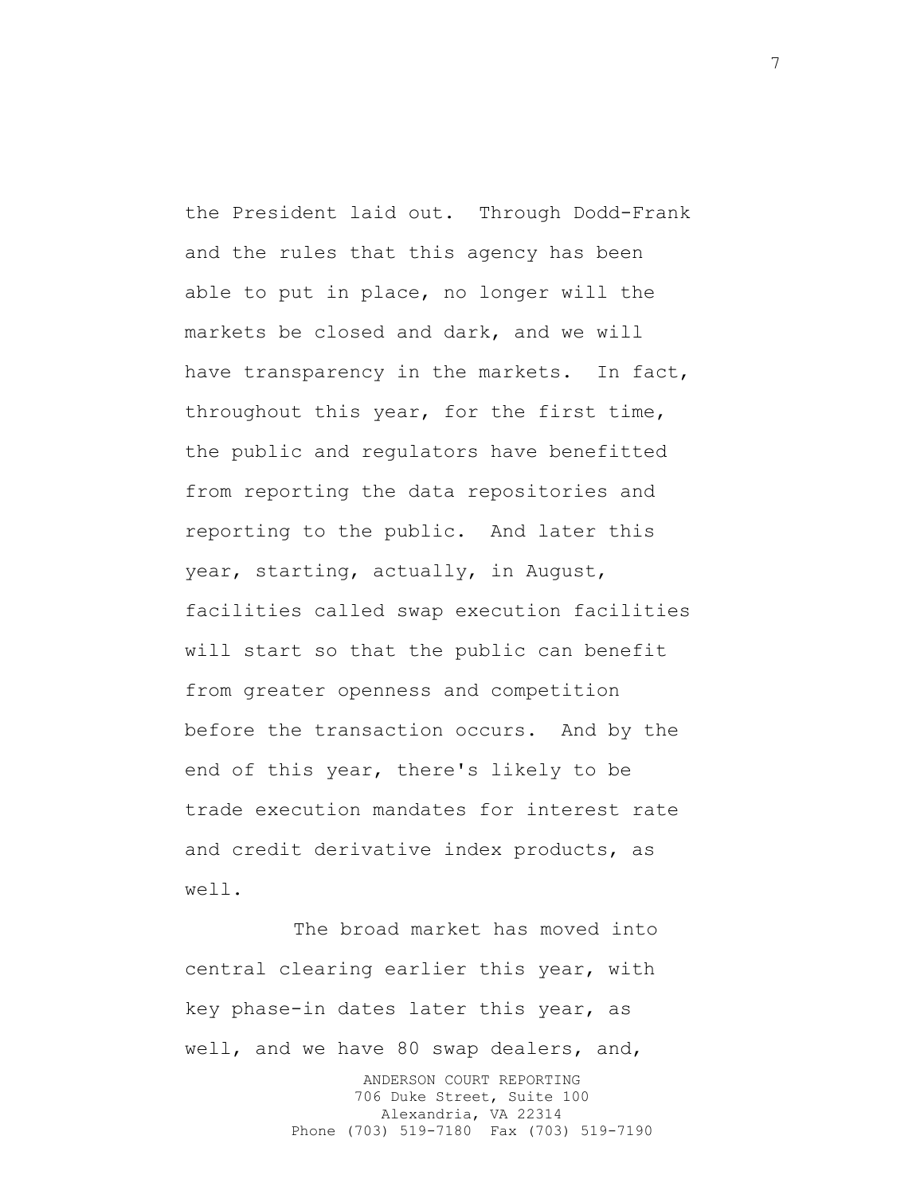the President laid out. Through Dodd-Frank and the rules that this agency has been able to put in place, no longer will the markets be closed and dark, and we will have transparency in the markets. In fact, throughout this year, for the first time, the public and regulators have benefitted from reporting the data repositories and reporting to the public. And later this year, starting, actually, in August, facilities called swap execution facilities will start so that the public can benefit from greater openness and competition before the transaction occurs. And by the end of this year, there's likely to be trade execution mandates for interest rate and credit derivative index products, as well.

The broad market has moved into central clearing earlier this year, with key phase-in dates later this year, as well, and we have 80 swap dealers, and,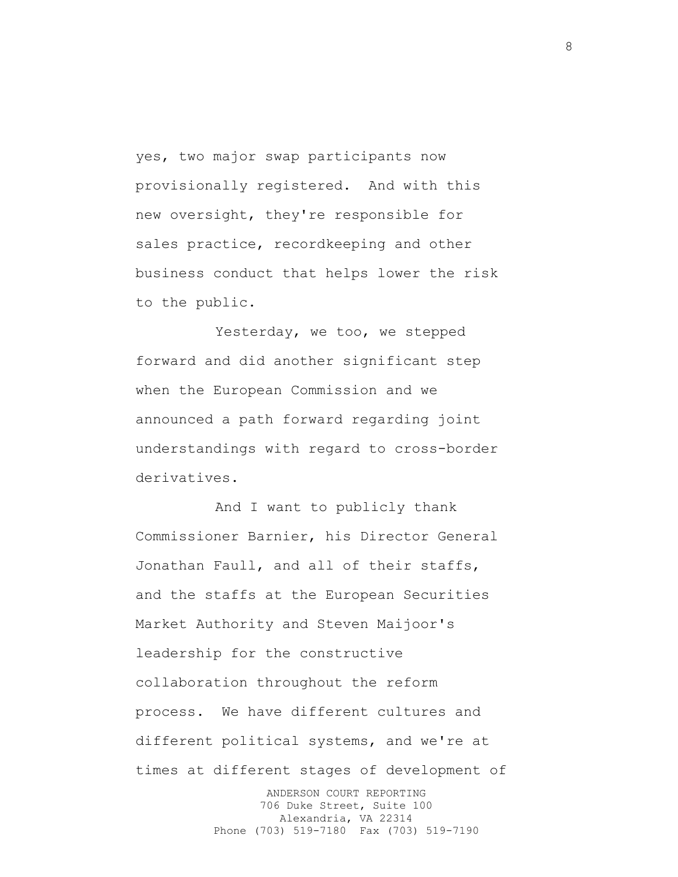yes, two major swap participants now provisionally registered. And with this new oversight, they're responsible for sales practice, recordkeeping and other business conduct that helps lower the risk to the public.

Yesterday, we too, we stepped forward and did another significant step when the European Commission and we announced a path forward regarding joint understandings with regard to cross-border derivatives.

And I want to publicly thank Commissioner Barnier, his Director General Jonathan Faull, and all of their staffs, and the staffs at the European Securities Market Authority and Steven Maijoor's leadership for the constructive collaboration throughout the reform process. We have different cultures and different political systems, and we're at times at different stages of development of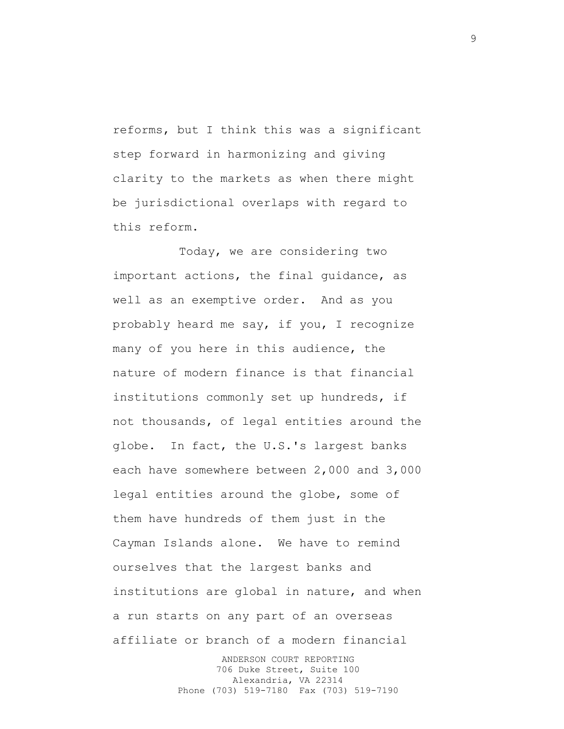reforms, but I think this was a significant step forward in harmonizing and giving clarity to the markets as when there might be jurisdictional overlaps with regard to this reform.

Today, we are considering two important actions, the final guidance, as well as an exemptive order. And as you probably heard me say, if you, I recognize many of you here in this audience, the nature of modern finance is that financial institutions commonly set up hundreds, if not thousands, of legal entities around the globe. In fact, the U.S.'s largest banks each have somewhere between 2,000 and 3,000 legal entities around the globe, some of them have hundreds of them just in the Cayman Islands alone. We have to remind ourselves that the largest banks and institutions are global in nature, and when a run starts on any part of an overseas affiliate or branch of a modern financial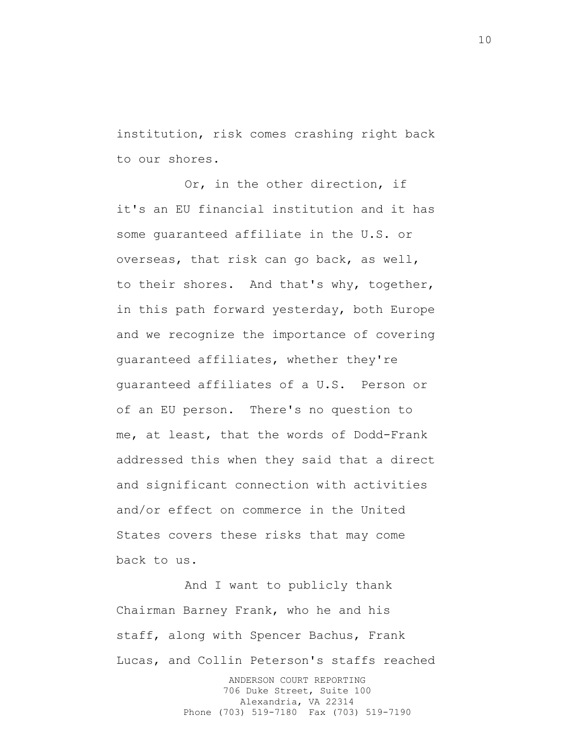institution, risk comes crashing right back to our shores.

Or, in the other direction, if it's an EU financial institution and it has some guaranteed affiliate in the U.S. or overseas, that risk can go back, as well, to their shores. And that's why, together, in this path forward yesterday, both Europe and we recognize the importance of covering guaranteed affiliates, whether they're guaranteed affiliates of a U.S. Person or of an EU person. There's no question to me, at least, that the words of Dodd-Frank addressed this when they said that a direct and significant connection with activities and/or effect on commerce in the United States covers these risks that may come back to us.

And I want to publicly thank Chairman Barney Frank, who he and his staff, along with Spencer Bachus, Frank Lucas, and Collin Peterson's staffs reached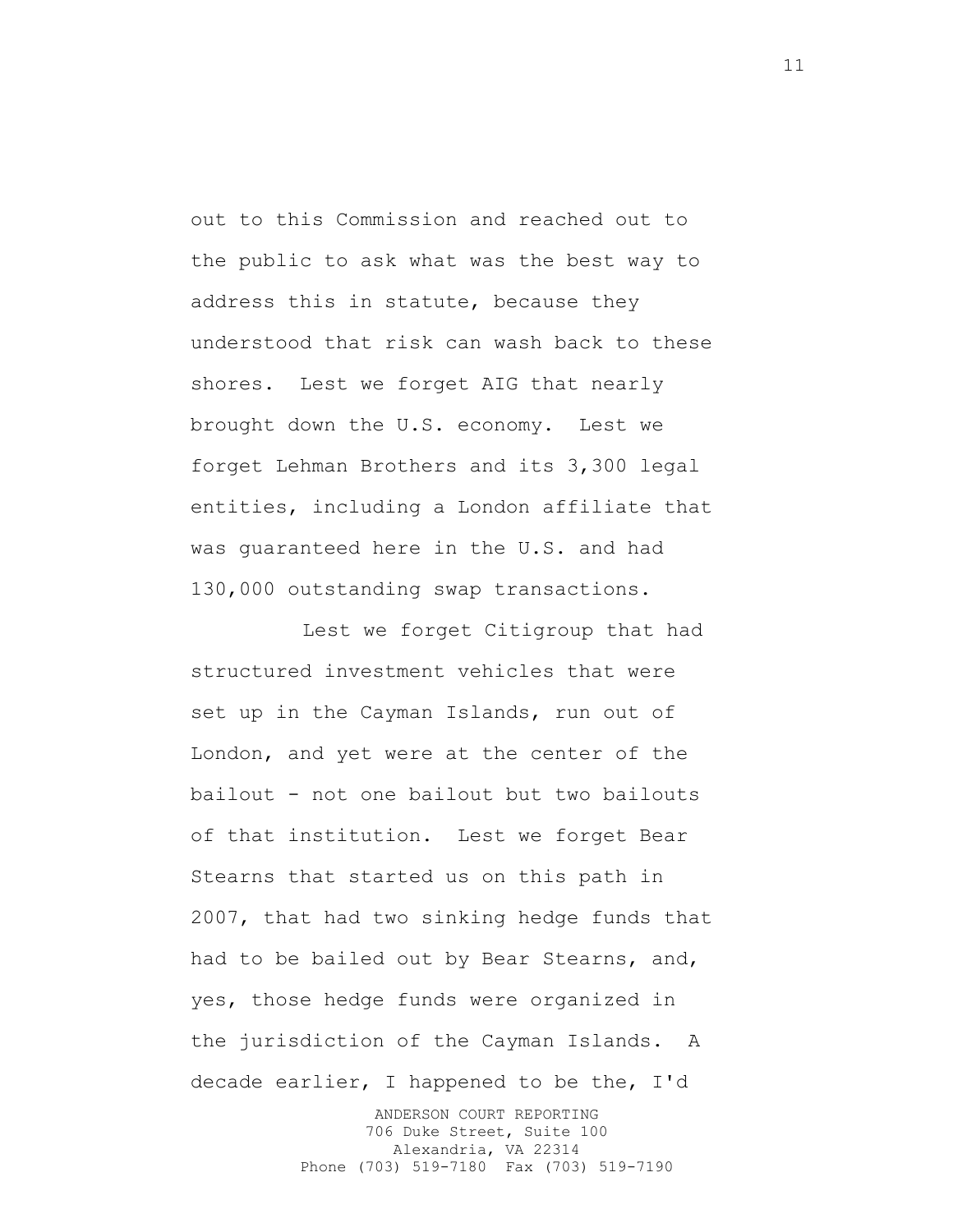out to this Commission and reached out to the public to ask what was the best way to address this in statute, because they understood that risk can wash back to these shores. Lest we forget AIG that nearly brought down the U.S. economy. Lest we forget Lehman Brothers and its 3,300 legal entities, including a London affiliate that was guaranteed here in the U.S. and had 130,000 outstanding swap transactions.

Lest we forget Citigroup that had structured investment vehicles that were set up in the Cayman Islands, run out of London, and yet were at the center of the bailout - not one bailout but two bailouts of that institution. Lest we forget Bear Stearns that started us on this path in 2007, that had two sinking hedge funds that had to be bailed out by Bear Stearns, and, yes, those hedge funds were organized in the jurisdiction of the Cayman Islands. A decade earlier, I happened to be the, I'd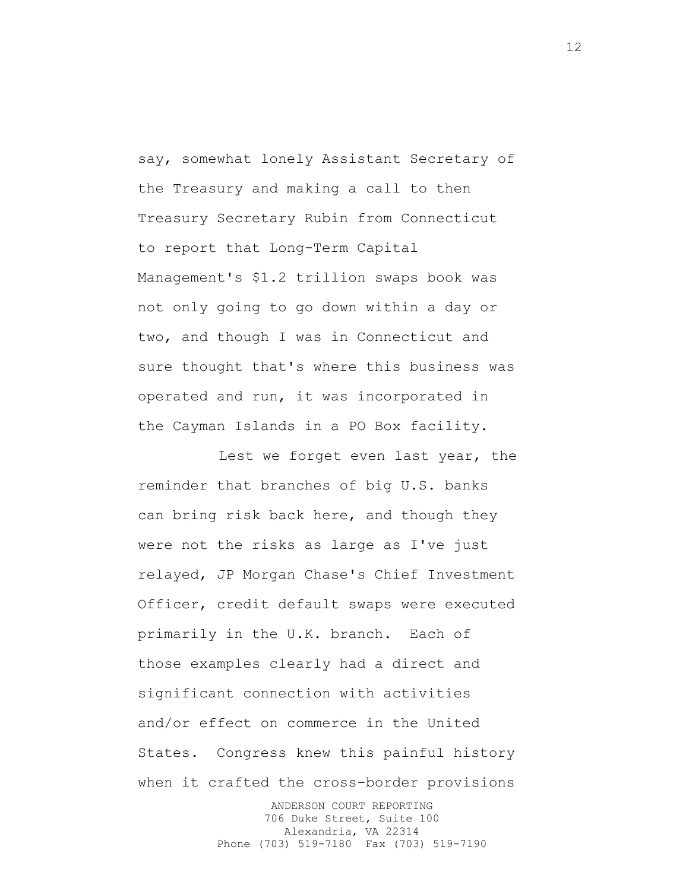say, somewhat lonely Assistant Secretary of the Treasury and making a call to then Treasury Secretary Rubin from Connecticut to report that Long-Term Capital Management's $1.2 trillion swaps book was not only going to go down within a day or two, and though I was in Connecticut and sure thought that's where this business was operated and run, it was incorporated in the Cayman Islands in a PO Box facility.

Lest we forget even last year, the reminder that branches of big U.S. banks can bring risk back here, and though they were not the risks as large as I've just relayed, JP Morgan Chase's Chief Investment Officer, credit default swaps were executed primarily in the U.K. branch. Each of those examples clearly had a direct and significant connection with activities and/or effect on commerce in the United States. Congress knew this painful history when it crafted the cross-border provisions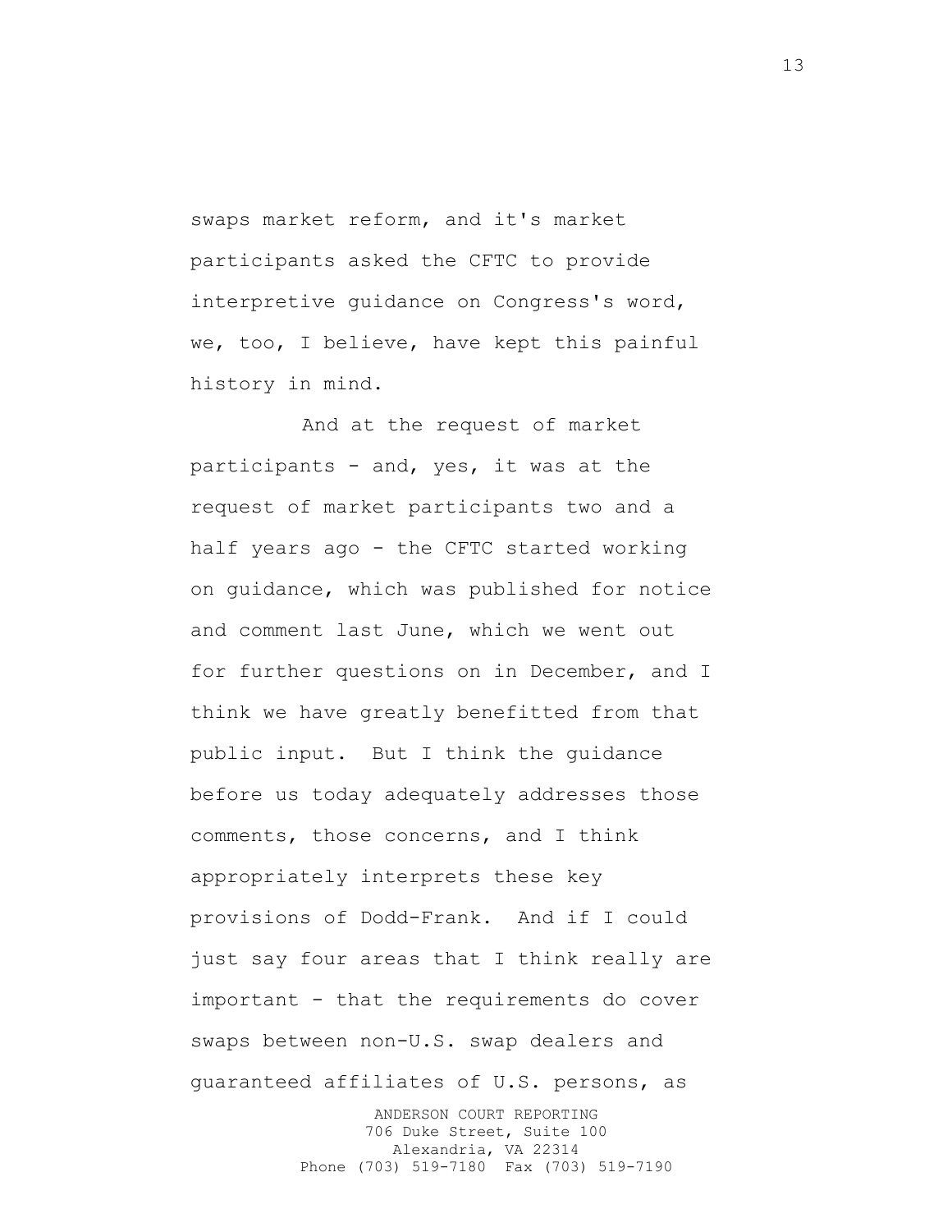swaps market reform, and it's market participants asked the CFTC to provide interpretive guidance on Congress's word, we, too, I believe, have kept this painful history in mind.

And at the request of market participants - and, yes, it was at the request of market participants two and a half years ago - the CFTC started working on guidance, which was published for notice and comment last June, which we went out for further questions on in December, and I think we have greatly benefitted from that public input. But I think the guidance before us today adequately addresses those comments, those concerns, and I think appropriately interprets these key provisions of Dodd-Frank. And if I could just say four areas that I think really are important - that the requirements do cover swaps between non-U.S. swap dealers and guaranteed affiliates of U.S. persons, as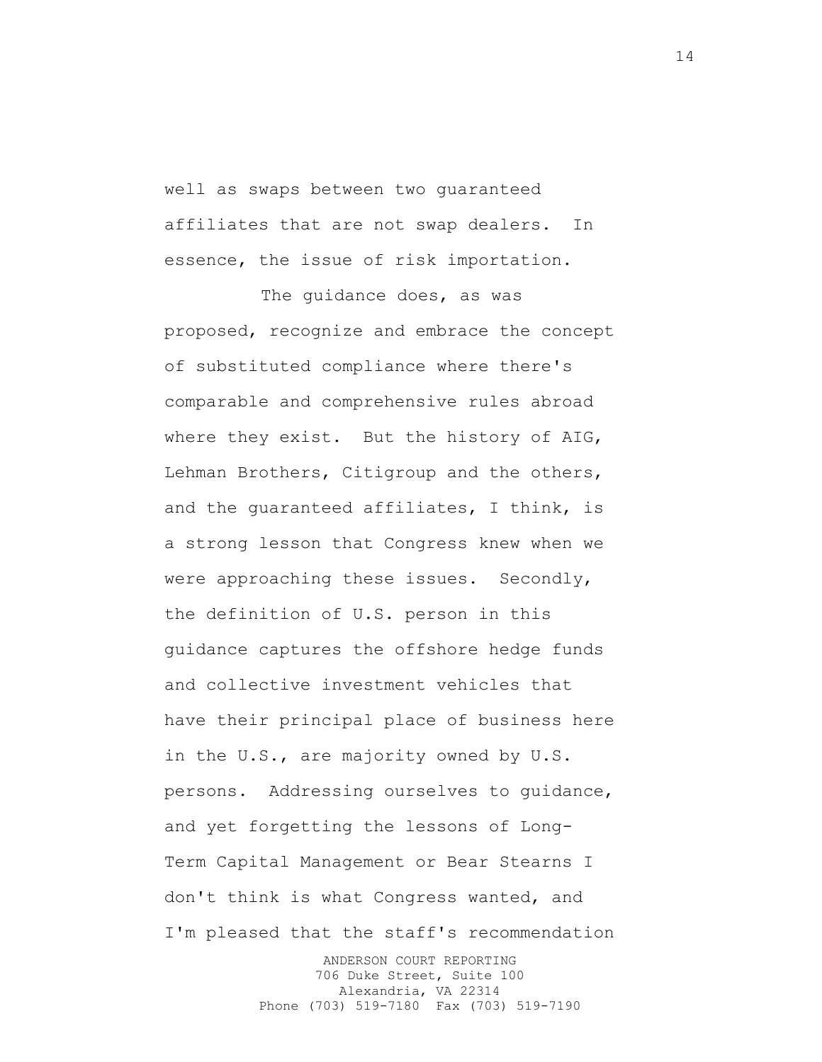well as swaps between two guaranteed affiliates that are not swap dealers. In essence, the issue of risk importation.

The guidance does, as was proposed, recognize and embrace the concept of substituted compliance where there's comparable and comprehensive rules abroad where they exist. But the history of AIG, Lehman Brothers, Citigroup and the others, and the guaranteed affiliates, I think, is a strong lesson that Congress knew when we were approaching these issues. Secondly, the definition of U.S. person in this guidance captures the offshore hedge funds and collective investment vehicles that have their principal place of business here in the U.S., are majority owned by U.S. persons. Addressing ourselves to guidance, and yet forgetting the lessons of Long-Term Capital Management or Bear Stearns I don't think is what Congress wanted, and I'm pleased that the staff's recommendation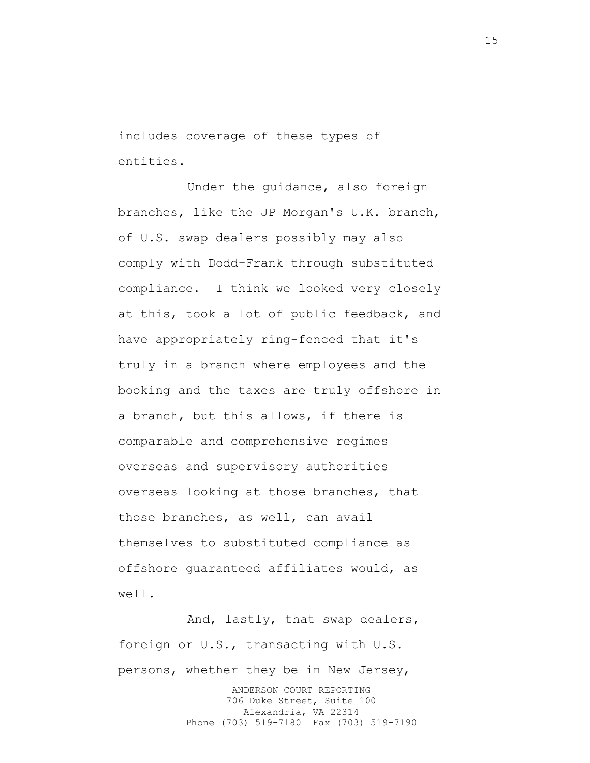includes coverage of these types of entities.

Under the guidance, also foreign branches, like the JP Morgan's U.K. branch, of U.S. swap dealers possibly may also comply with Dodd-Frank through substituted compliance. I think we looked very closely at this, took a lot of public feedback, and have appropriately ring-fenced that it's truly in a branch where employees and the booking and the taxes are truly offshore in a branch, but this allows, if there is comparable and comprehensive regimes overseas and supervisory authorities overseas looking at those branches, that those branches, as well, can avail themselves to substituted compliance as offshore guaranteed affiliates would, as well.

And, lastly, that swap dealers, foreign or U.S., transacting with U.S. persons, whether they be in New Jersey,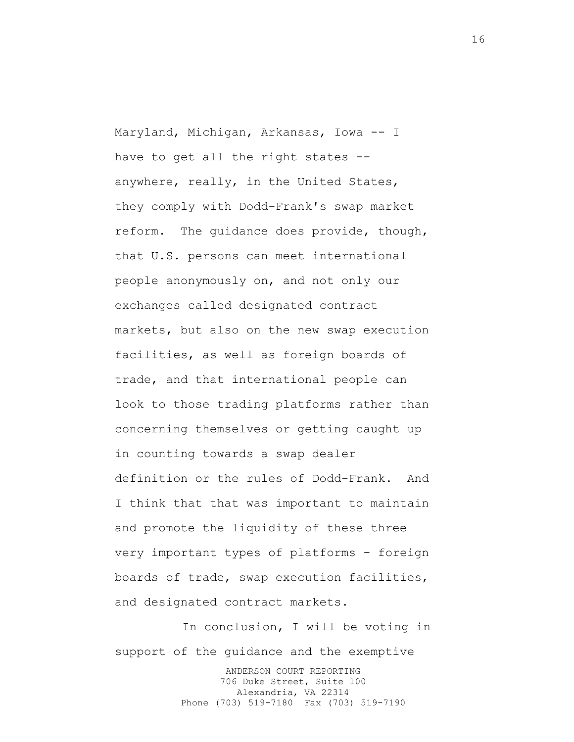Maryland, Michigan, Arkansas, Iowa -- I have to get all the right states -- anywhere, really, in the United States, they comply with Dodd-Frank's swap market reform. The guidance does provide, though, that U.S. persons can meet international people anonymously on, and not only our exchanges called designated contract markets, but also on the new swap execution facilities, as well as foreign boards of trade, and that international people can look to those trading platforms rather than concerning themselves or getting caught up in counting towards a swap dealer definition or the rules of Dodd-Frank. And I think that that was important to maintain and promote the liquidity of these three very important types of platforms - foreign boards of trade, swap execution facilities, and designated contract markets.

In conclusion, I will be voting in support of the guidance and the exemptive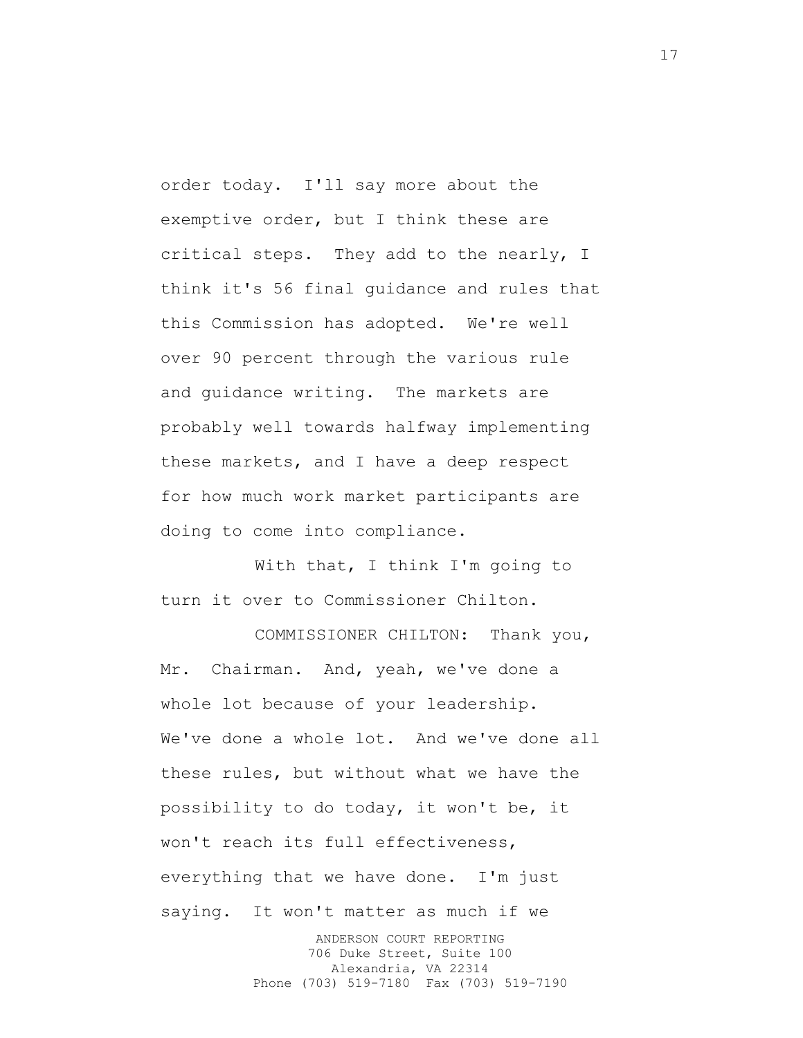order today. I'll say more about the exemptive order, but I think these are critical steps. They add to the nearly, I think it's 56 final guidance and rules that this Commission has adopted. We're well over 90 percent through the various rule and guidance writing. The markets are probably well towards halfway implementing these markets, and I have a deep respect for how much work market participants are doing to come into compliance.

With that, I think I'm going to turn it over to Commissioner Chilton.

COMMISSIONER CHILTON: Thank you, Mr. Chairman. And, yeah, we've done a whole lot because of your leadership. We've done a whole lot. And we've done all these rules, but without what we have the possibility to do today, it won't be, it won't reach its full effectiveness, everything that we have done. I'm just saying. It won't matter as much if we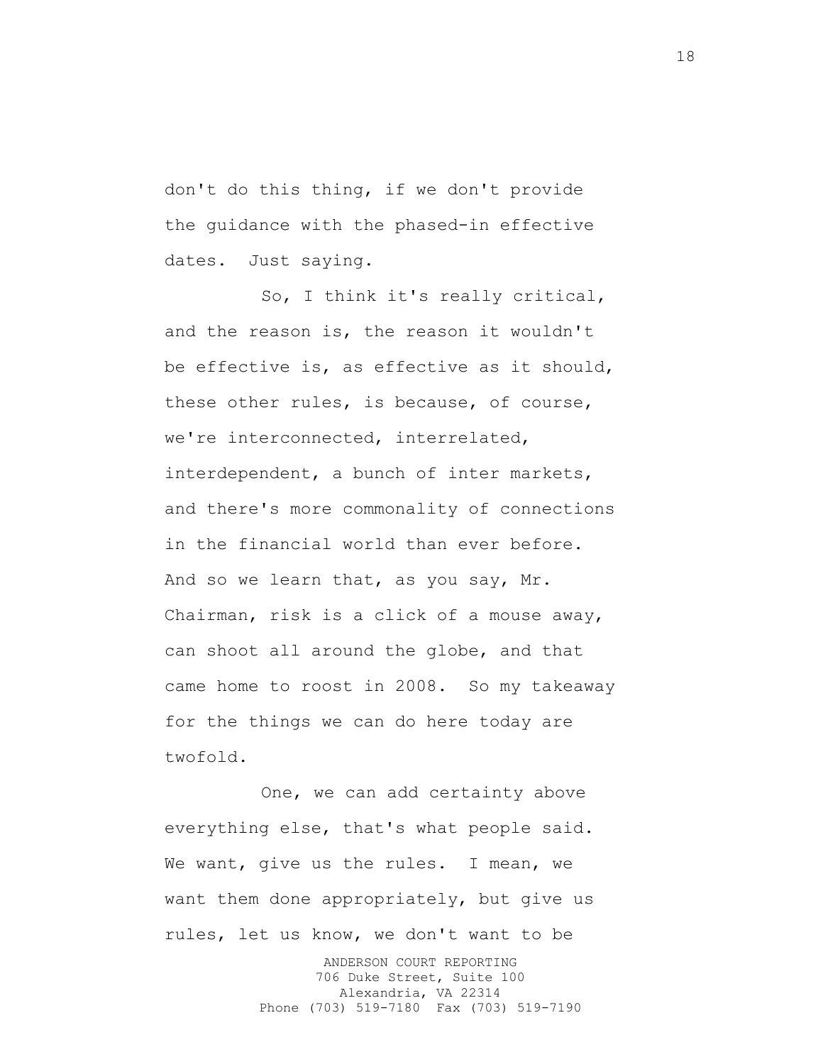don't do this thing, if we don't provide the guidance with the phased-in effective dates. Just saying.

So, I think it's really critical, and the reason is, the reason it wouldn't be effective is, as effective as it should, these other rules, is because, of course, we're interconnected, interrelated, interdependent, a bunch of inter markets, and there's more commonality of connections in the financial world than ever before. And so we learn that, as you say, Mr. Chairman, risk is a click of a mouse away, can shoot all around the globe, and that came home to roost in 2008. So my takeaway for the things we can do here today are twofold.

One, we can add certainty above everything else, that's what people said. We want, give us the rules. I mean, we want them done appropriately, but give us rules, let us know, we don't want to be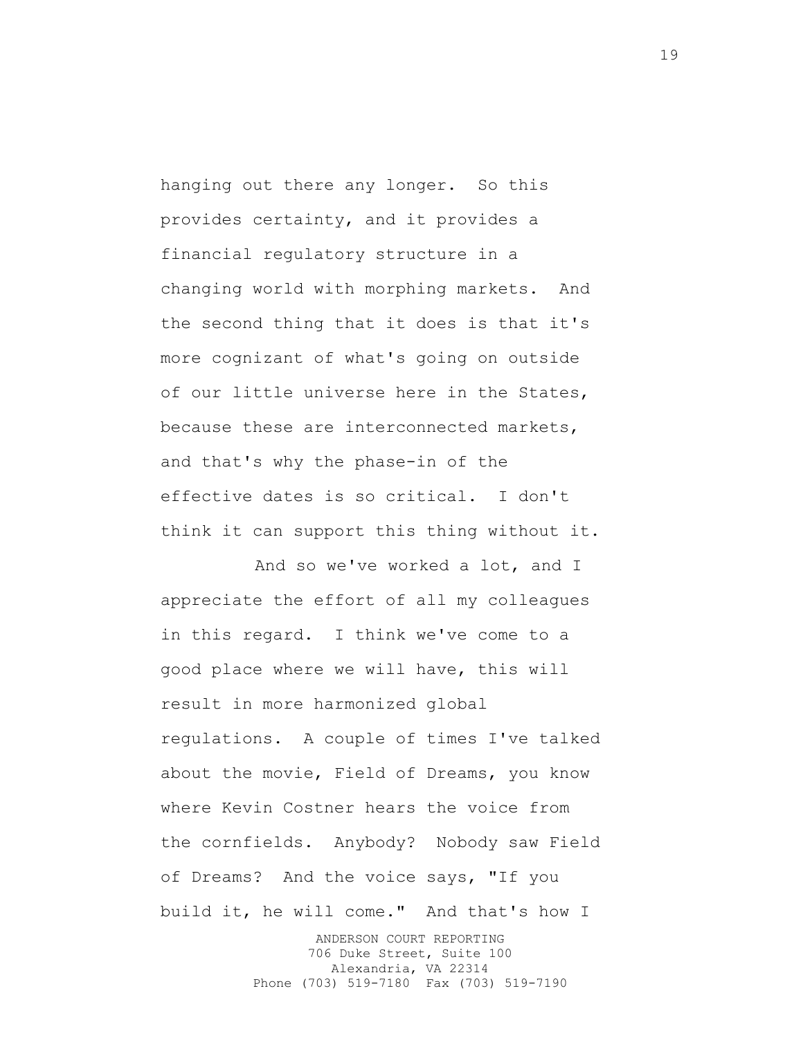hanging out there any longer. So this provides certainty, and it provides a financial regulatory structure in a changing world with morphing markets. And the second thing that it does is that it's more cognizant of what's going on outside of our little universe here in the States, because these are interconnected markets, and that's why the phase-in of the effective dates is so critical. I don't think it can support this thing without it.

And so we've worked a lot, and I appreciate the effort of all my colleagues in this regard. I think we've come to a good place where we will have, this will result in more harmonized global regulations. A couple of times I've talked about the movie, Field of Dreams, you know where Kevin Costner hears the voice from the cornfields. Anybody? Nobody saw Field of Dreams? And the voice says, "If you build it, he will come." And that's how I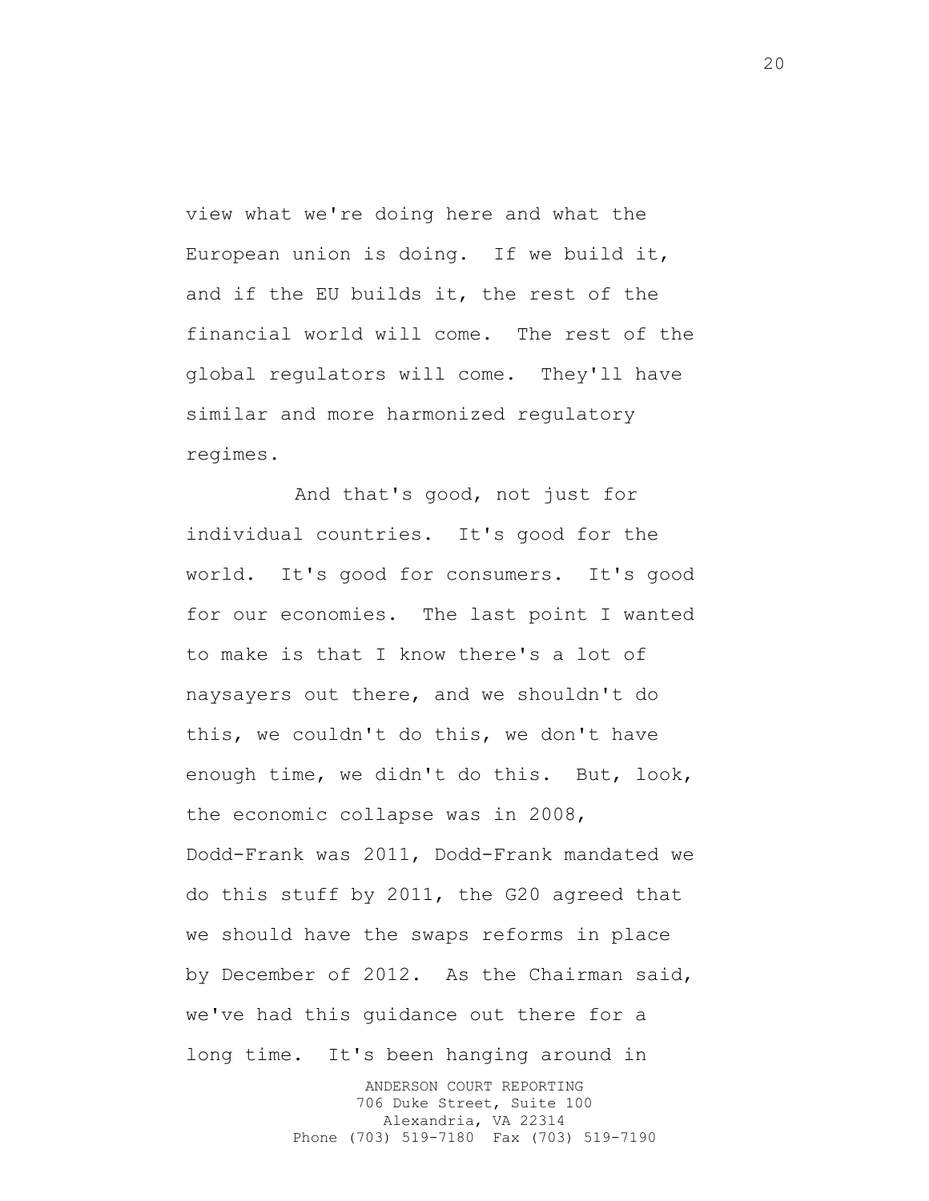view what we're doing here and what the European union is doing. If we build it, and if the EU builds it, the rest of the financial world will come. The rest of the global regulators will come. They'll have similar and more harmonized regulatory regimes.

And that's good, not just for individual countries. It's good for the world. It's good for consumers. It's good for our economies. The last point I wanted to make is that I know there's a lot of naysayers out there, and we shouldn't do this, we couldn't do this, we don't have enough time, we didn't do this. But, look, the economic collapse was in 2008, Dodd-Frank was 2011, Dodd-Frank mandated we do this stuff by 2011, the G20 agreed that we should have the swaps reforms in place by December of 2012. As the Chairman said, we've had this guidance out there for a long time. It's been hanging around in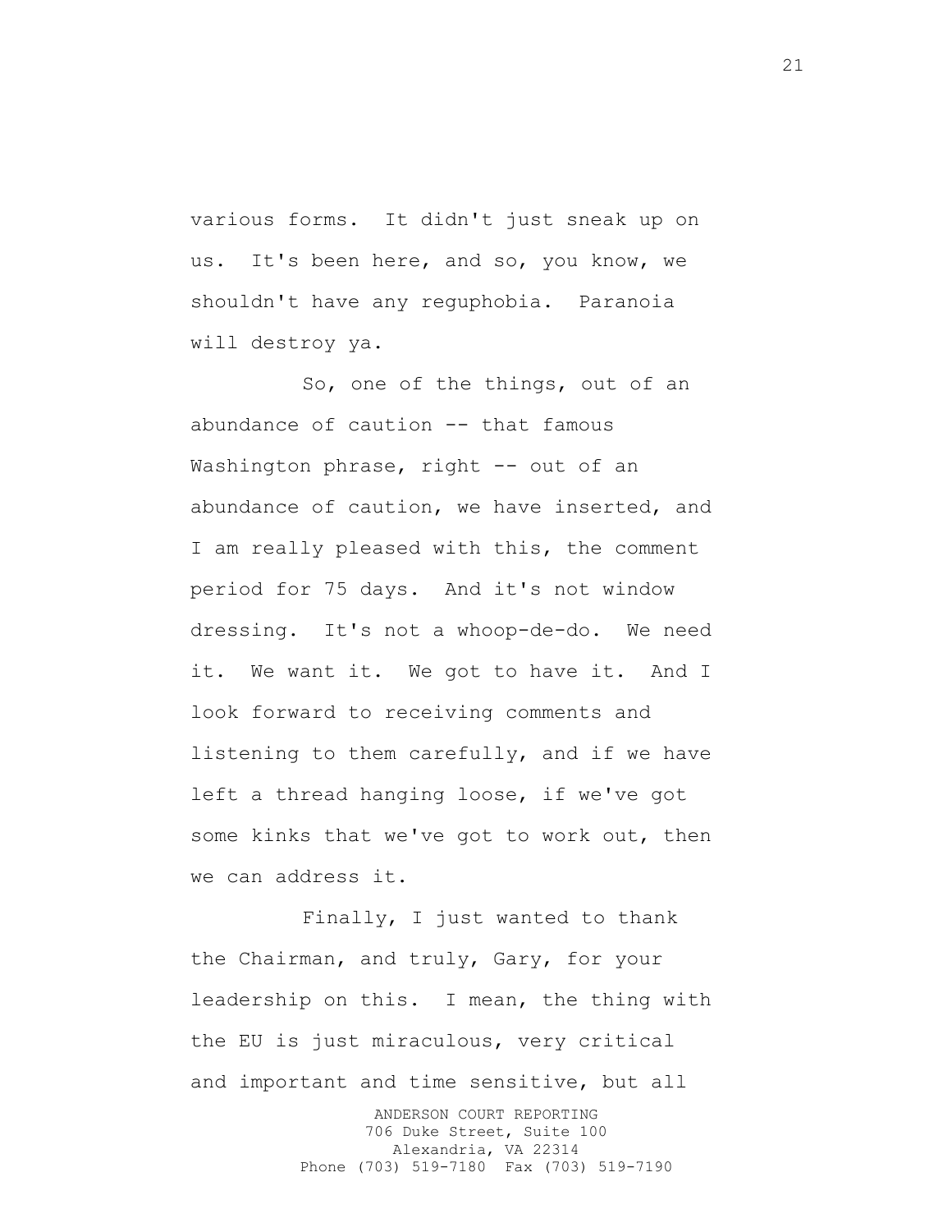various forms. It didn't just sneak up on us. It's been here, and so, you know, we shouldn't have any reguphobia. Paranoia will destroy ya.

So, one of the things, out of an abundance of caution -- that famous Washington phrase, right -- out of an abundance of caution, we have inserted, and I am really pleased with this, the comment period for 75 days. And it's not window dressing. It's not a whoop-de-do. We need it. We want it. We got to have it. And I look forward to receiving comments and listening to them carefully, and if we have left a thread hanging loose, if we've got some kinks that we've got to work out, then we can address it.

Finally, I just wanted to thank the Chairman, and truly, Gary, for your leadership on this. I mean, the thing with the EU is just miraculous, very critical and important and time sensitive, but all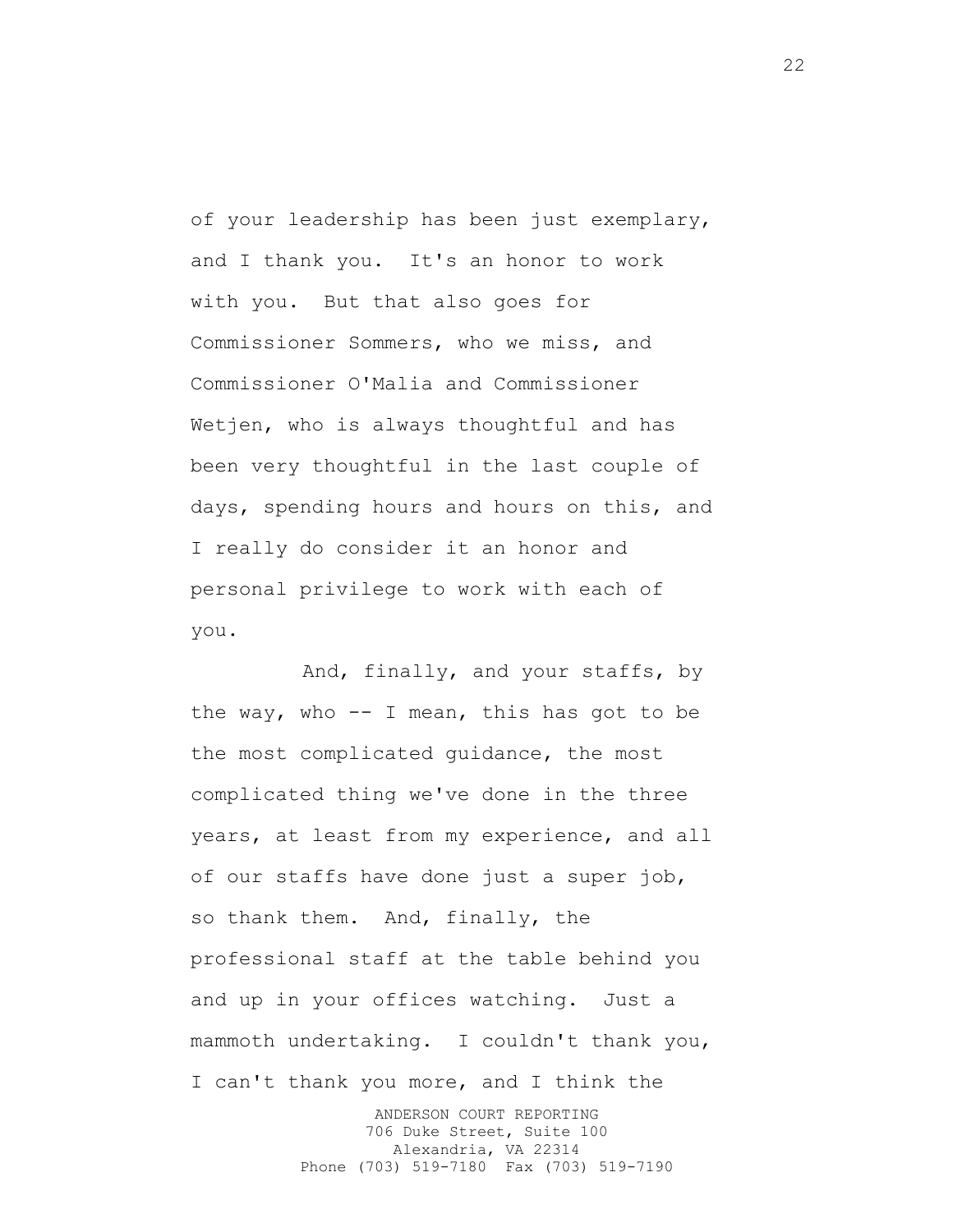of your leadership has been just exemplary, and I thank you. It's an honor to work with you. But that also goes for Commissioner Sommers, who we miss, and Commissioner O'Malia and Commissioner Wetjen, who is always thoughtful and has been very thoughtful in the last couple of days, spending hours and hours on this, and I really do consider it an honor and personal privilege to work with each of you.

And, finally, and your staffs, by the way, who -- I mean, this has got to be the most complicated guidance, the most complicated thing we've done in the three years, at least from my experience, and all of our staffs have done just a super job, so thank them. And, finally, the professional staff at the table behind you and up in your offices watching. Just a mammoth undertaking. I couldn't thank you, I can't thank you more, and I think the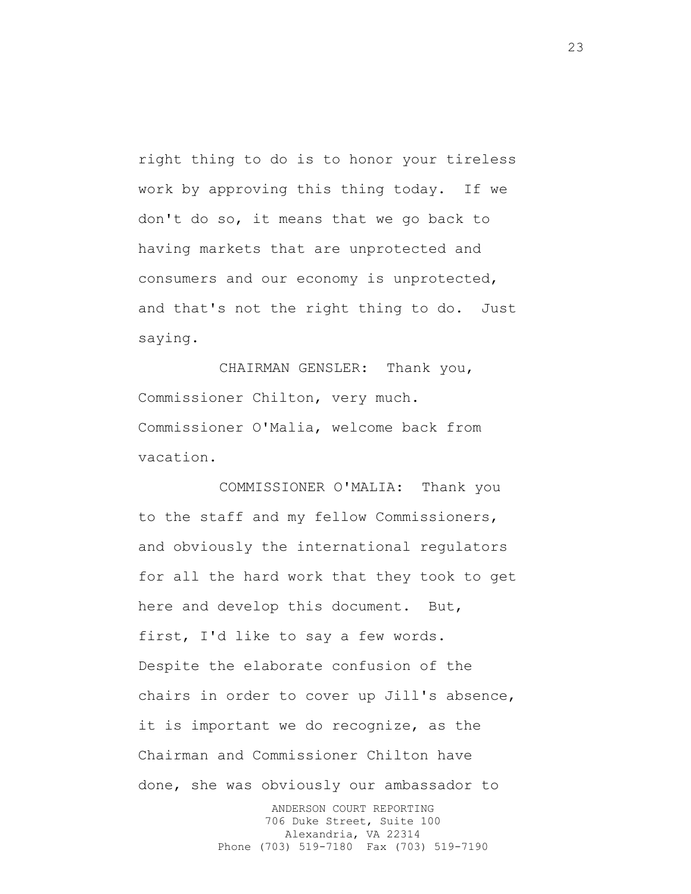right thing to do is to honor your tireless work by approving this thing today. If we don't do so, it means that we go back to having markets that are unprotected and consumers and our economy is unprotected, and that's not the right thing to do. Just saying.

CHAIRMAN GENSLER: Thank you, Commissioner Chilton, very much. Commissioner O'Malia, welcome back from vacation.

COMMISSIONER O'MALIA: Thank you to the staff and my fellow Commissioners, and obviously the international regulators for all the hard work that they took to get here and develop this document. But, first, I'd like to say a few words. Despite the elaborate confusion of the chairs in order to cover up Jill's absence, it is important we do recognize, as the Chairman and Commissioner Chilton have done, she was obviously our ambassador to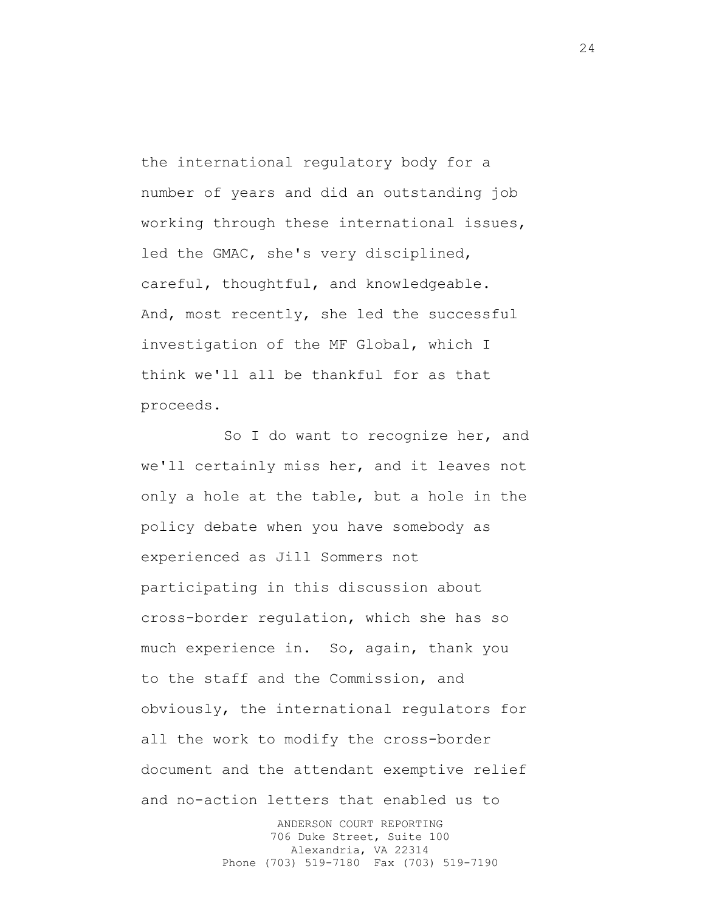the international regulatory body for a number of years and did an outstanding job working through these international issues, led the GMAC, she's very disciplined, careful, thoughtful, and knowledgeable. And, most recently, she led the successful investigation of the MF Global, which I think we'll all be thankful for as that proceeds.

So I do want to recognize her, and we'll certainly miss her, and it leaves not only a hole at the table, but a hole in the policy debate when you have somebody as experienced as Jill Sommers not participating in this discussion about cross-border regulation, which she has so much experience in. So, again, thank you to the staff and the Commission, and obviously, the international regulators for all the work to modify the cross-border document and the attendant exemptive relief and no-action letters that enabled us to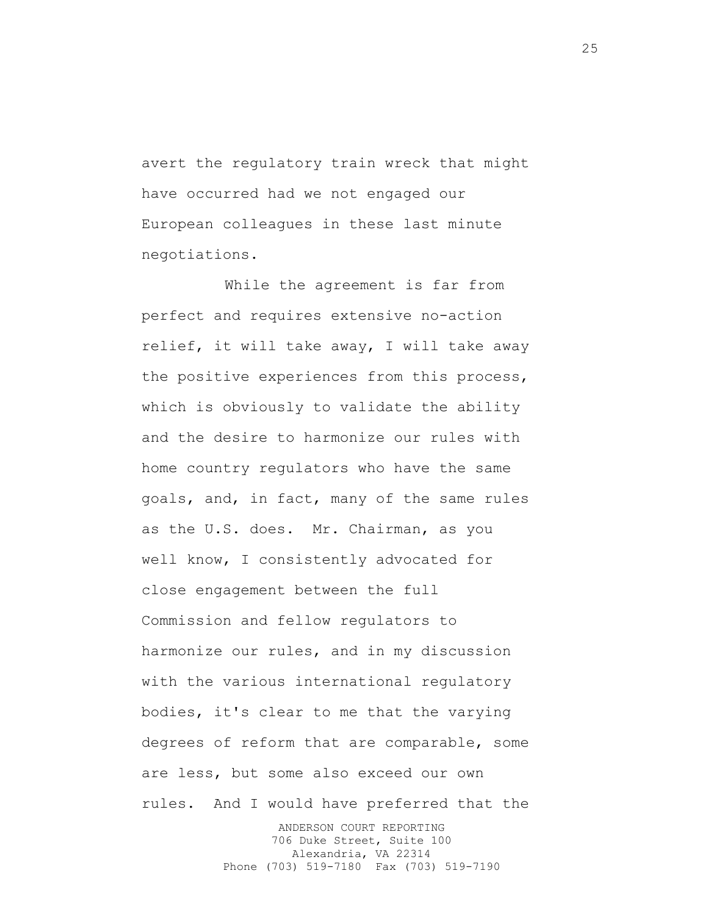avert the regulatory train wreck that might have occurred had we not engaged our European colleagues in these last minute negotiations.

While the agreement is far from perfect and requires extensive no-action relief, it will take away, I will take away the positive experiences from this process, which is obviously to validate the ability and the desire to harmonize our rules with home country regulators who have the same goals, and, in fact, many of the same rules as the U.S. does. Mr. Chairman, as you well know, I consistently advocated for close engagement between the full Commission and fellow regulators to harmonize our rules, and in my discussion with the various international regulatory bodies, it's clear to me that the varying degrees of reform that are comparable, some are less, but some also exceed our own rules. And I would have preferred that the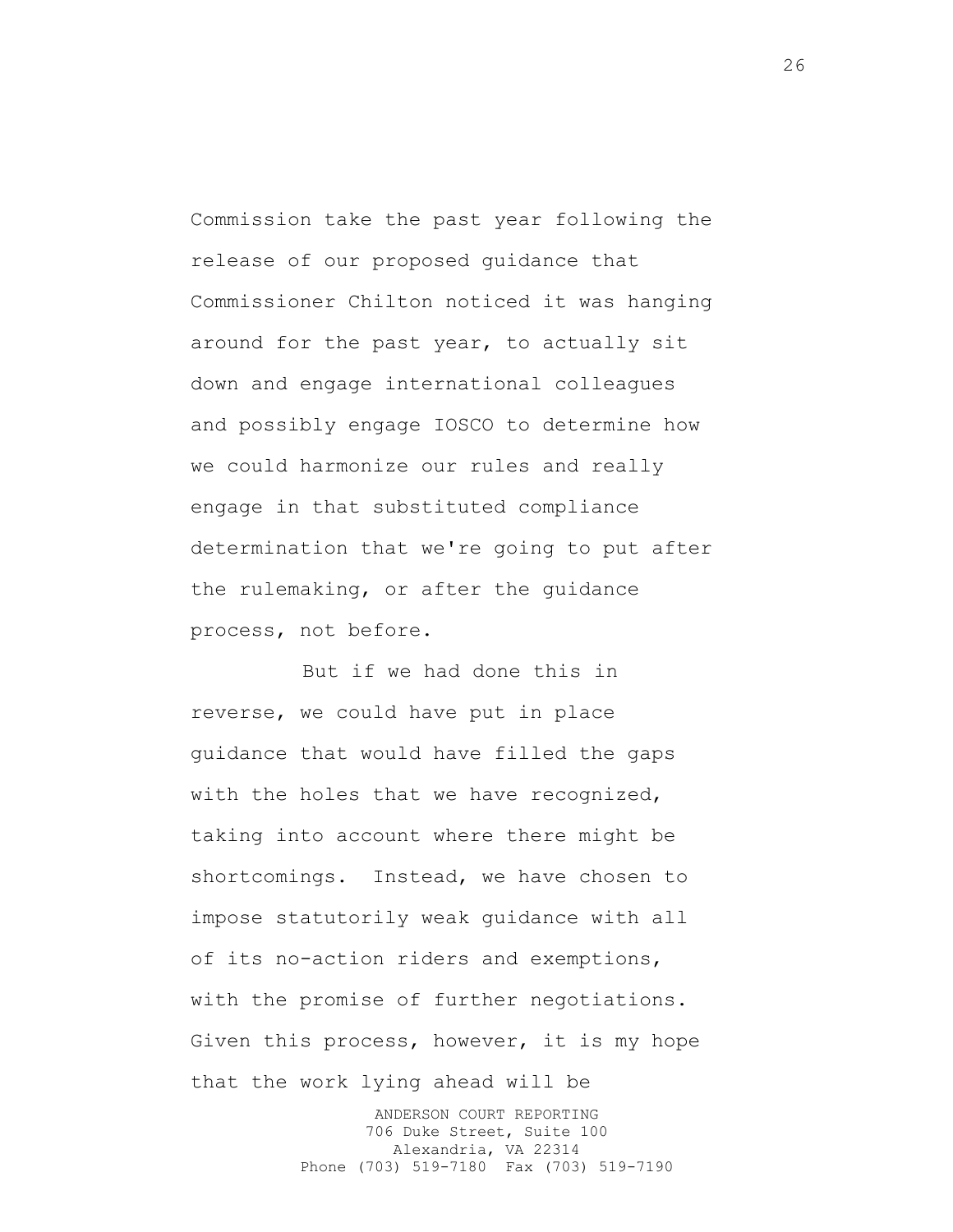Commission take the past year following the release of our proposed guidance that Commissioner Chilton noticed it was hanging around for the past year, to actually sit down and engage international colleagues and possibly engage IOSCO to determine how we could harmonize our rules and really engage in that substituted compliance determination that we're going to put after the rulemaking, or after the guidance process, not before.

But if we had done this in reverse, we could have put in place guidance that would have filled the gaps with the holes that we have recognized, taking into account where there might be shortcomings. Instead, we have chosen to impose statutorily weak guidance with all of its no-action riders and exemptions, with the promise of further negotiations. Given this process, however, it is my hope that the work lying ahead will be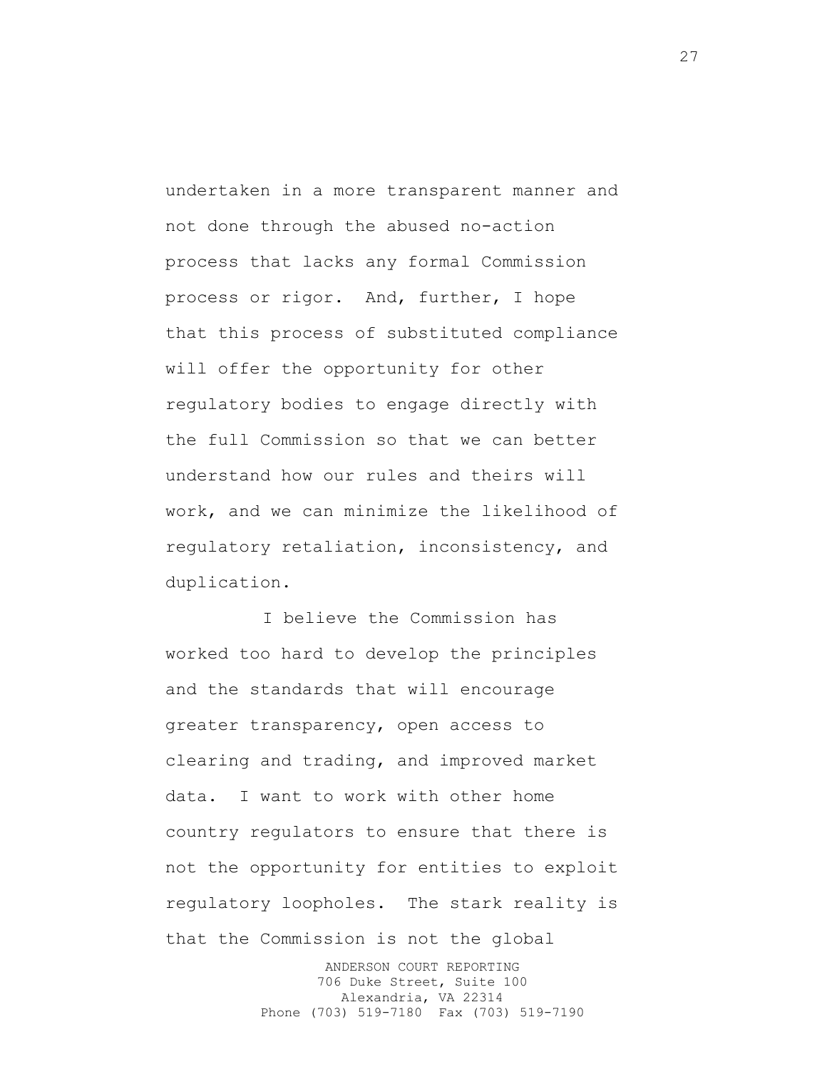undertaken in a more transparent manner and not done through the abused no-action process that lacks any formal Commission process or rigor. And, further, I hope that this process of substituted compliance will offer the opportunity for other regulatory bodies to engage directly with the full Commission so that we can better understand how our rules and theirs will work, and we can minimize the likelihood of regulatory retaliation, inconsistency, and duplication.

I believe the Commission has worked too hard to develop the principles and the standards that will encourage greater transparency, open access to clearing and trading, and improved market data. I want to work with other home country regulators to ensure that there is not the opportunity for entities to exploit regulatory loopholes. The stark reality is that the Commission is not the global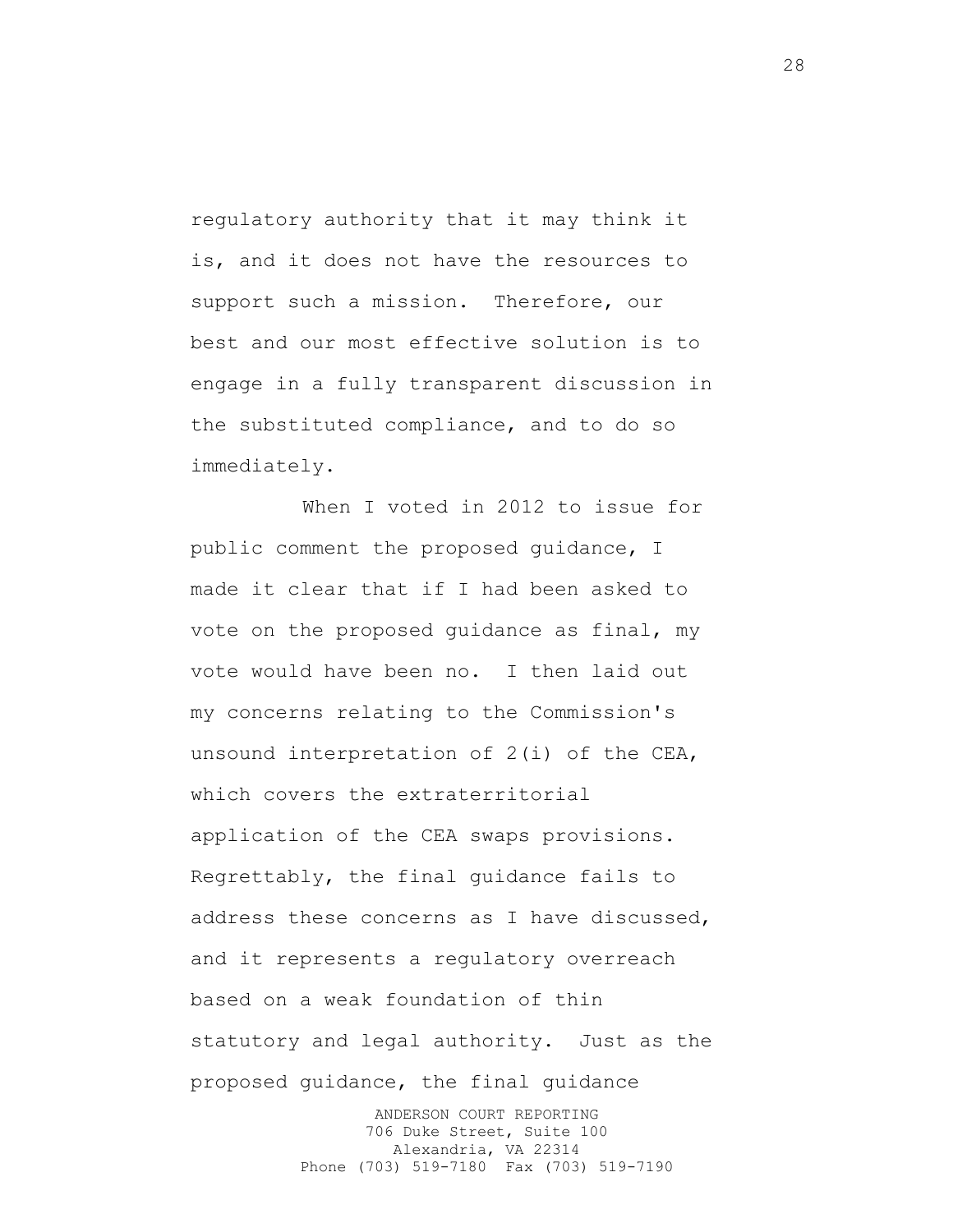regulatory authority that it may think it is, and it does not have the resources to support such a mission. Therefore, our best and our most effective solution is to engage in a fully transparent discussion in the substituted compliance, and to do so immediately.

When I voted in 2012 to issue for public comment the proposed guidance, I made it clear that if I had been asked to vote on the proposed guidance as final, my vote would have been no. I then laid out my concerns relating to the Commission's unsound interpretation of 2(i) of the CEA, which covers the extraterritorial application of the CEA swaps provisions. Regrettably, the final guidance fails to address these concerns as I have discussed, and it represents a regulatory overreach based on a weak foundation of thin statutory and legal authority. Just as the proposed guidance, the final guidance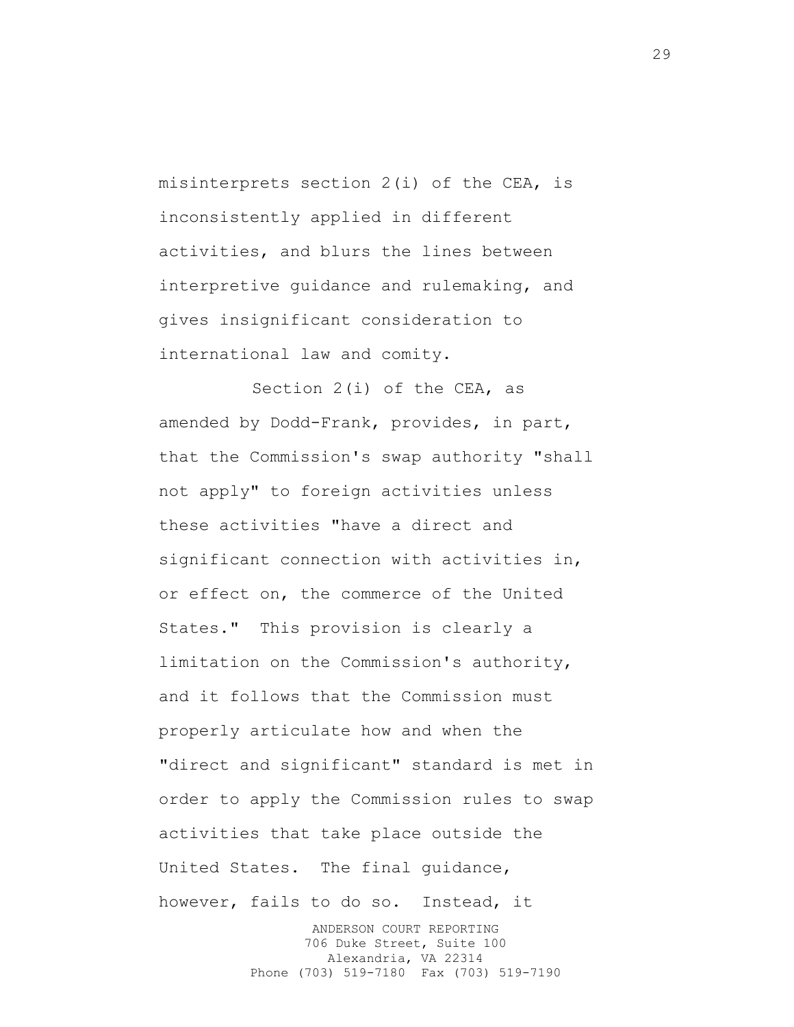misinterprets section 2(i) of the CEA, is inconsistently applied in different activities, and blurs the lines between interpretive guidance and rulemaking, and gives insignificant consideration to international law and comity.

Section 2(i) of the CEA, as amended by Dodd-Frank, provides, in part, that the Commission's swap authority "shall not apply" to foreign activities unless these activities "have a direct and significant connection with activities in, or effect on, the commerce of the United States." This provision is clearly a limitation on the Commission's authority, and it follows that the Commission must properly articulate how and when the "direct and significant" standard is met in order to apply the Commission rules to swap activities that take place outside the United States. The final guidance, however, fails to do so. Instead, it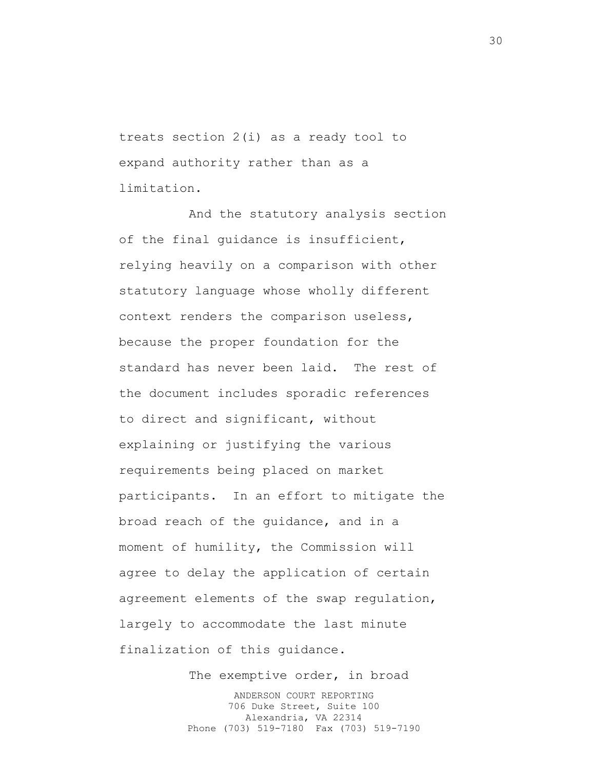treats section 2(i) as a ready tool to expand authority rather than as a limitation.

And the statutory analysis section of the final guidance is insufficient, relying heavily on a comparison with other statutory language whose wholly different context renders the comparison useless, because the proper foundation for the standard has never been laid. The rest of the document includes sporadic references to direct and significant, without explaining or justifying the various requirements being placed on market participants. In an effort to mitigate the broad reach of the guidance, and in a moment of humility, the Commission will agree to delay the application of certain agreement elements of the swap regulation, largely to accommodate the last minute finalization of this guidance.

The exemptive order, in broad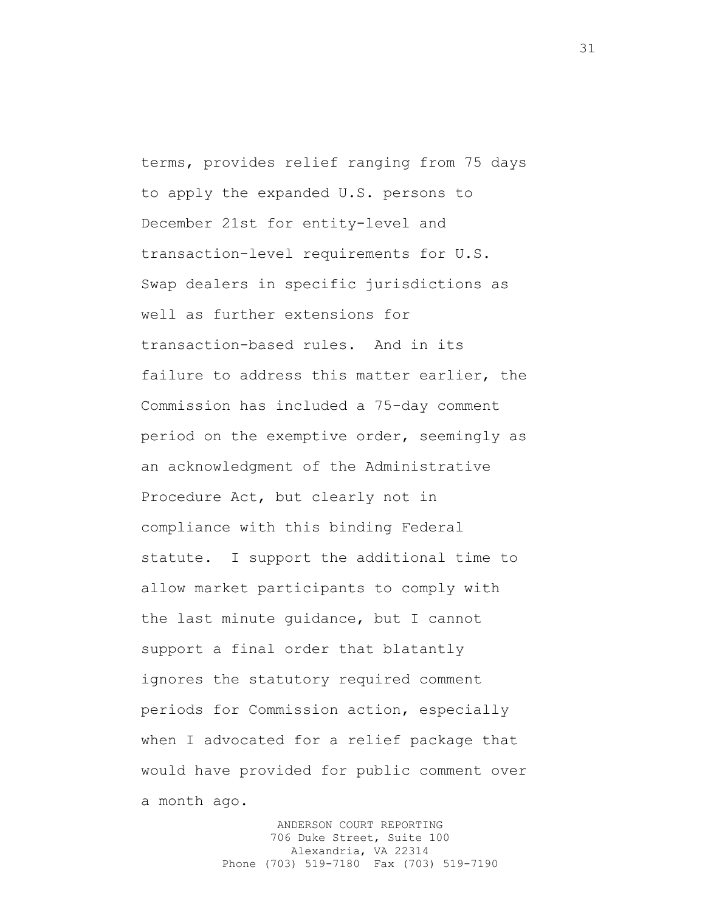terms, provides relief ranging from 75 days to apply the expanded U.S. persons to December 21st for entity-level and transaction-level requirements for U.S. Swap dealers in specific jurisdictions as well as further extensions for transaction-based rules. And in its failure to address this matter earlier, the Commission has included a 75-day comment period on the exemptive order, seemingly as an acknowledgment of the Administrative Procedure Act, but clearly not in compliance with this binding Federal statute. I support the additional time to allow market participants to comply with the last minute guidance, but I cannot support a final order that blatantly ignores the statutory required comment periods for Commission action, especially when I advocated for a relief package that would have provided for public comment over a month ago.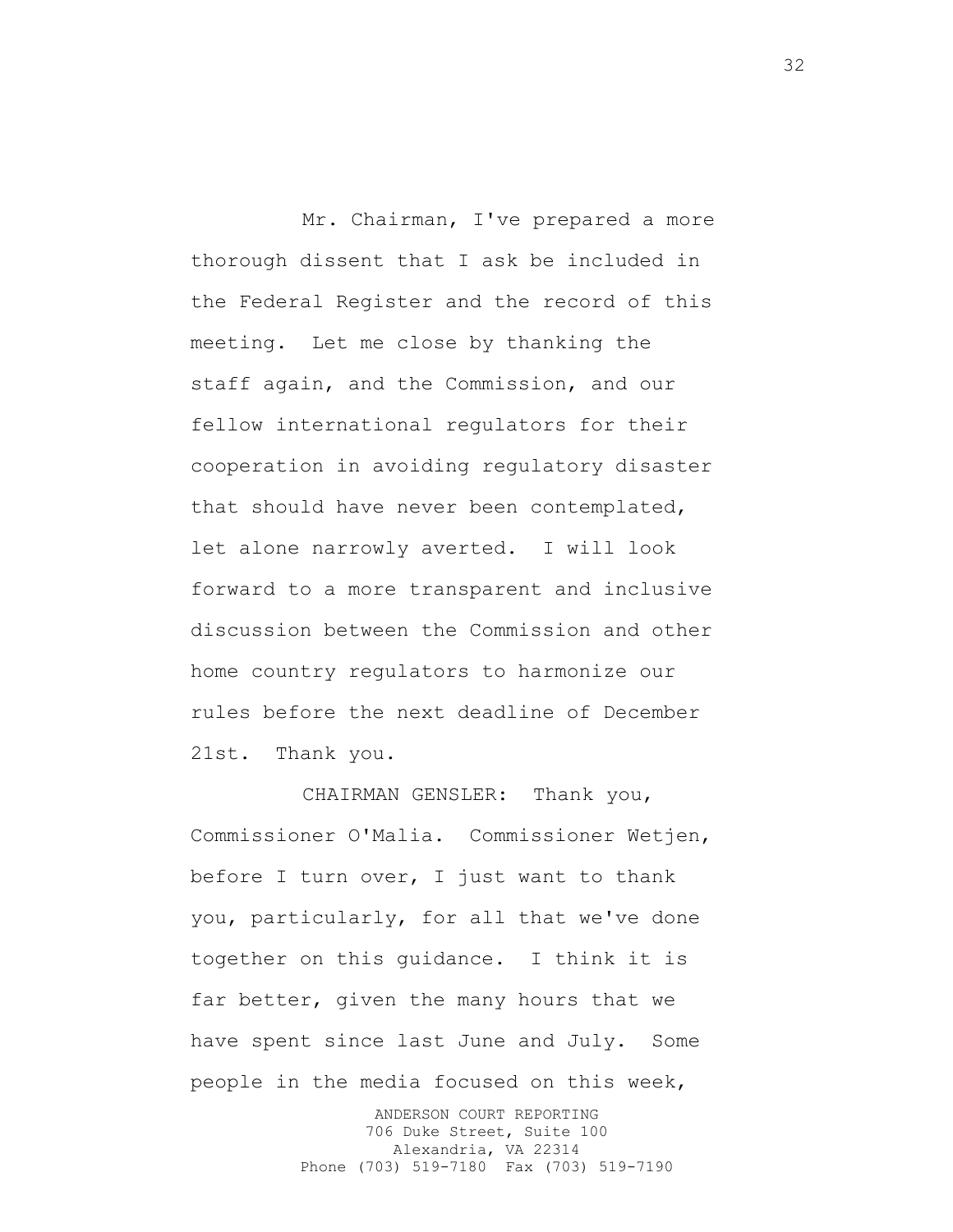Mr. Chairman, I've prepared a more thorough dissent that I ask be included in the Federal Register and the record of this meeting. Let me close by thanking the staff again, and the Commission, and our fellow international regulators for their cooperation in avoiding regulatory disaster that should have never been contemplated, let alone narrowly averted. I will look forward to a more transparent and inclusive discussion between the Commission and other home country regulators to harmonize our rules before the next deadline of December 21st. Thank you.

CHAIRMAN GENSLER: Thank you, Commissioner O'Malia. Commissioner Wetjen, before I turn over, I just want to thank you, particularly, for all that we've done together on this guidance. I think it is far better, given the many hours that we have spent since last June and July. Some people in the media focused on this week,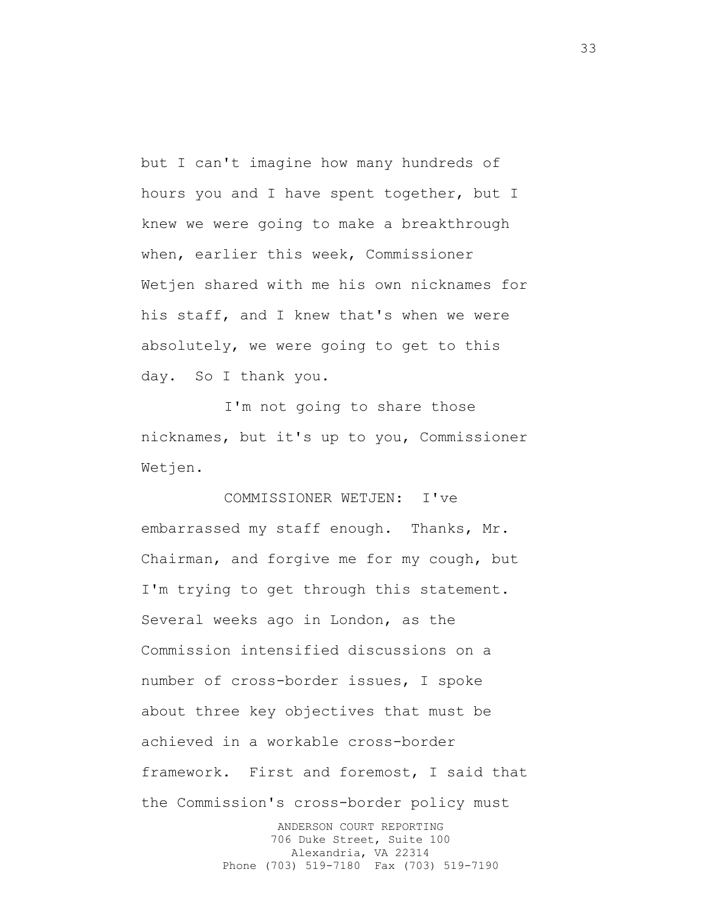but I can't imagine how many hundreds of hours you and I have spent together, but I knew we were going to make a breakthrough when, earlier this week, Commissioner Wetjen shared with me his own nicknames for his staff, and I knew that's when we were absolutely, we were going to get to this day. So I thank you.

I'm not going to share those nicknames, but it's up to you, Commissioner Wetjen.

COMMISSIONER WETJEN: I've embarrassed my staff enough. Thanks, Mr. Chairman, and forgive me for my cough, but I'm trying to get through this statement. Several weeks ago in London, as the Commission intensified discussions on a number of cross-border issues, I spoke about three key objectives that must be achieved in a workable cross-border framework. First and foremost, I said that the Commission's cross-border policy must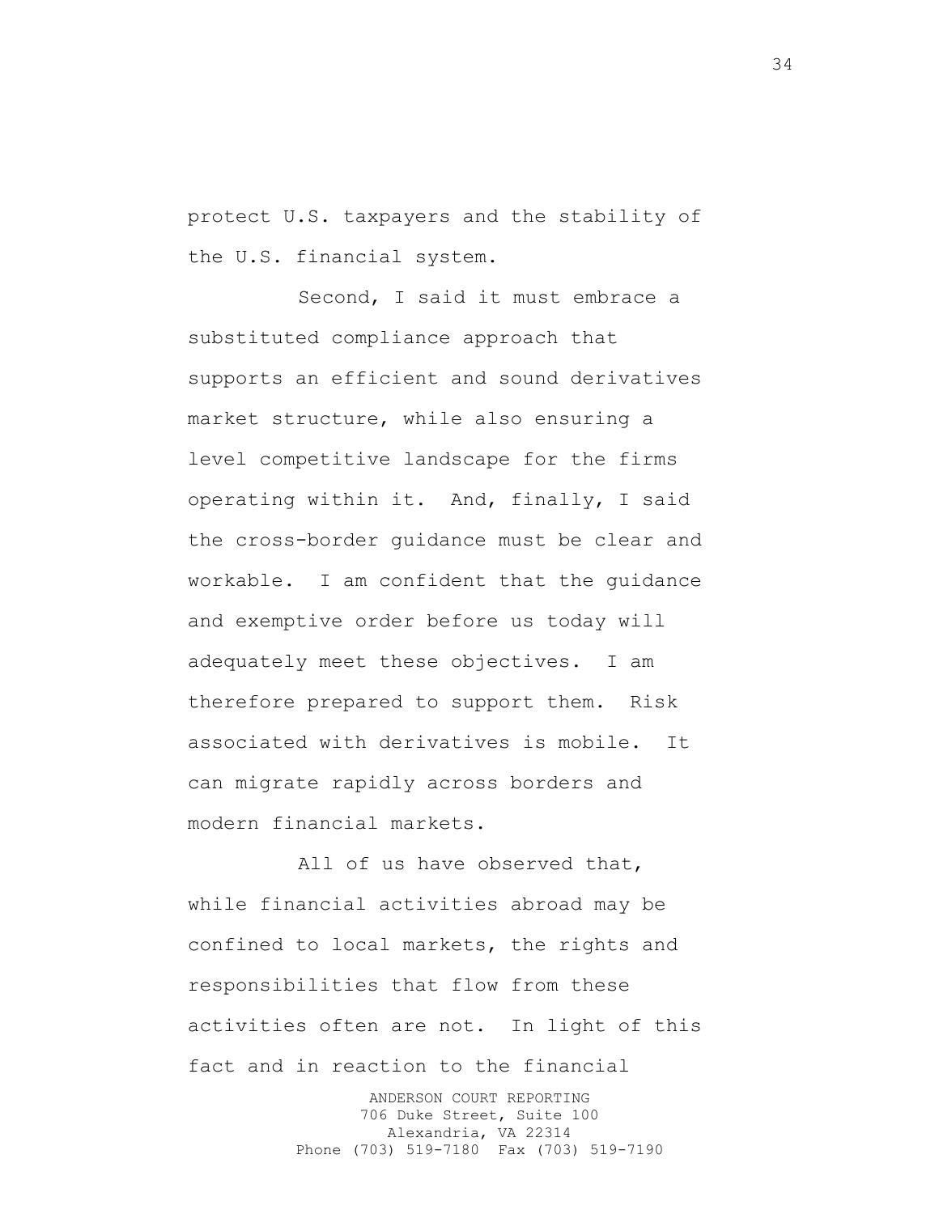protect U.S. taxpayers and the stability of the U.S. financial system.

Second, I said it must embrace a substituted compliance approach that supports an efficient and sound derivatives market structure, while also ensuring a level competitive landscape for the firms operating within it. And, finally, I said the cross-border guidance must be clear and workable. I am confident that the guidance and exemptive order before us today will adequately meet these objectives. I am therefore prepared to support them. Risk associated with derivatives is mobile. It can migrate rapidly across borders and modern financial markets.

All of us have observed that, while financial activities abroad may be confined to local markets, the rights and responsibilities that flow from these activities often are not. In light of this fact and in reaction to the financial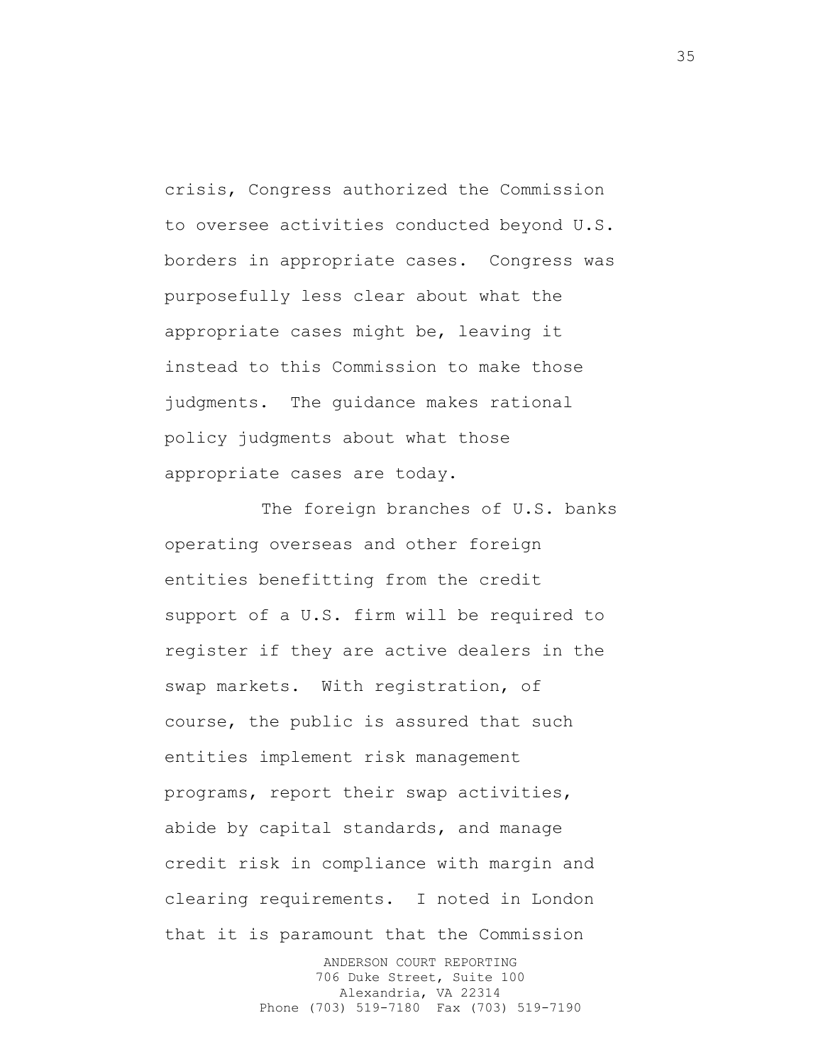crisis, Congress authorized the Commission to oversee activities conducted beyond U.S. borders in appropriate cases. Congress was purposefully less clear about what the appropriate cases might be, leaving it instead to this Commission to make those judgments. The guidance makes rational policy judgments about what those appropriate cases are today.

The foreign branches of U.S. banks operating overseas and other foreign entities benefitting from the credit support of a U.S. firm will be required to register if they are active dealers in the swap markets. With registration, of course, the public is assured that such entities implement risk management programs, report their swap activities, abide by capital standards, and manage credit risk in compliance with margin and clearing requirements. I noted in London that it is paramount that the Commission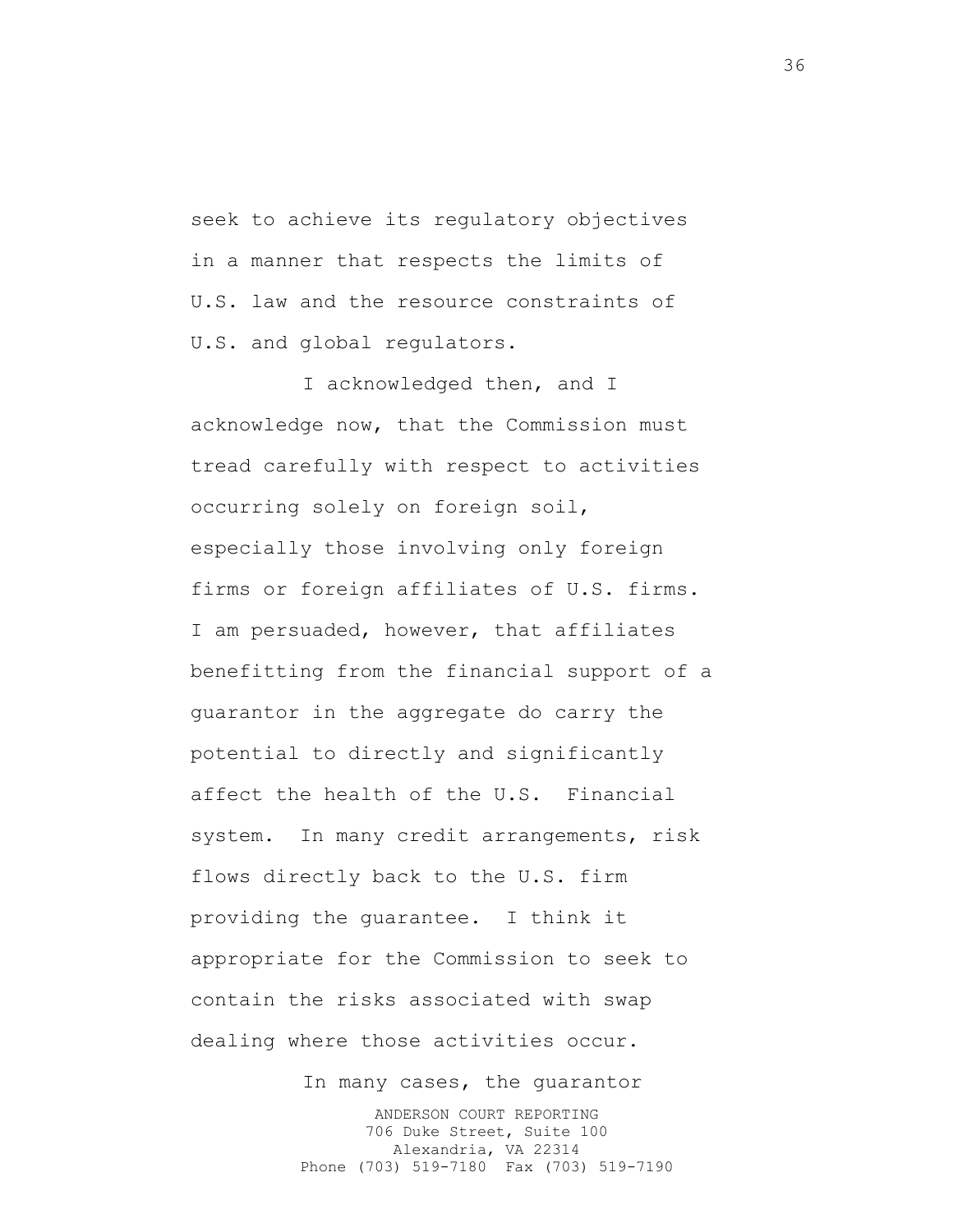seek to achieve its regulatory objectives in a manner that respects the limits of U.S. law and the resource constraints of U.S. and global regulators.

I acknowledged then, and I acknowledge now, that the Commission must tread carefully with respect to activities occurring solely on foreign soil, especially those involving only foreign firms or foreign affiliates of U.S. firms. I am persuaded, however, that affiliates benefitting from the financial support of a guarantor in the aggregate do carry the potential to directly and significantly affect the health of the U.S. Financial system. In many credit arrangements, risk flows directly back to the U.S. firm providing the guarantee. I think it appropriate for the Commission to seek to contain the risks associated with swap dealing where those activities occur.

In many cases, the guarantor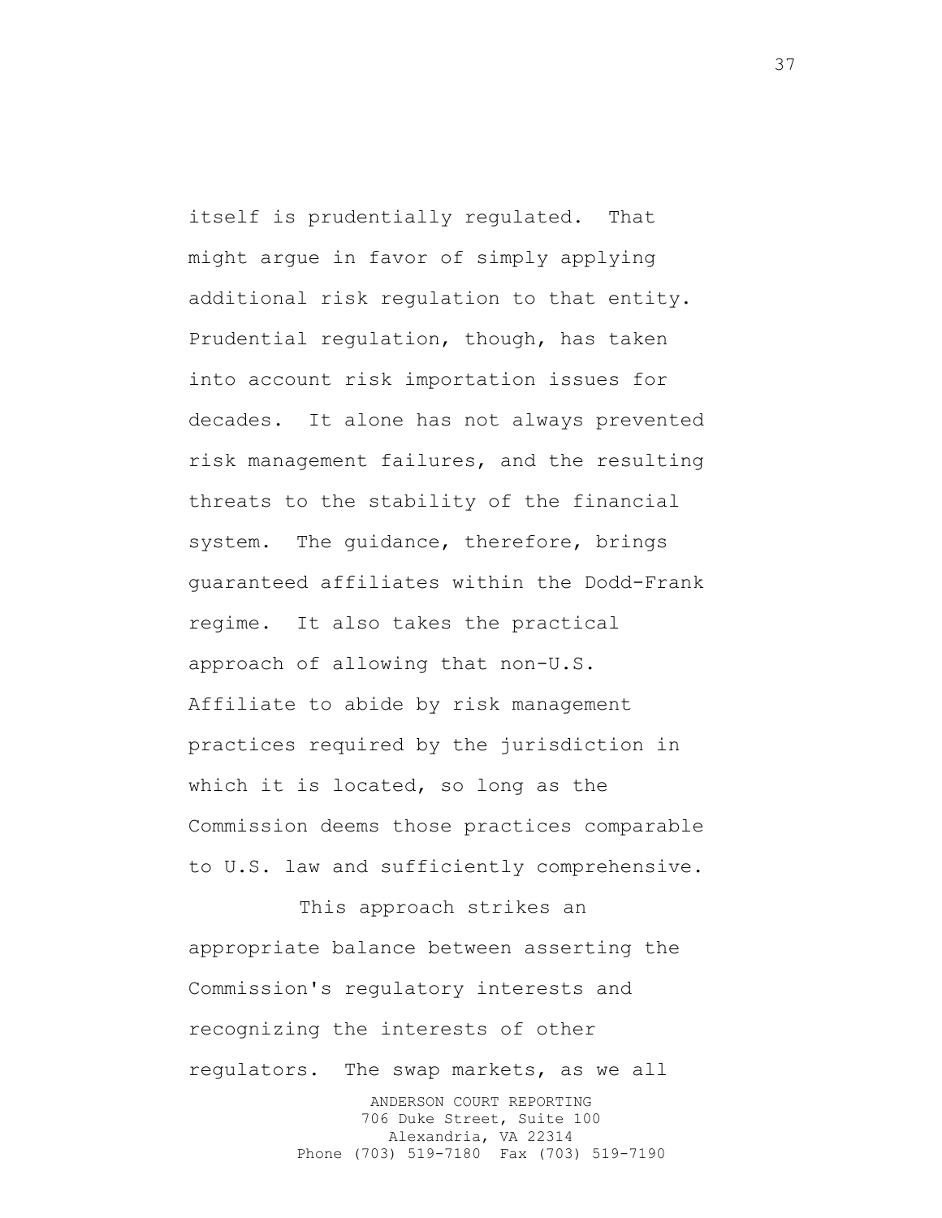itself is prudentially regulated. That might argue in favor of simply applying additional risk regulation to that entity. Prudential regulation, though, has taken into account risk importation issues for decades. It alone has not always prevented risk management failures, and the resulting threats to the stability of the financial system. The guidance, therefore, brings guaranteed affiliates within the Dodd-Frank regime. It also takes the practical approach of allowing that non-U.S. Affiliate to abide by risk management practices required by the jurisdiction in which it is located, so long as the Commission deems those practices comparable to U.S. law and sufficiently comprehensive.

This approach strikes an appropriate balance between asserting the Commission's regulatory interests and recognizing the interests of other regulators. The swap markets, as we all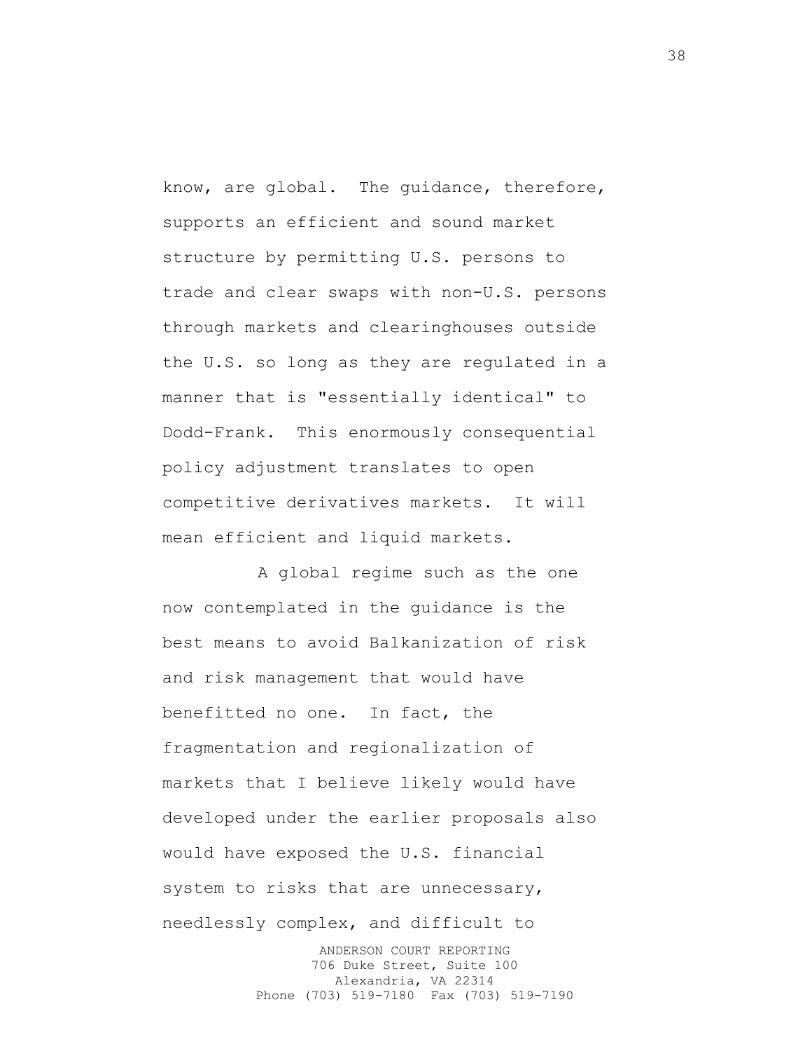know, are global. The guidance, therefore, supports an efficient and sound market structure by permitting U.S. persons to trade and clear swaps with non-U.S. persons through markets and clearinghouses outside the U.S. so long as they are regulated in a manner that is "essentially identical" to Dodd-Frank. This enormously consequential policy adjustment translates to open competitive derivatives markets. It will mean efficient and liquid markets.

A global regime such as the one now contemplated in the guidance is the best means to avoid Balkanization of risk and risk management that would have benefitted no one. In fact, the fragmentation and regionalization of markets that I believe likely would have developed under the earlier proposals also would have exposed the U.S. financial system to risks that are unnecessary, needlessly complex, and difficult to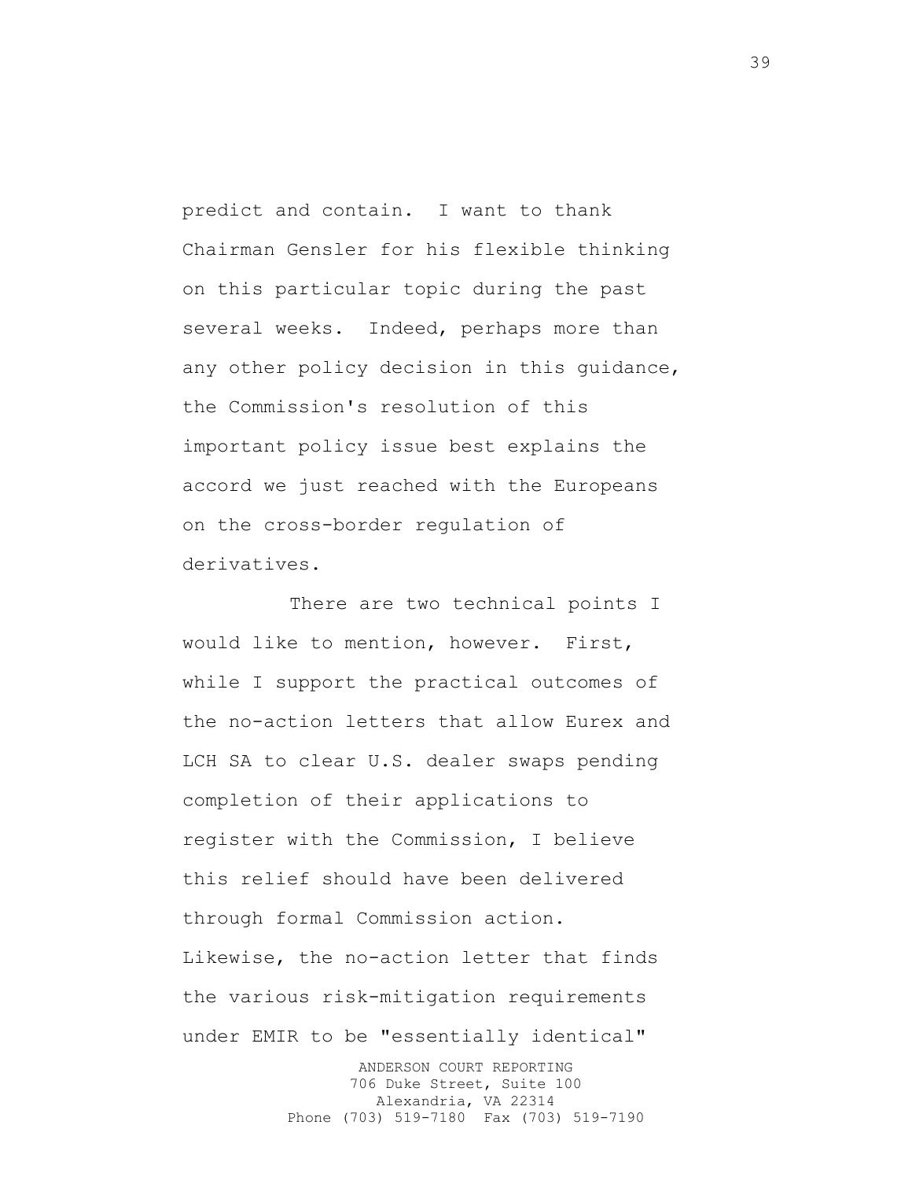predict and contain. I want to thank Chairman Gensler for his flexible thinking on this particular topic during the past several weeks. Indeed, perhaps more than any other policy decision in this guidance, the Commission's resolution of this important policy issue best explains the accord we just reached with the Europeans on the cross-border regulation of derivatives.

There are two technical points I would like to mention, however. First, while I support the practical outcomes of the no-action letters that allow Eurex and LCH SA to clear U.S. dealer swaps pending completion of their applications to register with the Commission, I believe this relief should have been delivered through formal Commission action. Likewise, the no-action letter that finds the various risk-mitigation requirements under EMIR to be "essentially identical"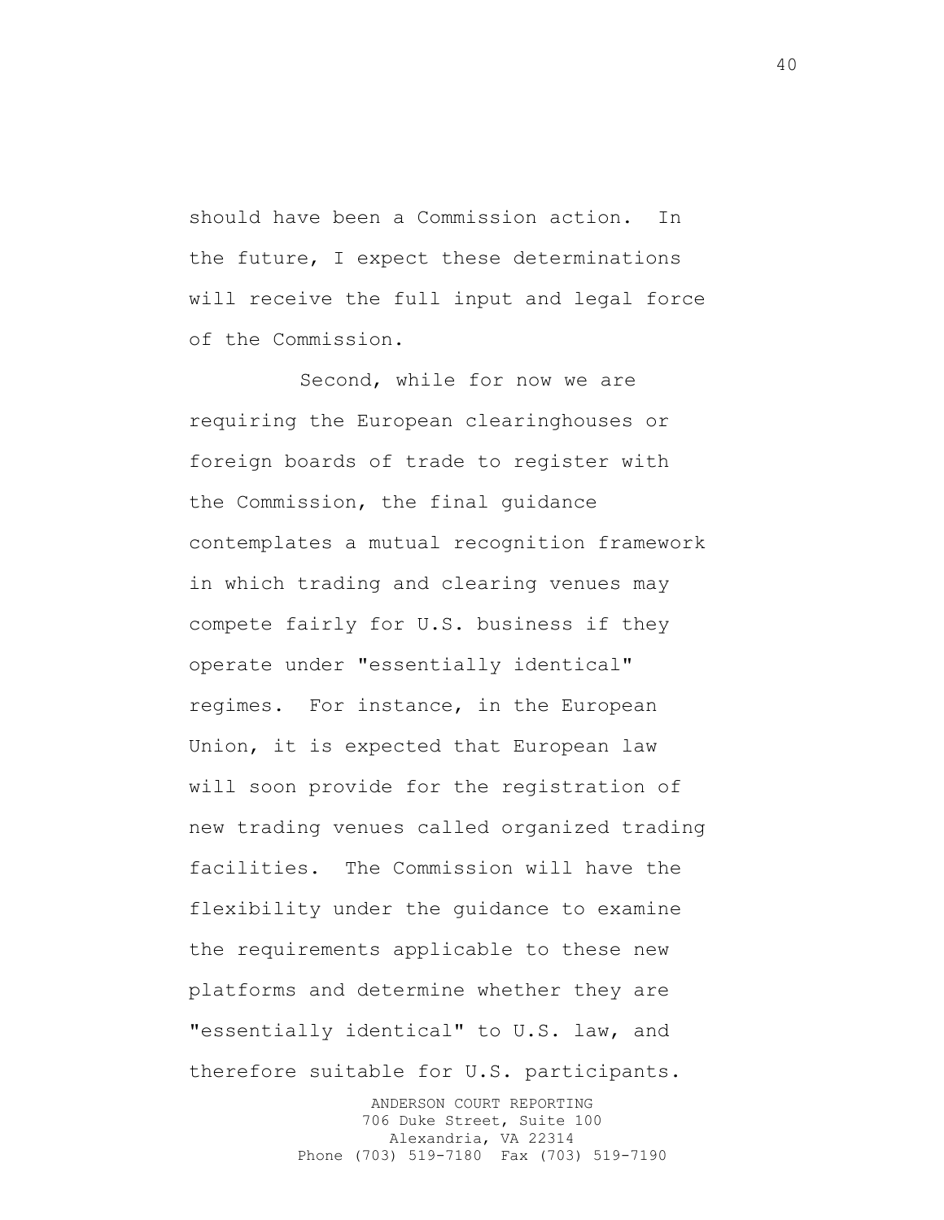should have been a Commission action. In the future, I expect these determinations will receive the full input and legal force of the Commission.

Second, while for now we are requiring the European clearinghouses or foreign boards of trade to register with the Commission, the final guidance contemplates a mutual recognition framework in which trading and clearing venues may compete fairly for U.S. business if they operate under "essentially identical" regimes. For instance, in the European Union, it is expected that European law will soon provide for the registration of new trading venues called organized trading facilities. The Commission will have the flexibility under the guidance to examine the requirements applicable to these new platforms and determine whether they are "essentially identical" to U.S. law, and therefore suitable for U.S. participants.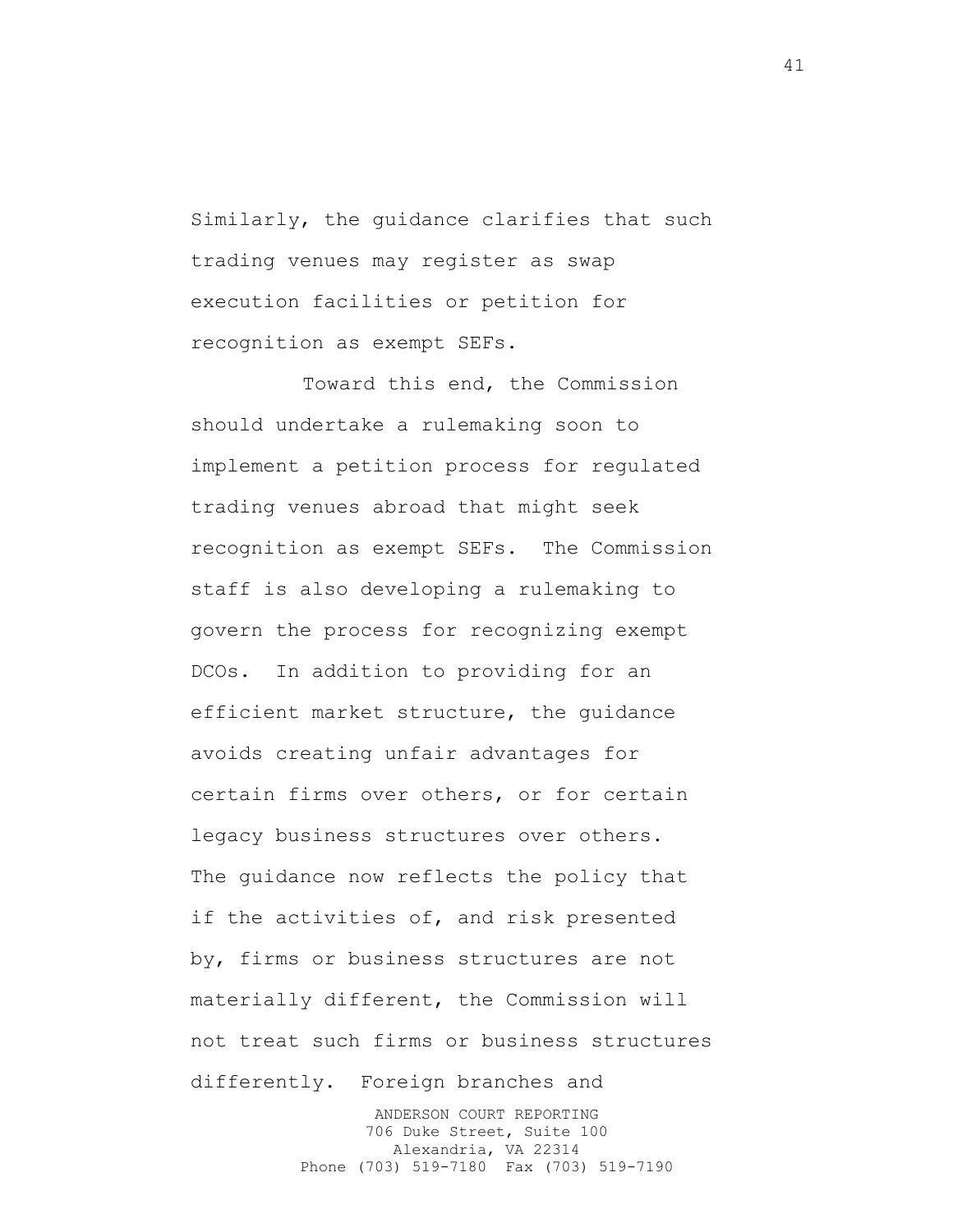Similarly, the guidance clarifies that such trading venues may register as swap execution facilities or petition for recognition as exempt SEFs.

Toward this end, the Commission should undertake a rulemaking soon to implement a petition process for regulated trading venues abroad that might seek recognition as exempt SEFs. The Commission staff is also developing a rulemaking to govern the process for recognizing exempt DCOs. In addition to providing for an efficient market structure, the guidance avoids creating unfair advantages for certain firms over others, or for certain legacy business structures over others. The guidance now reflects the policy that if the activities of, and risk presented by, firms or business structures are not materially different, the Commission will not treat such firms or business structures differently. Foreign branches and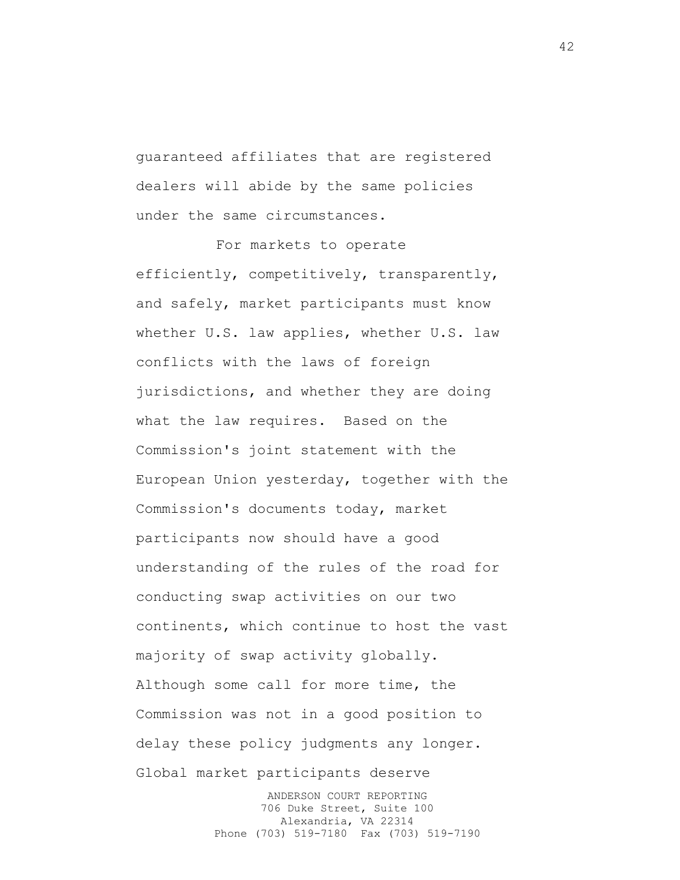guaranteed affiliates that are registered dealers will abide by the same policies under the same circumstances.

For markets to operate efficiently, competitively, transparently, and safely, market participants must know whether U.S. law applies, whether U.S. law conflicts with the laws of foreign jurisdictions, and whether they are doing what the law requires. Based on the Commission's joint statement with the European Union yesterday, together with the Commission's documents today, market participants now should have a good understanding of the rules of the road for conducting swap activities on our two continents, which continue to host the vast majority of swap activity globally. Although some call for more time, the Commission was not in a good position to delay these policy judgments any longer. Global market participants deserve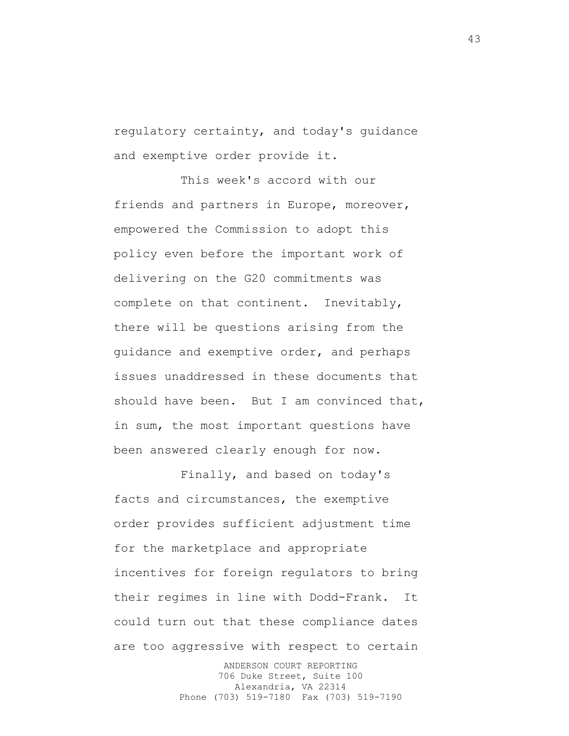regulatory certainty, and today's guidance and exemptive order provide it.

This week's accord with our friends and partners in Europe, moreover, empowered the Commission to adopt this policy even before the important work of delivering on the G20 commitments was complete on that continent. Inevitably, there will be questions arising from the guidance and exemptive order, and perhaps issues unaddressed in these documents that should have been. But I am convinced that, in sum, the most important questions have been answered clearly enough for now.

Finally, and based on today's facts and circumstances, the exemptive order provides sufficient adjustment time for the marketplace and appropriate incentives for foreign regulators to bring their regimes in line with Dodd-Frank. It could turn out that these compliance dates are too aggressive with respect to certain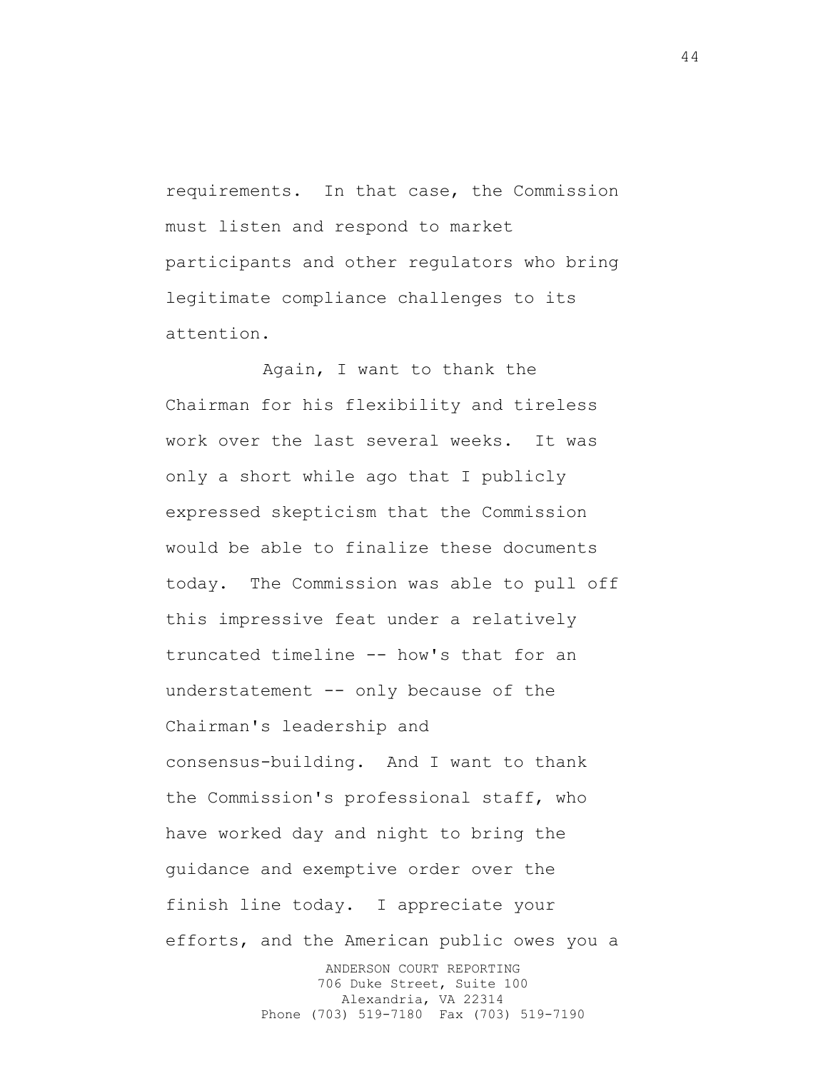requirements. In that case, the Commission must listen and respond to market participants and other regulators who bring legitimate compliance challenges to its attention.

Again, I want to thank the Chairman for his flexibility and tireless work over the last several weeks. It was only a short while ago that I publicly expressed skepticism that the Commission would be able to finalize these documents today. The Commission was able to pull off this impressive feat under a relatively truncated timeline -- how's that for an understatement -- only because of the Chairman's leadership and consensus-building. And I want to thank the Commission's professional staff, who have worked day and night to bring the guidance and exemptive order over the finish line today. I appreciate your efforts, and the American public owes you a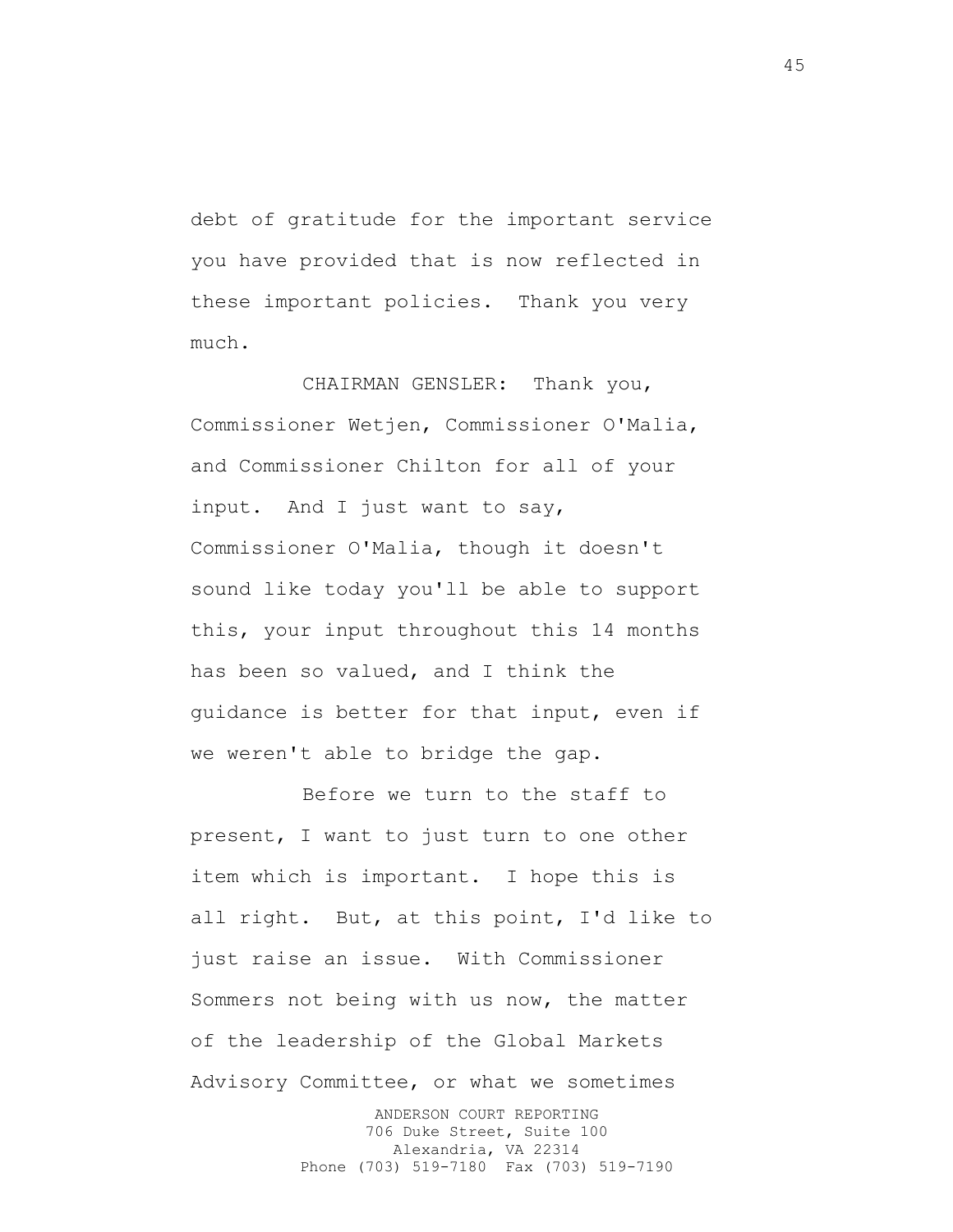debt of gratitude for the important service you have provided that is now reflected in these important policies. Thank you very much.

CHAIRMAN GENSLER: Thank you, Commissioner Wetjen, Commissioner O'Malia, and Commissioner Chilton for all of your input. And I just want to say, Commissioner O'Malia, though it doesn't sound like today you'll be able to support this, your input throughout this 14 months has been so valued, and I think the guidance is better for that input, even if we weren't able to bridge the gap.

Before we turn to the staff to present, I want to just turn to one other item which is important. I hope this is all right. But, at this point, I'd like to just raise an issue. With Commissioner Sommers not being with us now, the matter of the leadership of the Global Markets Advisory Committee, or what we sometimes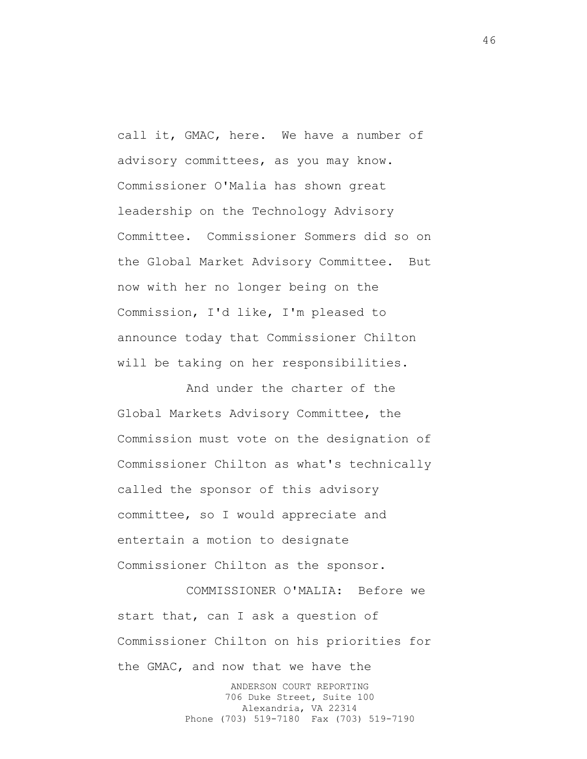call it, GMAC, here. We have a number of advisory committees, as you may know. Commissioner O'Malia has shown great leadership on the Technology Advisory Committee. Commissioner Sommers did so on the Global Market Advisory Committee. But now with her no longer being on the Commission, I'd like, I'm pleased to announce today that Commissioner Chilton will be taking on her responsibilities.

And under the charter of the Global Markets Advisory Committee, the Commission must vote on the designation of Commissioner Chilton as what's technically called the sponsor of this advisory committee, so I would appreciate and entertain a motion to designate Commissioner Chilton as the sponsor.

COMMISSIONER O'MALIA: Before we start that, can I ask a question of Commissioner Chilton on his priorities for the GMAC, and now that we have the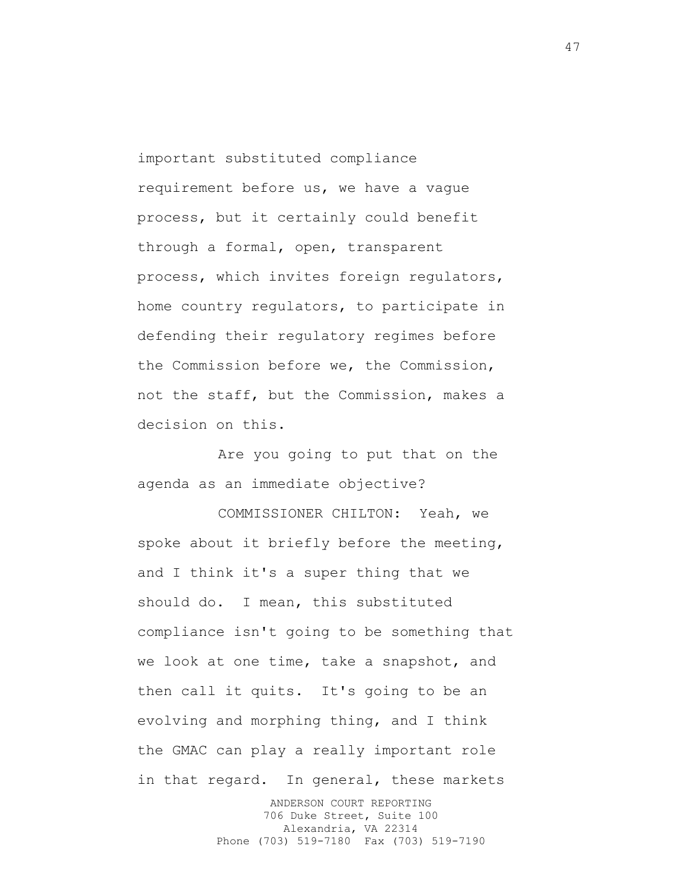important substituted compliance requirement before us, we have a vague process, but it certainly could benefit through a formal, open, transparent process, which invites foreign regulators, home country regulators, to participate in defending their regulatory regimes before the Commission before we, the Commission, not the staff, but the Commission, makes a decision on this.

Are you going to put that on the agenda as an immediate objective?

COMMISSIONER CHILTON: Yeah, we spoke about it briefly before the meeting, and I think it's a super thing that we should do. I mean, this substituted compliance isn't going to be something that we look at one time, take a snapshot, and then call it quits. It's going to be an evolving and morphing thing, and I think the GMAC can play a really important role in that regard. In general, these markets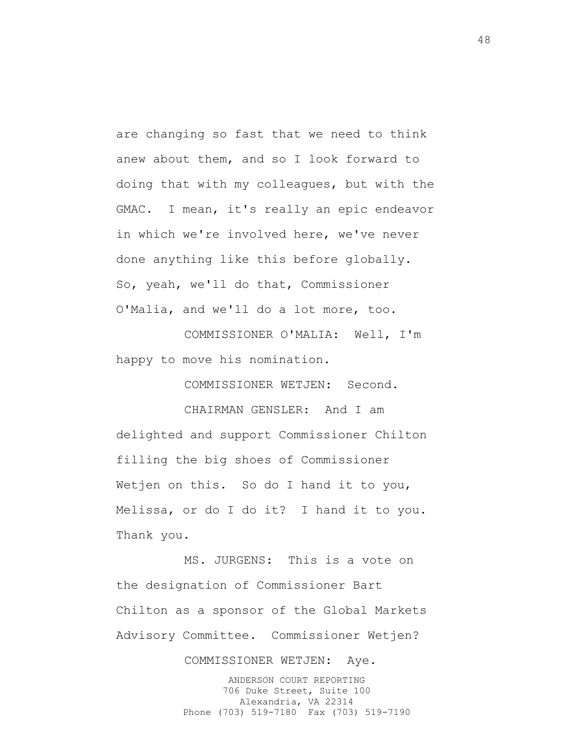are changing so fast that we need to think anew about them, and so I look forward to doing that with my colleagues, but with the GMAC. I mean, it's really an epic endeavor in which we're involved here, we've never done anything like this before globally. So, yeah, we'll do that, Commissioner O'Malia, and we'll do a lot more, too.

COMMISSIONER O'MALIA: Well, I'm happy to move his nomination.

COMMISSIONER WETJEN: Second.

CHAIRMAN GENSLER: And I am delighted and support Commissioner Chilton filling the big shoes of Commissioner Wetjen on this. So do I hand it to you, Melissa, or do I do it? I hand it to you. Thank you.

MS. JURGENS: This is a vote on the designation of Commissioner Bart Chilton as a sponsor of the Global Markets Advisory Committee. Commissioner Wetjen?

COMMISSIONER WETJEN: Aye.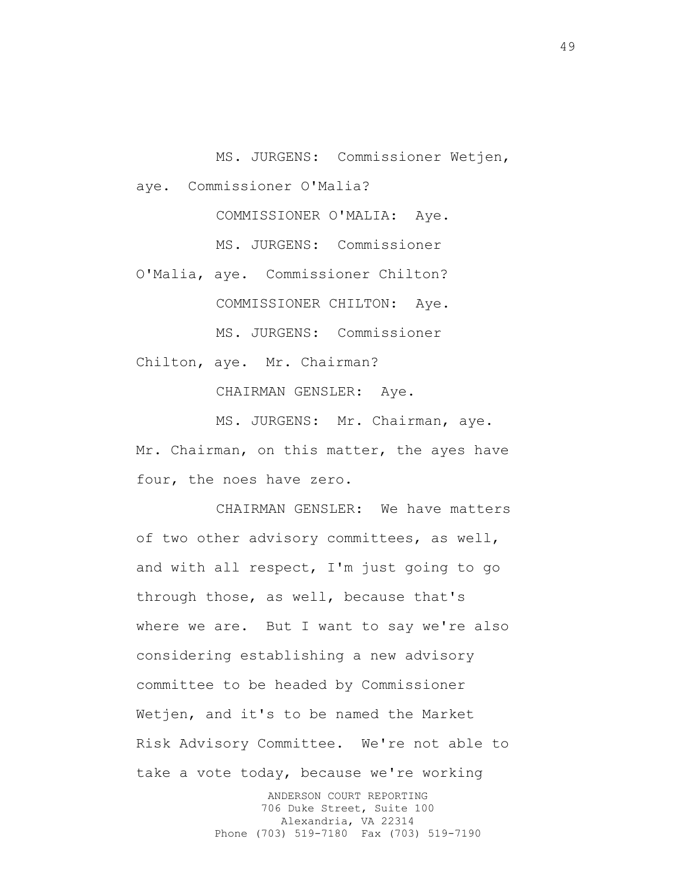MS. JURGENS: Commissioner Wetjen, aye. Commissioner O'Malia?

COMMISSIONER O'MALIA: Aye.

MS. JURGENS: Commissioner O'Malia, aye. Commissioner Chilton?

COMMISSIONER CHILTON: Aye.

MS. JURGENS: Commissioner Chilton, aye. Mr. Chairman?

CHAIRMAN GENSLER: Aye.

MS. JURGENS: Mr. Chairman, aye. Mr. Chairman, on this matter, the ayes have four, the noes have zero.

CHAIRMAN GENSLER: We have matters of two other advisory committees, as well, and with all respect, I'm just going to go through those, as well, because that's where we are. But I want to say we're also considering establishing a new advisory committee to be headed by Commissioner Wetjen, and it's to be named the Market Risk Advisory Committee. We're not able to take a vote today, because we're working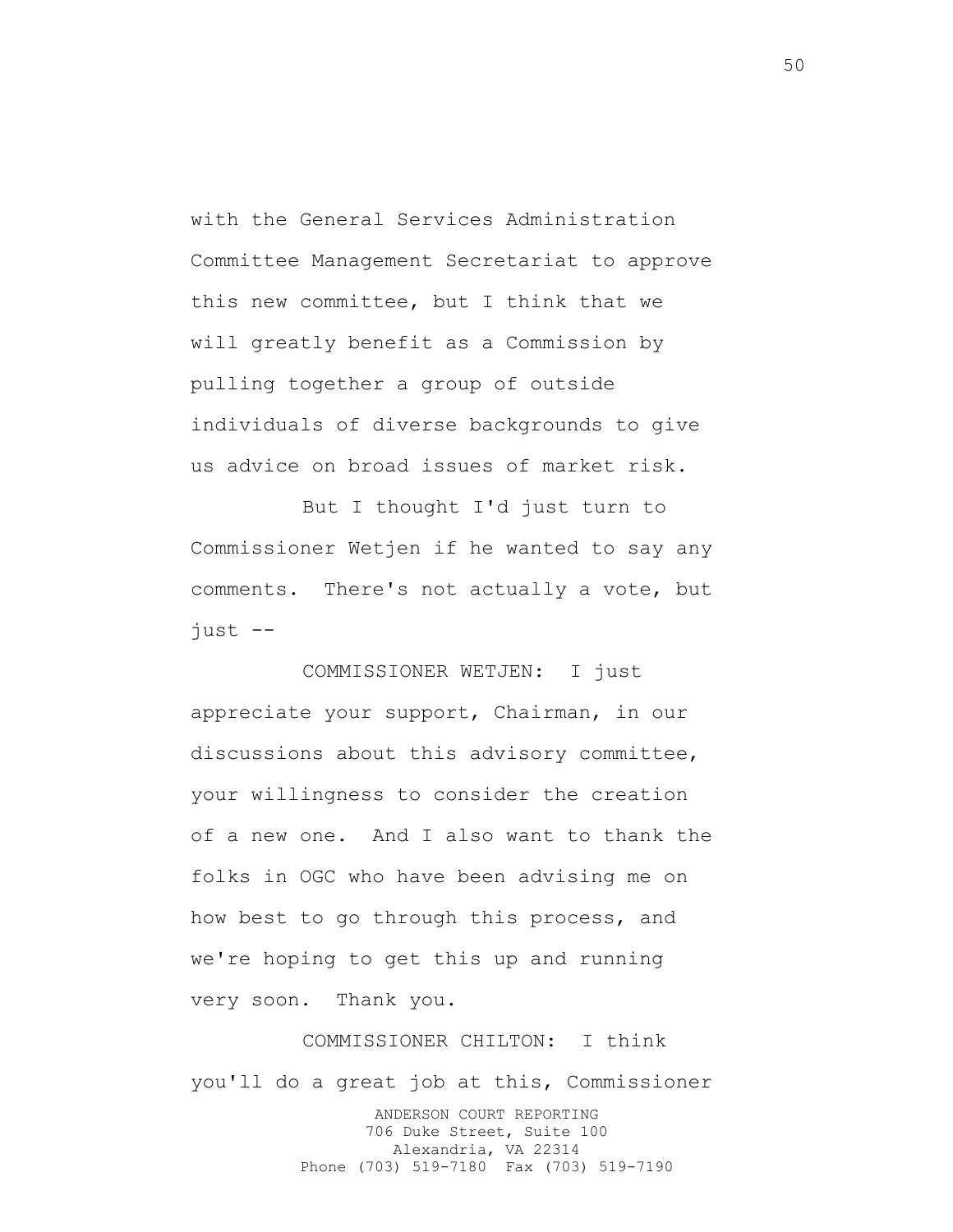with the General Services Administration Committee Management Secretariat to approve this new committee, but I think that we will greatly benefit as a Commission by pulling together a group of outside individuals of diverse backgrounds to give us advice on broad issues of market risk.

But I thought I'd just turn to Commissioner Wetjen if he wanted to say any comments. There's not actually a vote, but just --

COMMISSIONER WETJEN: I just appreciate your support, Chairman, in our discussions about this advisory committee, your willingness to consider the creation of a new one. And I also want to thank the folks in OGC who have been advising me on how best to go through this process, and we're hoping to get this up and running very soon. Thank you.

COMMISSIONER CHILTON: I think you'll do a great job at this, Commissioner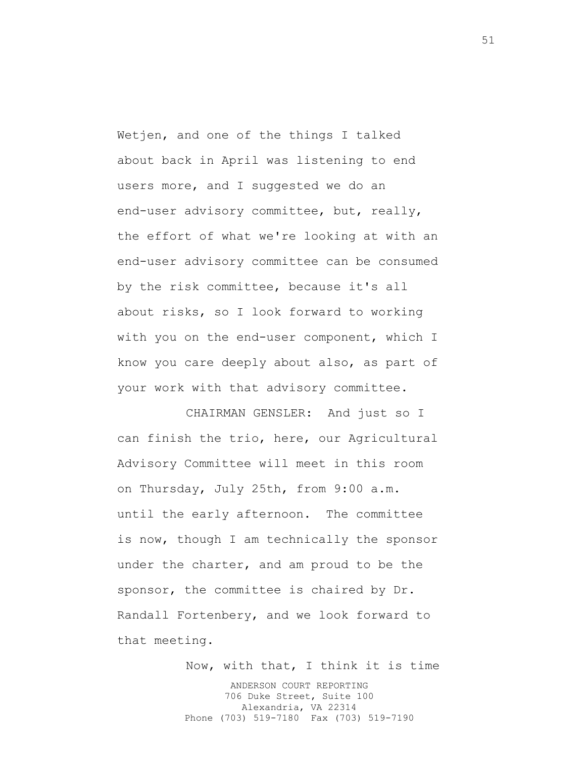Wetjen, and one of the things I talked about back in April was listening to end users more, and I suggested we do an end-user advisory committee, but, really, the effort of what we're looking at with an end-user advisory committee can be consumed by the risk committee, because it's all about risks, so I look forward to working with you on the end-user component, which I know you care deeply about also, as part of your work with that advisory committee.

CHAIRMAN GENSLER: And just so I can finish the trio, here, our Agricultural Advisory Committee will meet in this room on Thursday, July 25th, from 9:00 a.m. until the early afternoon. The committee is now, though I am technically the sponsor under the charter, and am proud to be the sponsor, the committee is chaired by Dr. Randall Fortenbery, and we look forward to that meeting.

Now, with that, I think it is time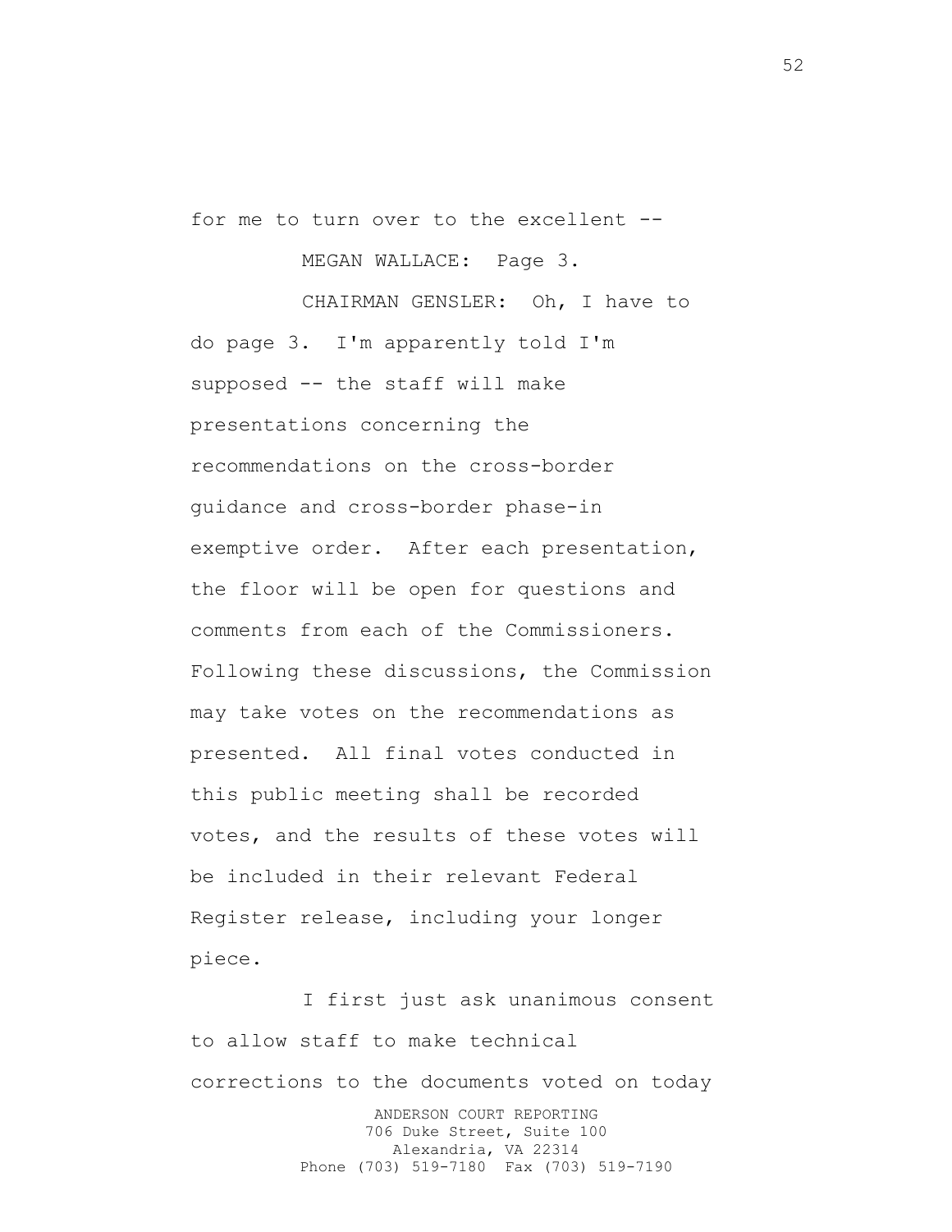for me to turn over to the excellent --

MEGAN WALLACE: Page 3.

CHAIRMAN GENSLER: Oh, I have to do page 3. I'm apparently told I'm supposed -- the staff will make presentations concerning the recommendations on the cross-border guidance and cross-border phase-in exemptive order. After each presentation, the floor will be open for questions and comments from each of the Commissioners. Following these discussions, the Commission may take votes on the recommendations as presented. All final votes conducted in this public meeting shall be recorded votes, and the results of these votes will be included in their relevant Federal Register release, including your longer piece.

I first just ask unanimous consent to allow staff to make technical corrections to the documents voted on today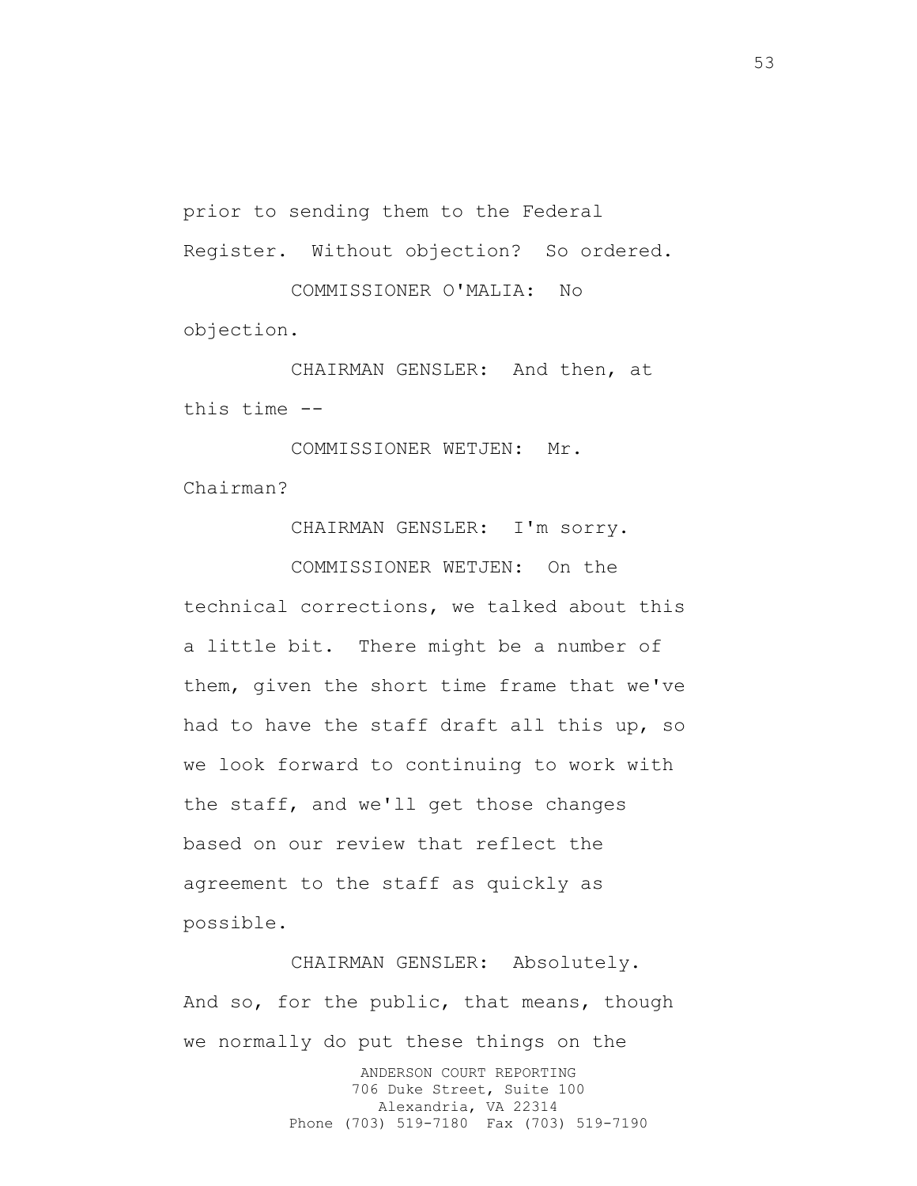prior to sending them to the Federal Register. Without objection? So ordered.

COMMISSIONER O'MALIA: No objection.

CHAIRMAN GENSLER: And then, at this time --

COMMISSIONER WETJEN: Mr. Chairman?

CHAIRMAN GENSLER: I'm sorry.

COMMISSIONER WETJEN: On the technical corrections, we talked about this a little bit. There might be a number of them, given the short time frame that we've had to have the staff draft all this up, so we look forward to continuing to work with the staff, and we'll get those changes based on our review that reflect the agreement to the staff as quickly as possible.

CHAIRMAN GENSLER: Absolutely. And so, for the public, that means, though we normally do put these things on the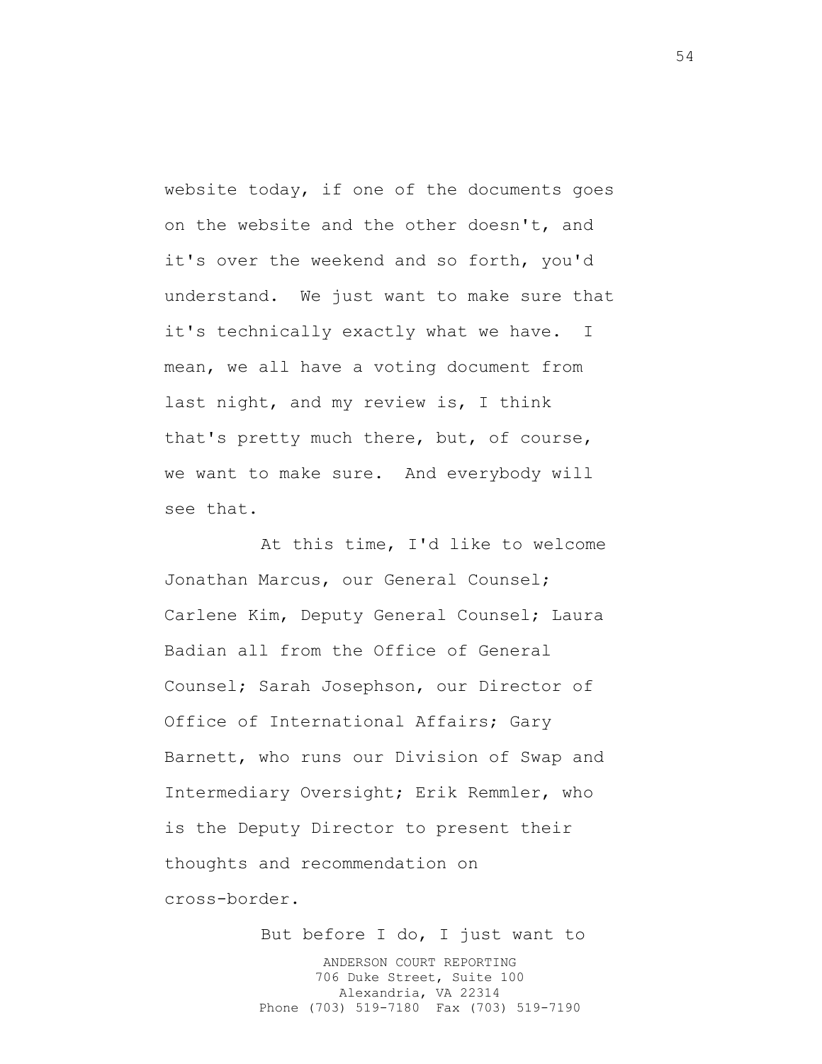website today, if one of the documents goes on the website and the other doesn't, and it's over the weekend and so forth, you'd understand. We just want to make sure that it's technically exactly what we have. I mean, we all have a voting document from last night, and my review is, I think that's pretty much there, but, of course, we want to make sure. And everybody will see that.

At this time, I'd like to welcome Jonathan Marcus, our General Counsel; Carlene Kim, Deputy General Counsel; Laura Badian all from the Office of General Counsel; Sarah Josephson, our Director of Office of International Affairs; Gary Barnett, who runs our Division of Swap and Intermediary Oversight; Erik Remmler, who is the Deputy Director to present their thoughts and recommendation on cross-border.

But before I do, I just want to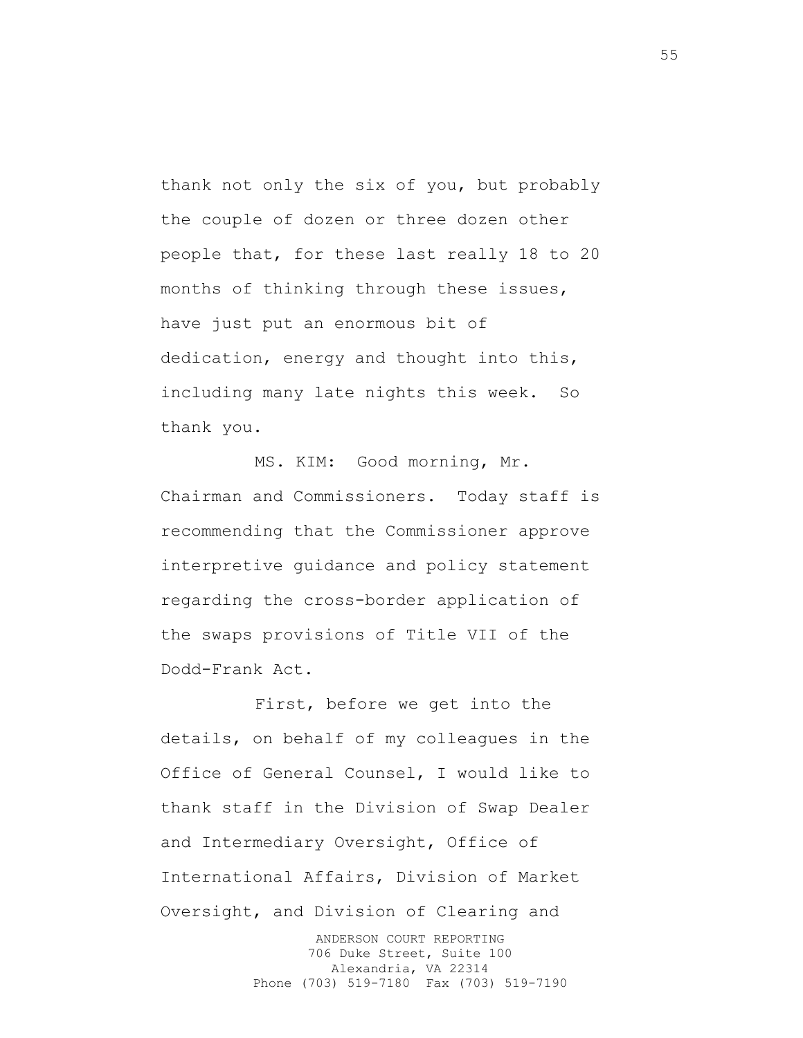thank not only the six of you, but probably the couple of dozen or three dozen other people that, for these last really 18 to 20 months of thinking through these issues, have just put an enormous bit of dedication, energy and thought into this, including many late nights this week. So thank you.

MS. KIM: Good morning, Mr. Chairman and Commissioners. Today staff is recommending that the Commissioner approve interpretive guidance and policy statement regarding the cross-border application of the swaps provisions of Title VII of the Dodd-Frank Act.

First, before we get into the details, on behalf of my colleagues in the Office of General Counsel, I would like to thank staff in the Division of Swap Dealer and Intermediary Oversight, Office of International Affairs, Division of Market Oversight, and Division of Clearing and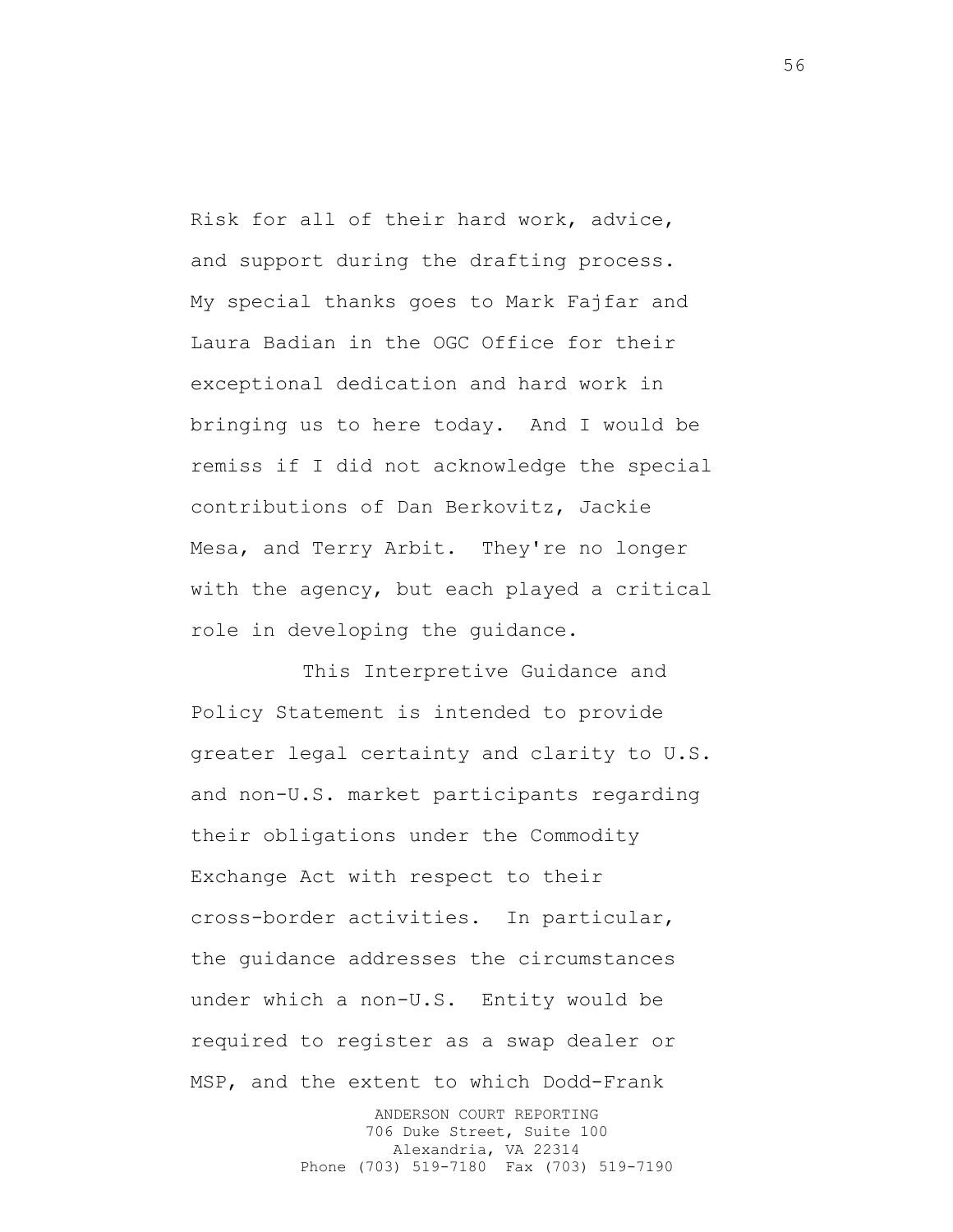Risk for all of their hard work, advice, and support during the drafting process. My special thanks goes to Mark Fajfar and Laura Badian in the OGC Office for their exceptional dedication and hard work in bringing us to here today. And I would be remiss if I did not acknowledge the special contributions of Dan Berkovitz, Jackie Mesa, and Terry Arbit. They're no longer with the agency, but each played a critical role in developing the guidance.

This Interpretive Guidance and Policy Statement is intended to provide greater legal certainty and clarity to U.S. and non-U.S. market participants regarding their obligations under the Commodity Exchange Act with respect to their cross-border activities. In particular, the guidance addresses the circumstances under which a non-U.S. Entity would be required to register as a swap dealer or MSP, and the extent to which Dodd-Frank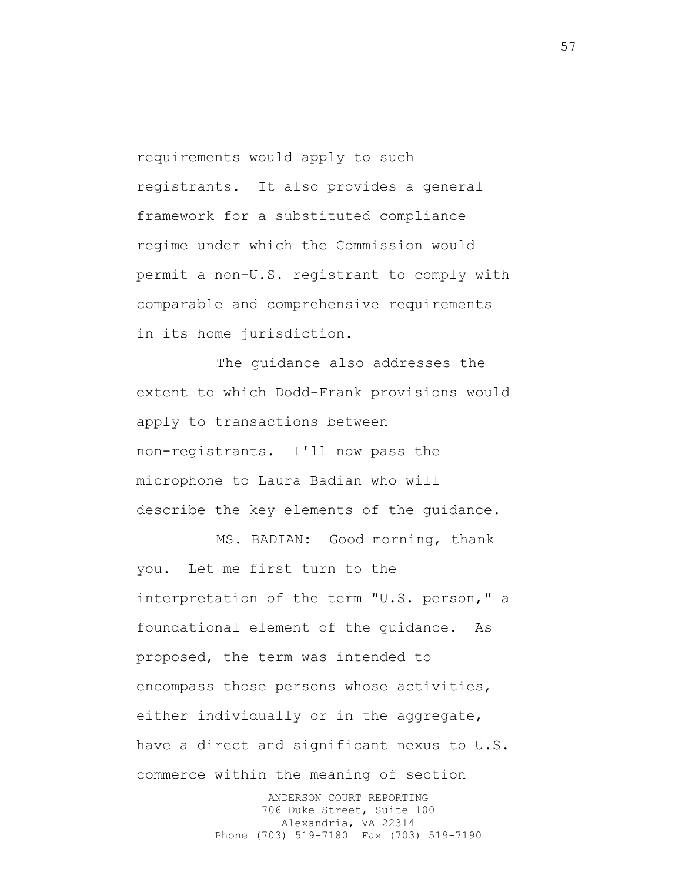requirements would apply to such registrants. It also provides a general framework for a substituted compliance regime under which the Commission would permit a non-U.S. registrant to comply with comparable and comprehensive requirements in its home jurisdiction.

The guidance also addresses the extent to which Dodd-Frank provisions would apply to transactions between non-registrants. I'll now pass the microphone to Laura Badian who will describe the key elements of the guidance.

MS. BADIAN: Good morning, thank you. Let me first turn to the interpretation of the term "U.S. person," a foundational element of the guidance. As proposed, the term was intended to encompass those persons whose activities, either individually or in the aggregate, have a direct and significant nexus to U.S. commerce within the meaning of section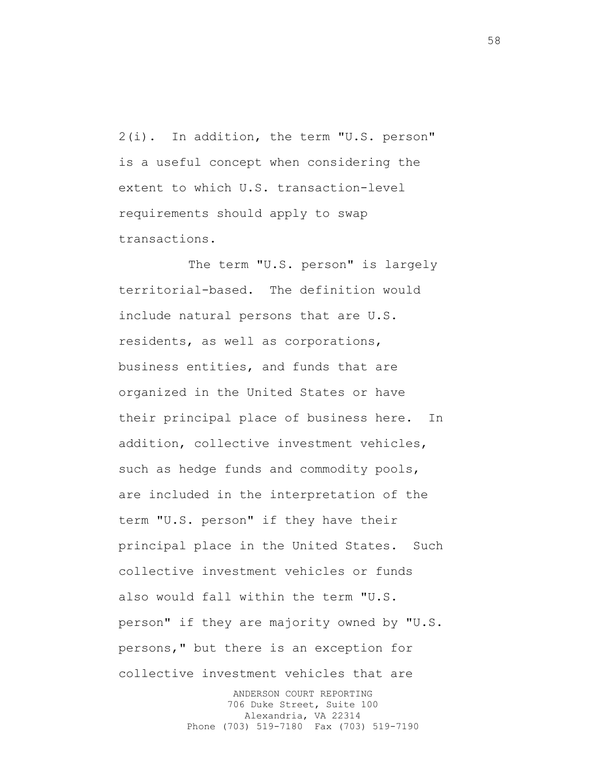2(i). In addition, the term "U.S. person" is a useful concept when considering the extent to which U.S. transaction-level requirements should apply to swap transactions.

The term "U.S. person" is largely territorial-based. The definition would include natural persons that are U.S. residents, as well as corporations, business entities, and funds that are organized in the United States or have their principal place of business here. In addition, collective investment vehicles, such as hedge funds and commodity pools, are included in the interpretation of the term "U.S. person" if they have their principal place in the United States. Such collective investment vehicles or funds also would fall within the term "U.S. person" if they are majority owned by "U.S. persons," but there is an exception for collective investment vehicles that are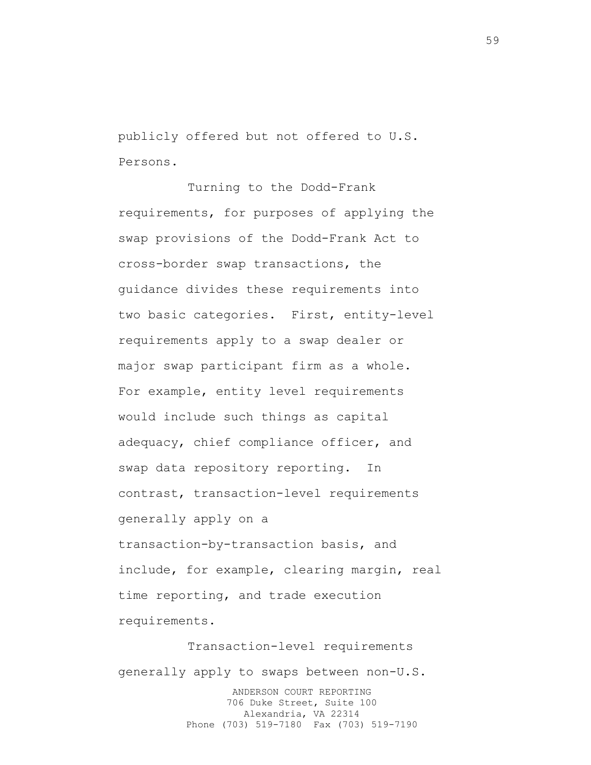publicly offered but not offered to U.S. Persons.

Turning to the Dodd-Frank requirements, for purposes of applying the swap provisions of the Dodd-Frank Act to cross-border swap transactions, the guidance divides these requirements into two basic categories. First, entity-level requirements apply to a swap dealer or major swap participant firm as a whole. For example, entity level requirements would include such things as capital adequacy, chief compliance officer, and swap data repository reporting. In contrast, transaction-level requirements generally apply on a transaction-by-transaction basis, and include, for example, clearing margin, real time reporting, and trade execution requirements.

Transaction-level requirements generally apply to swaps between non-U.S.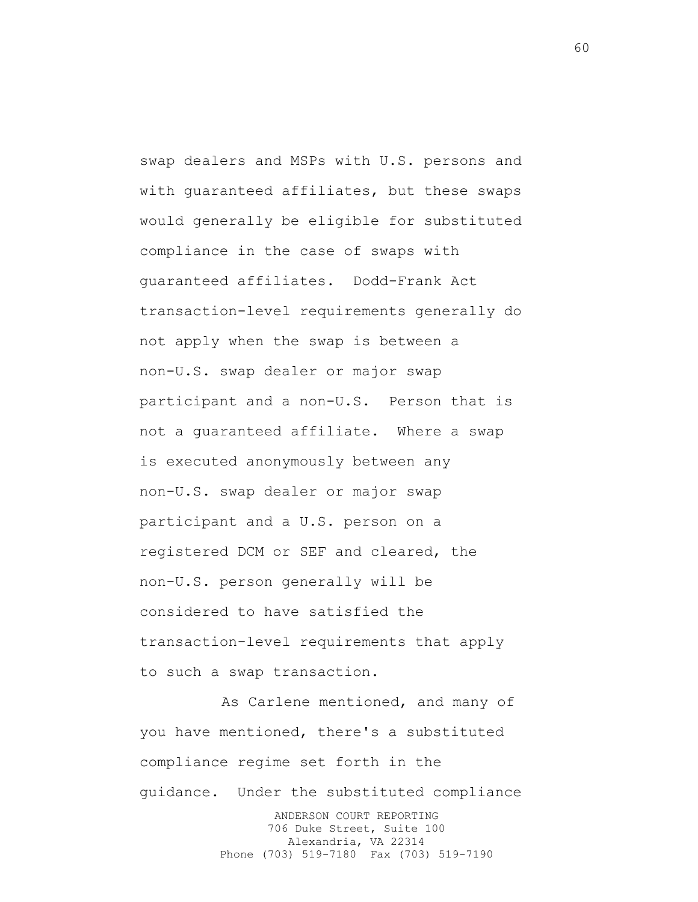swap dealers and MSPs with U.S. persons and with guaranteed affiliates, but these swaps would generally be eligible for substituted compliance in the case of swaps with guaranteed affiliates. Dodd-Frank Act transaction-level requirements generally do not apply when the swap is between a non-U.S. swap dealer or major swap participant and a non-U.S. Person that is not a guaranteed affiliate. Where a swap is executed anonymously between any non-U.S. swap dealer or major swap participant and a U.S. person on a registered DCM or SEF and cleared, the non-U.S. person generally will be considered to have satisfied the transaction-level requirements that apply to such a swap transaction.

As Carlene mentioned, and many of you have mentioned, there's a substituted compliance regime set forth in the guidance. Under the substituted compliance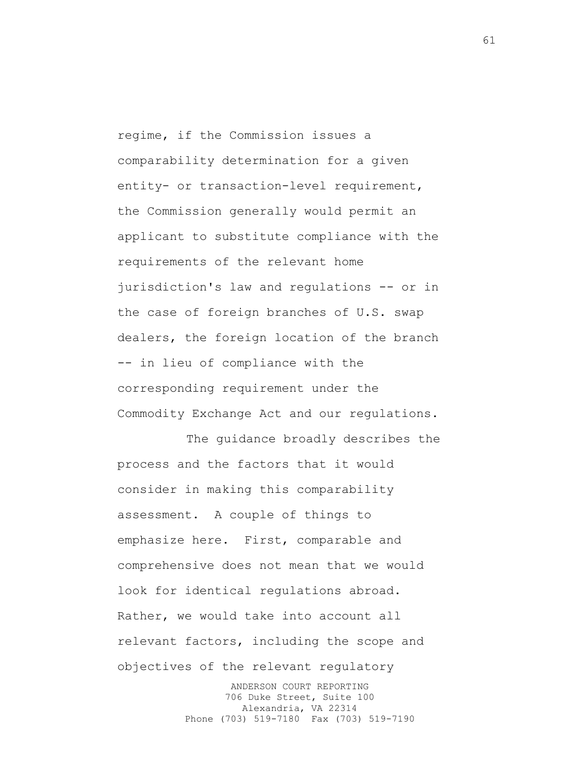regime, if the Commission issues a comparability determination for a given entity- or transaction-level requirement, the Commission generally would permit an applicant to substitute compliance with the requirements of the relevant home jurisdiction's law and regulations -- or in the case of foreign branches of U.S. swap dealers, the foreign location of the branch -- in lieu of compliance with the corresponding requirement under the Commodity Exchange Act and our regulations.

The guidance broadly describes the process and the factors that it would consider in making this comparability assessment. A couple of things to emphasize here. First, comparable and comprehensive does not mean that we would look for identical regulations abroad. Rather, we would take into account all relevant factors, including the scope and objectives of the relevant regulatory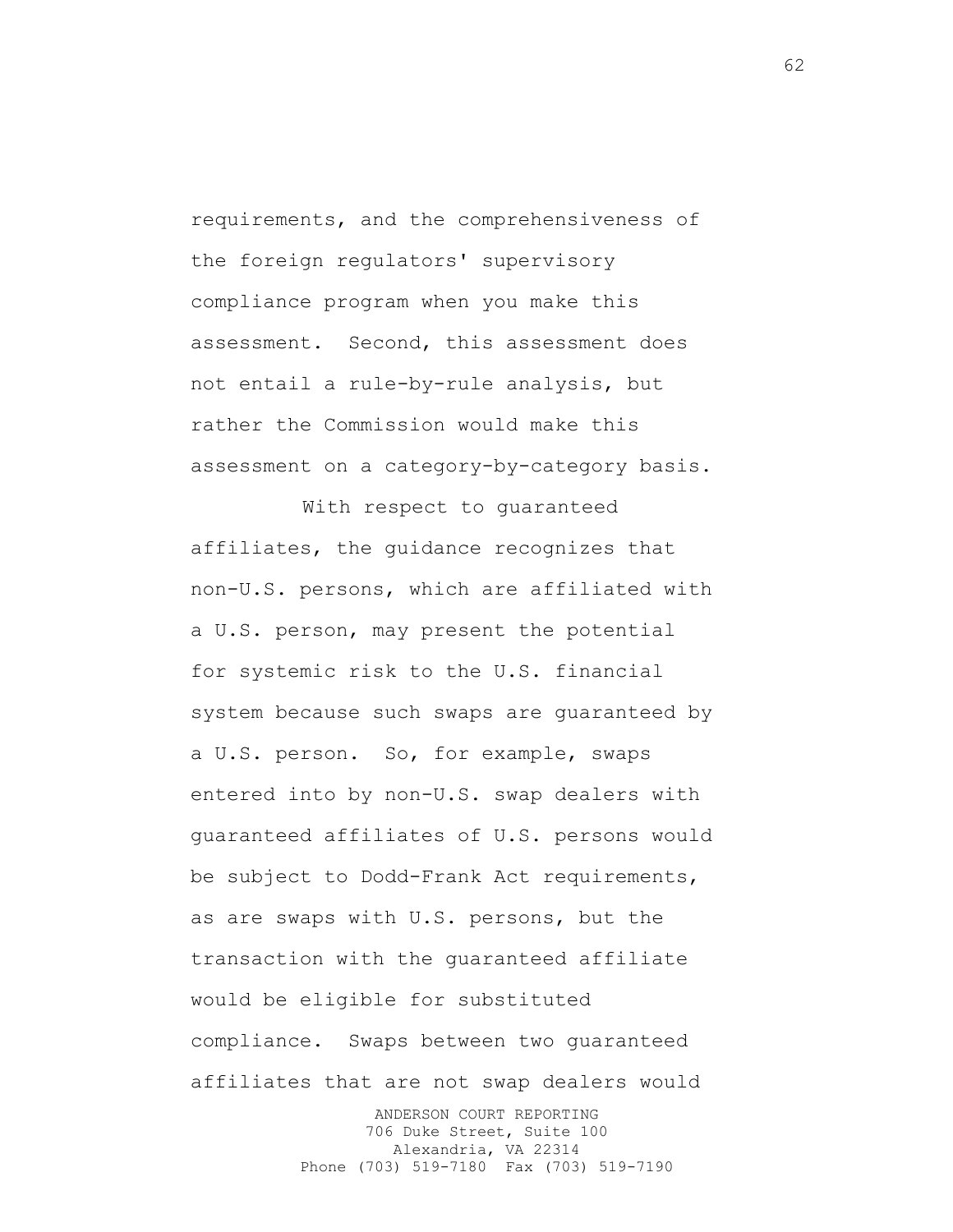requirements, and the comprehensiveness of the foreign regulators' supervisory compliance program when you make this assessment. Second, this assessment does not entail a rule-by-rule analysis, but rather the Commission would make this assessment on a category-by-category basis.

With respect to guaranteed affiliates, the guidance recognizes that non-U.S. persons, which are affiliated with a U.S. person, may present the potential for systemic risk to the U.S. financial system because such swaps are guaranteed by a U.S. person. So, for example, swaps entered into by non-U.S. swap dealers with guaranteed affiliates of U.S. persons would be subject to Dodd-Frank Act requirements, as are swaps with U.S. persons, but the transaction with the guaranteed affiliate would be eligible for substituted compliance. Swaps between two guaranteed affiliates that are not swap dealers would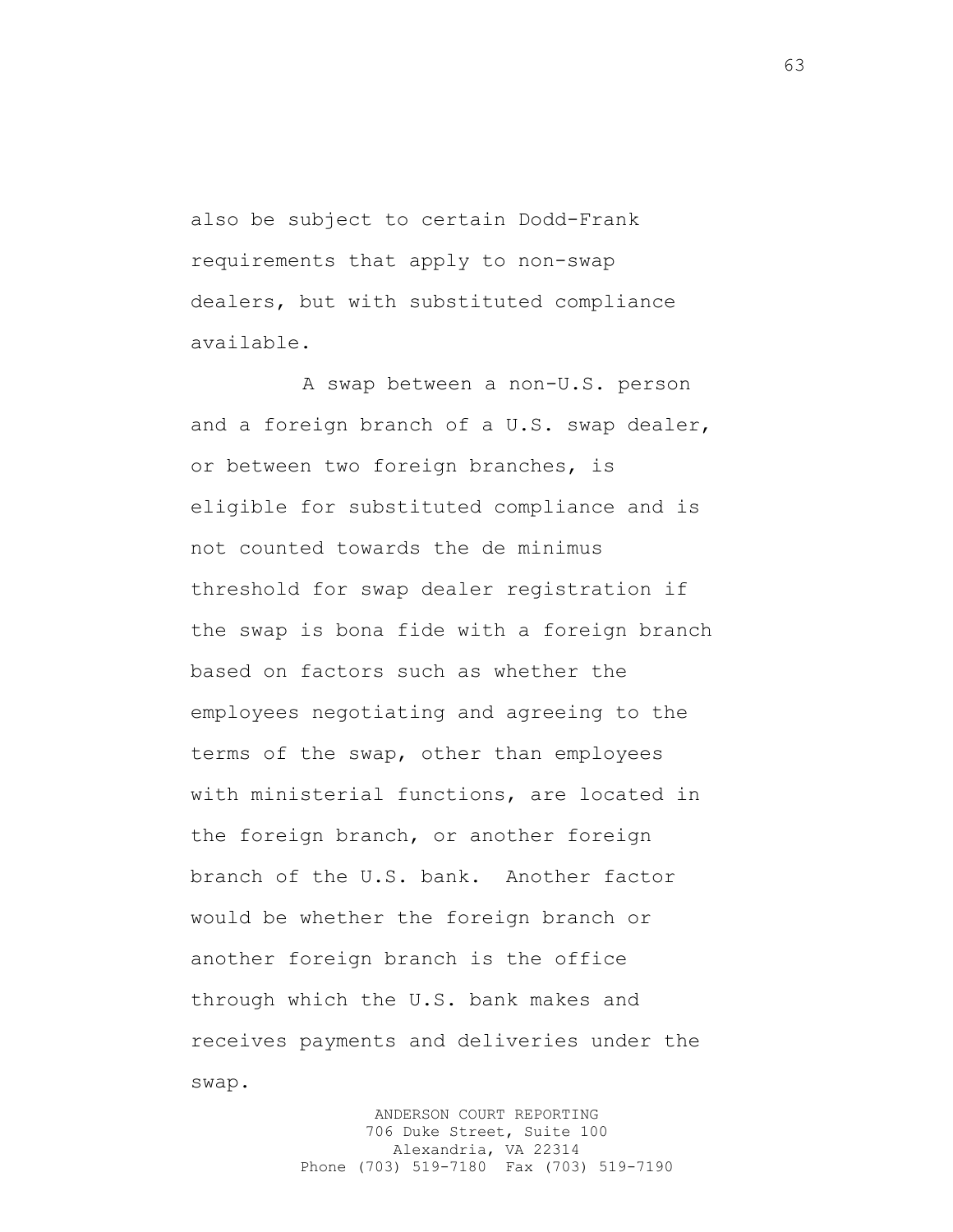also be subject to certain Dodd-Frank requirements that apply to non-swap dealers, but with substituted compliance available.

A swap between a non-U.S. person and a foreign branch of a U.S. swap dealer, or between two foreign branches, is eligible for substituted compliance and is not counted towards the de minimus threshold for swap dealer registration if the swap is bona fide with a foreign branch based on factors such as whether the employees negotiating and agreeing to the terms of the swap, other than employees with ministerial functions, are located in the foreign branch, or another foreign branch of the U.S. bank. Another factor would be whether the foreign branch or another foreign branch is the office through which the U.S. bank makes and receives payments and deliveries under the swap.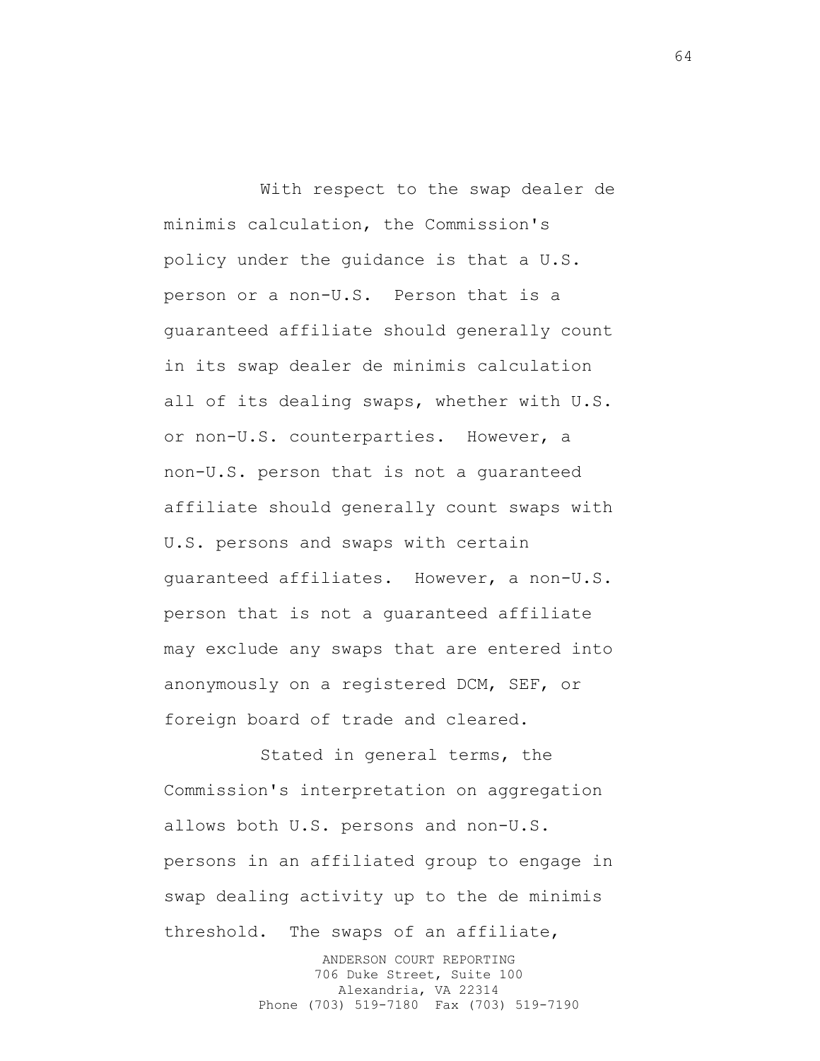With respect to the swap dealer de minimis calculation, the Commission's policy under the guidance is that a U.S. person or a non-U.S. Person that is a guaranteed affiliate should generally count in its swap dealer de minimis calculation all of its dealing swaps, whether with U.S. or non-U.S. counterparties. However, a non-U.S. person that is not a guaranteed affiliate should generally count swaps with U.S. persons and swaps with certain guaranteed affiliates. However, a non-U.S. person that is not a guaranteed affiliate may exclude any swaps that are entered into anonymously on a registered DCM, SEF, or foreign board of trade and cleared.

Stated in general terms, the Commission's interpretation on aggregation allows both U.S. persons and non-U.S. persons in an affiliated group to engage in swap dealing activity up to the de minimis threshold. The swaps of an affiliate,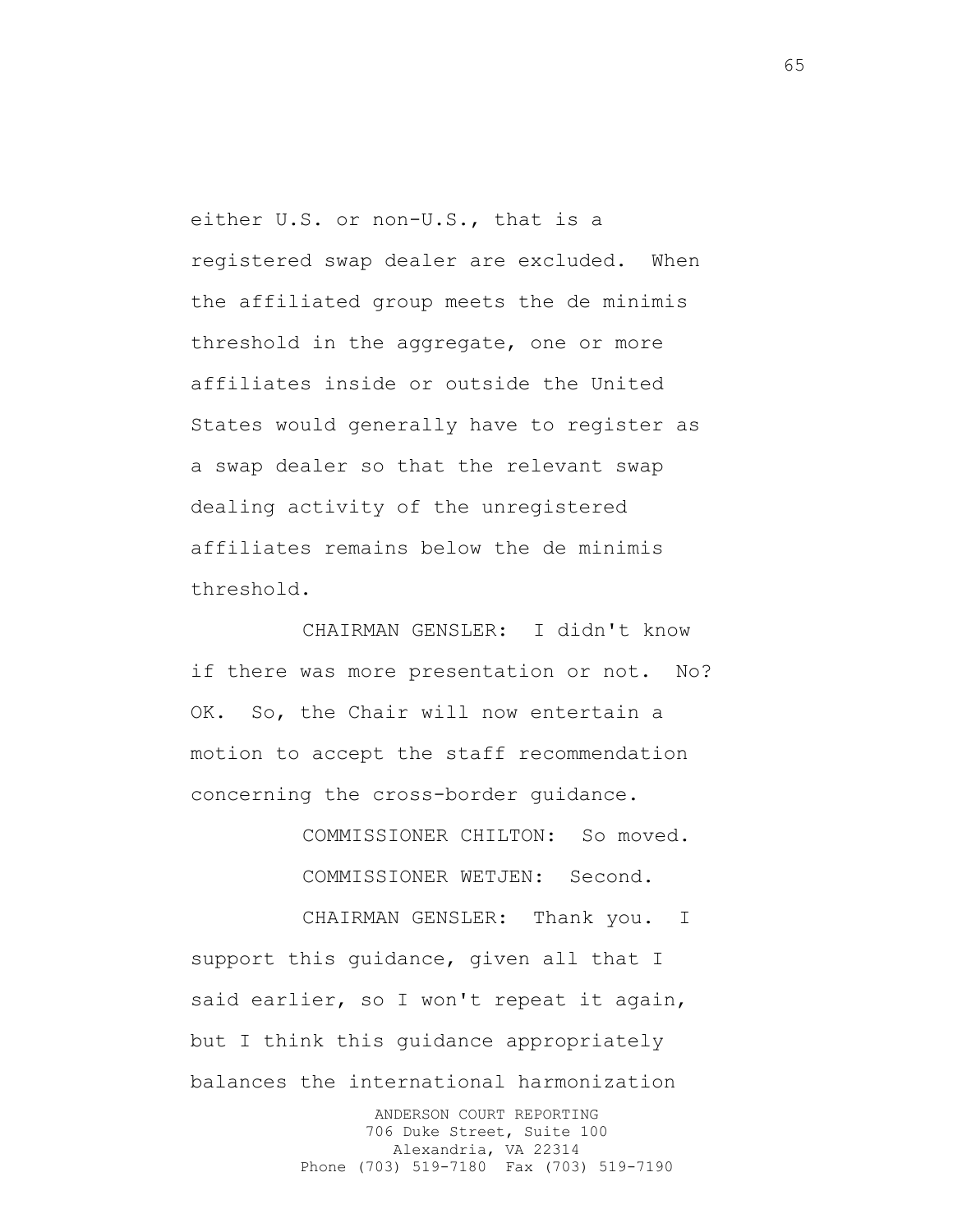either U.S. or non-U.S., that is a registered swap dealer are excluded. When the affiliated group meets the de minimis threshold in the aggregate, one or more affiliates inside or outside the United States would generally have to register as a swap dealer so that the relevant swap dealing activity of the unregistered affiliates remains below the de minimis threshold.

CHAIRMAN GENSLER: I didn't know if there was more presentation or not. No? OK. So, the Chair will now entertain a motion to accept the staff recommendation concerning the cross-border guidance.

COMMISSIONER CHILTON: So moved.

COMMISSIONER WETJEN: Second.

CHAIRMAN GENSLER: Thank you. I support this guidance, given all that I said earlier, so I won't repeat it again, but I think this guidance appropriately balances the international harmonization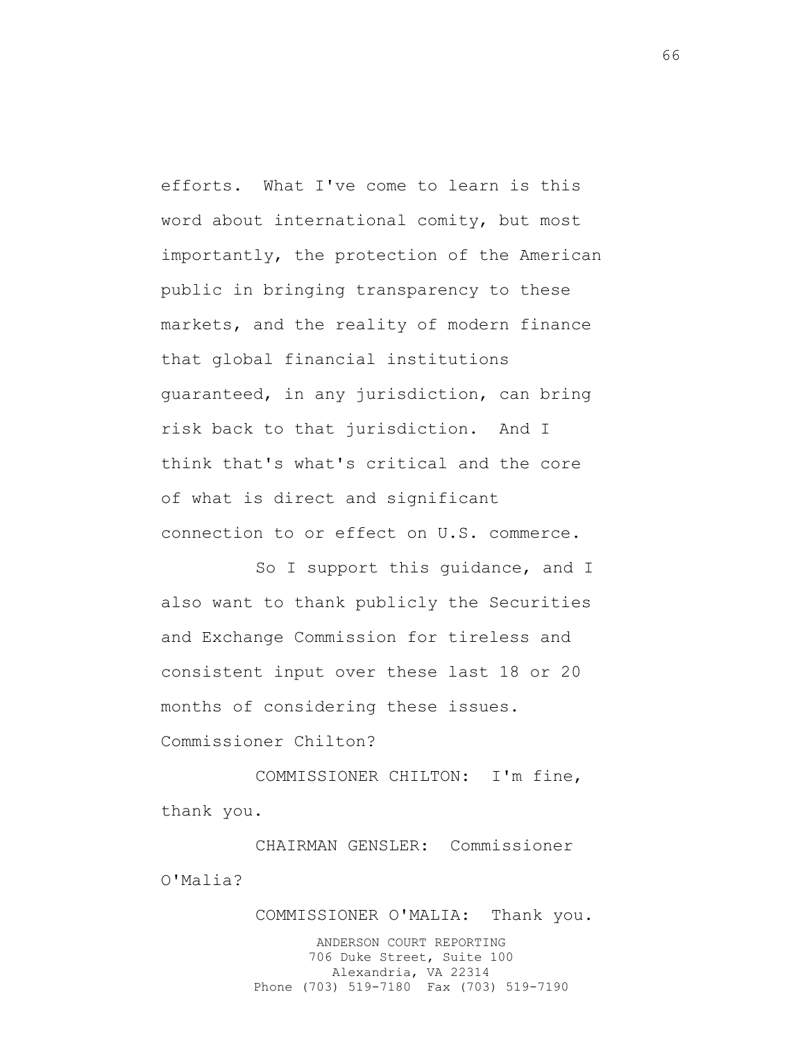efforts. What I've come to learn is this word about international comity, but most importantly, the protection of the American public in bringing transparency to these markets, and the reality of modern finance that global financial institutions guaranteed, in any jurisdiction, can bring risk back to that jurisdiction. And I think that's what's critical and the core of what is direct and significant connection to or effect on U.S. commerce.

So I support this guidance, and I also want to thank publicly the Securities and Exchange Commission for tireless and consistent input over these last 18 or 20 months of considering these issues. Commissioner Chilton?

COMMISSIONER CHILTON: I'm fine, thank you.

CHAIRMAN GENSLER: Commissioner O'Malia?

COMMISSIONER O'MALIA: Thank you.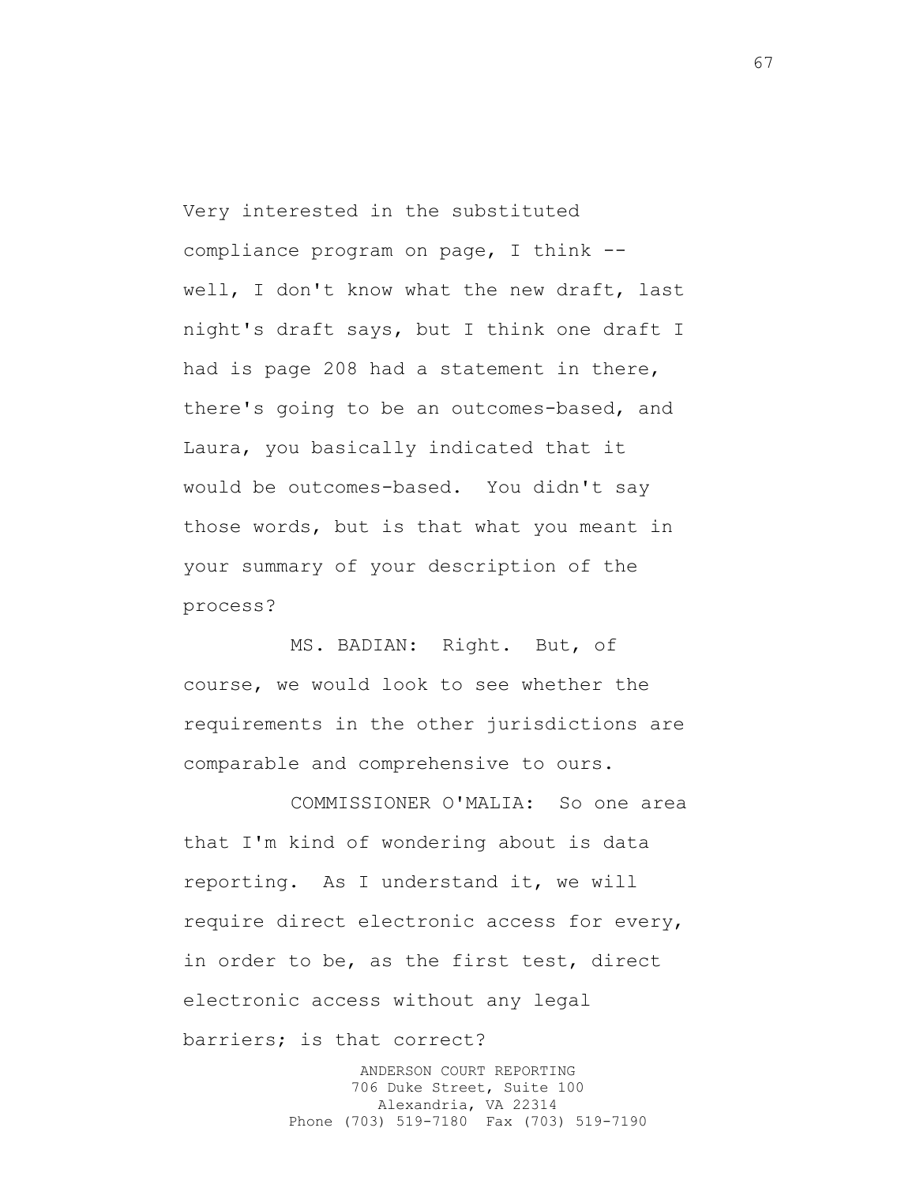Very interested in the substituted compliance program on page, I think -- well, I don't know what the new draft, last night's draft says, but I think one draft I had is page 208 had a statement in there, there's going to be an outcomes-based, and Laura, you basically indicated that it would be outcomes-based. You didn't say those words, but is that what you meant in your summary of your description of the process?

MS. BADIAN: Right. But, of course, we would look to see whether the requirements in the other jurisdictions are comparable and comprehensive to ours.

COMMISSIONER O'MALIA: So one area that I'm kind of wondering about is data reporting. As I understand it, we will require direct electronic access for every, in order to be, as the first test, direct electronic access without any legal barriers; is that correct?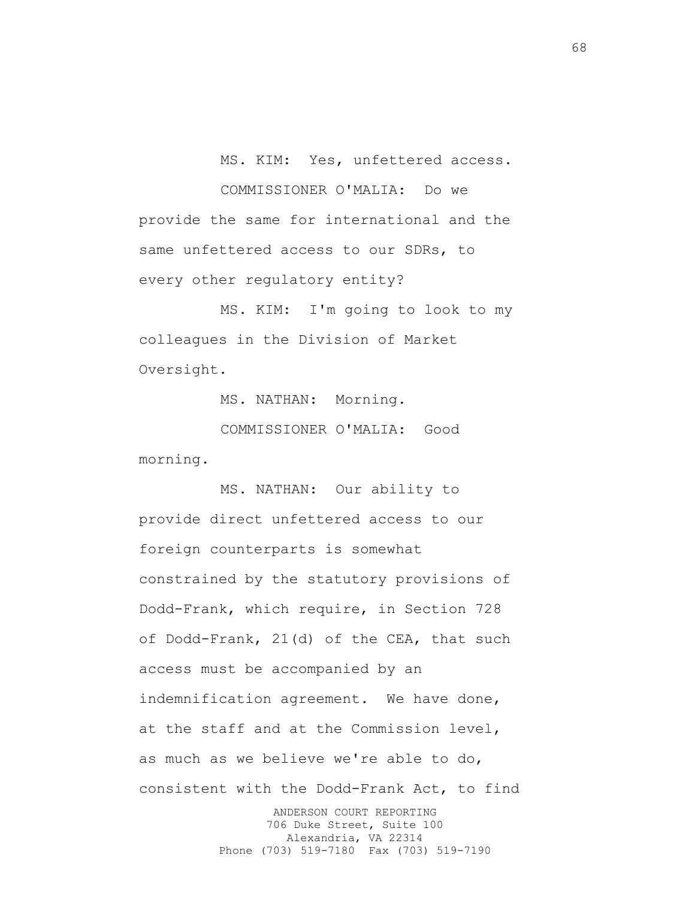MS. KIM: Yes, unfettered access.

COMMISSIONER O'MALIA: Do we provide the same for international and the same unfettered access to our SDRs, to every other regulatory entity?

MS. KIM: I'm going to look to my colleagues in the Division of Market Oversight.

MS. NATHAN: Morning.

COMMISSIONER O'MALIA: Good morning.

MS. NATHAN: Our ability to provide direct unfettered access to our foreign counterparts is somewhat constrained by the statutory provisions of Dodd-Frank, which require, in Section 728 of Dodd-Frank, 21(d) of the CEA, that such access must be accompanied by an indemnification agreement. We have done, at the staff and at the Commission level, as much as we believe we're able to do, consistent with the Dodd-Frank Act, to find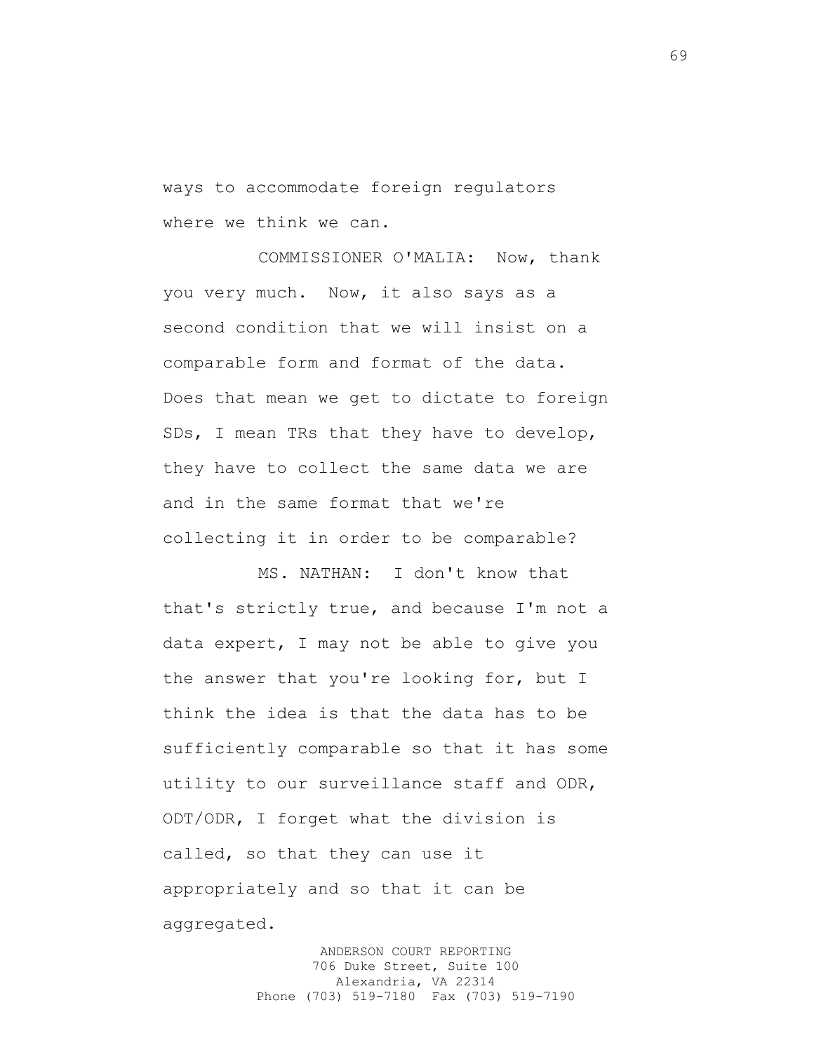ways to accommodate foreign regulators where we think we can.

COMMISSIONER O'MALIA: Now, thank you very much. Now, it also says as a second condition that we will insist on a comparable form and format of the data. Does that mean we get to dictate to foreign SDs, I mean TRs that they have to develop, they have to collect the same data we are and in the same format that we're collecting it in order to be comparable?

MS. NATHAN: I don't know that that's strictly true, and because I'm not a data expert, I may not be able to give you the answer that you're looking for, but I think the idea is that the data has to be sufficiently comparable so that it has some utility to our surveillance staff and ODR, ODT/ODR, I forget what the division is called, so that they can use it appropriately and so that it can be aggregated.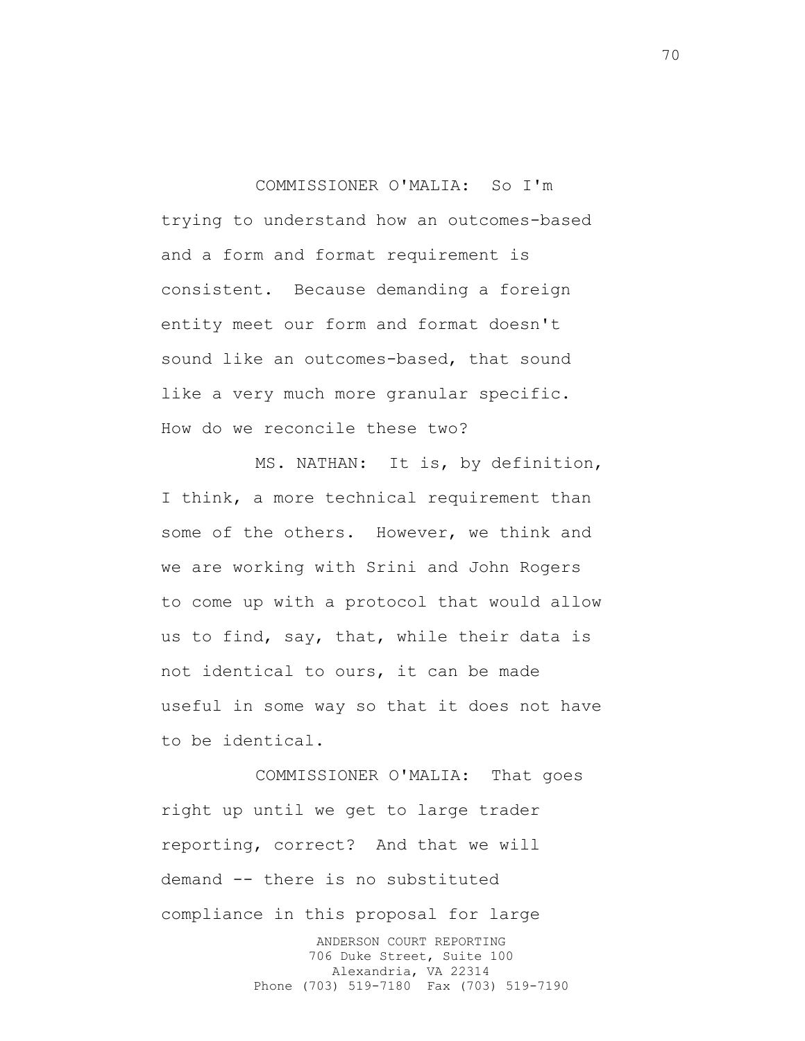COMMISSIONER O'MALIA: So I'm trying to understand how an outcomes-based and a form and format requirement is consistent. Because demanding a foreign entity meet our form and format doesn't sound like an outcomes-based, that sound like a very much more granular specific. How do we reconcile these two?

MS. NATHAN: It is, by definition, I think, a more technical requirement than some of the others. However, we think and we are working with Srini and John Rogers to come up with a protocol that would allow us to find, say, that, while their data is not identical to ours, it can be made useful in some way so that it does not have to be identical.

COMMISSIONER O'MALIA: That goes right up until we get to large trader reporting, correct? And that we will demand -- there is no substituted compliance in this proposal for large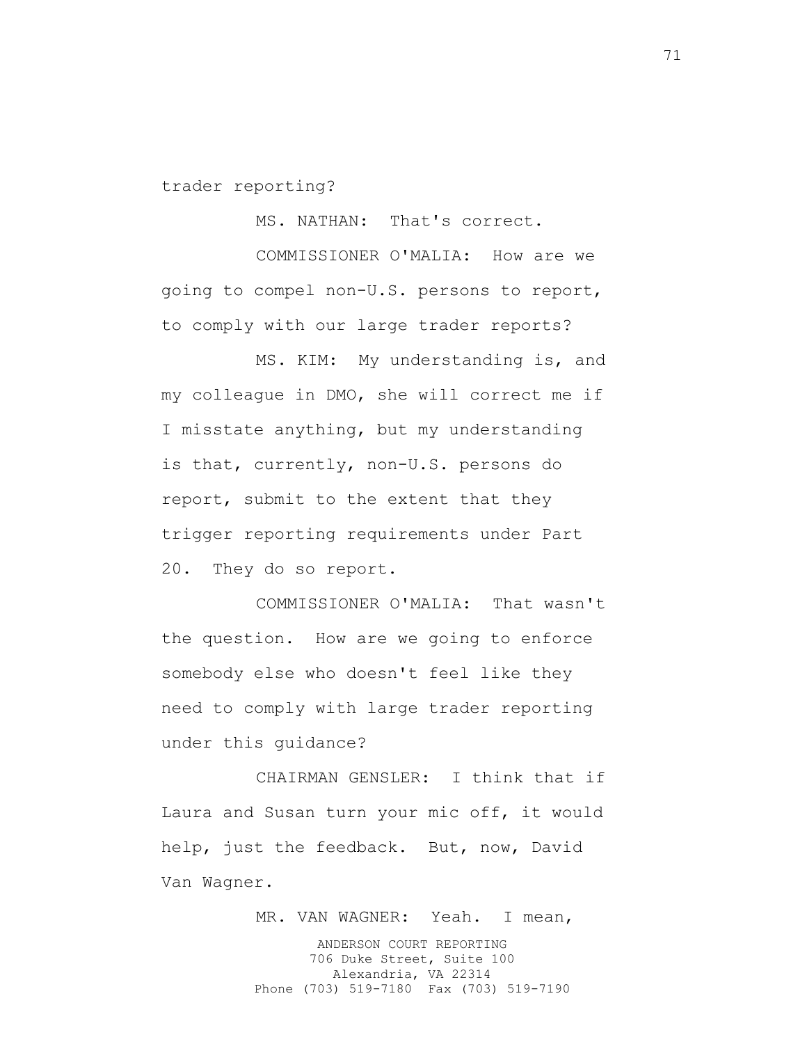trader reporting?

MS. NATHAN: That's correct.

COMMISSIONER O'MALIA: How are we going to compel non-U.S. persons to report, to comply with our large trader reports?

MS. KIM: My understanding is, and my colleague in DMO, she will correct me if I misstate anything, but my understanding is that, currently, non-U.S. persons do report, submit to the extent that they trigger reporting requirements under Part 20. They do so report.

COMMISSIONER O'MALIA: That wasn't the question. How are we going to enforce somebody else who doesn't feel like they need to comply with large trader reporting under this guidance?

CHAIRMAN GENSLER: I think that if Laura and Susan turn your mic off, it would help, just the feedback. But, now, David Van Wagner.

MR. VAN WAGNER: Yeah. I mean,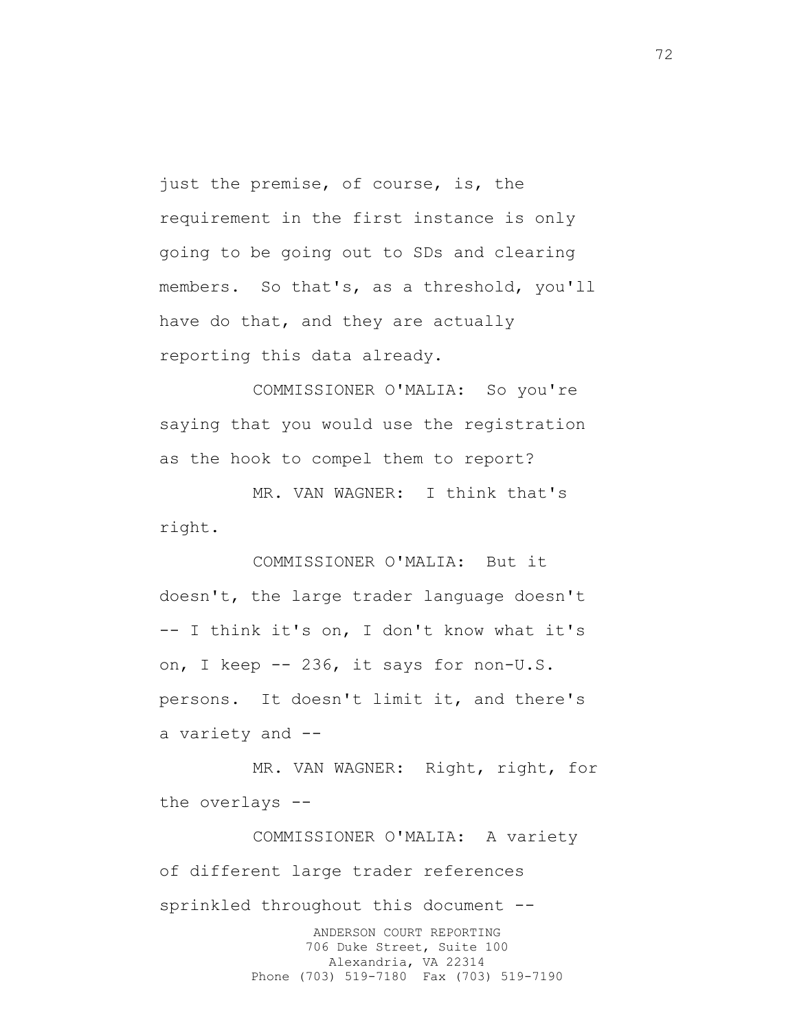just the premise, of course, is, the requirement in the first instance is only going to be going out to SDs and clearing members. So that's, as a threshold, you'll have do that, and they are actually reporting this data already.

COMMISSIONER O'MALIA: So you're saying that you would use the registration as the hook to compel them to report?

MR. VAN WAGNER: I think that's right.

COMMISSIONER O'MALIA: But it doesn't, the large trader language doesn't -- I think it's on, I don't know what it's on, I keep -- 236, it says for non-U.S. persons. It doesn't limit it, and there's a variety and --

MR. VAN WAGNER: Right, right, for the overlays --

COMMISSIONER O'MALIA: A variety of different large trader references sprinkled throughout this document --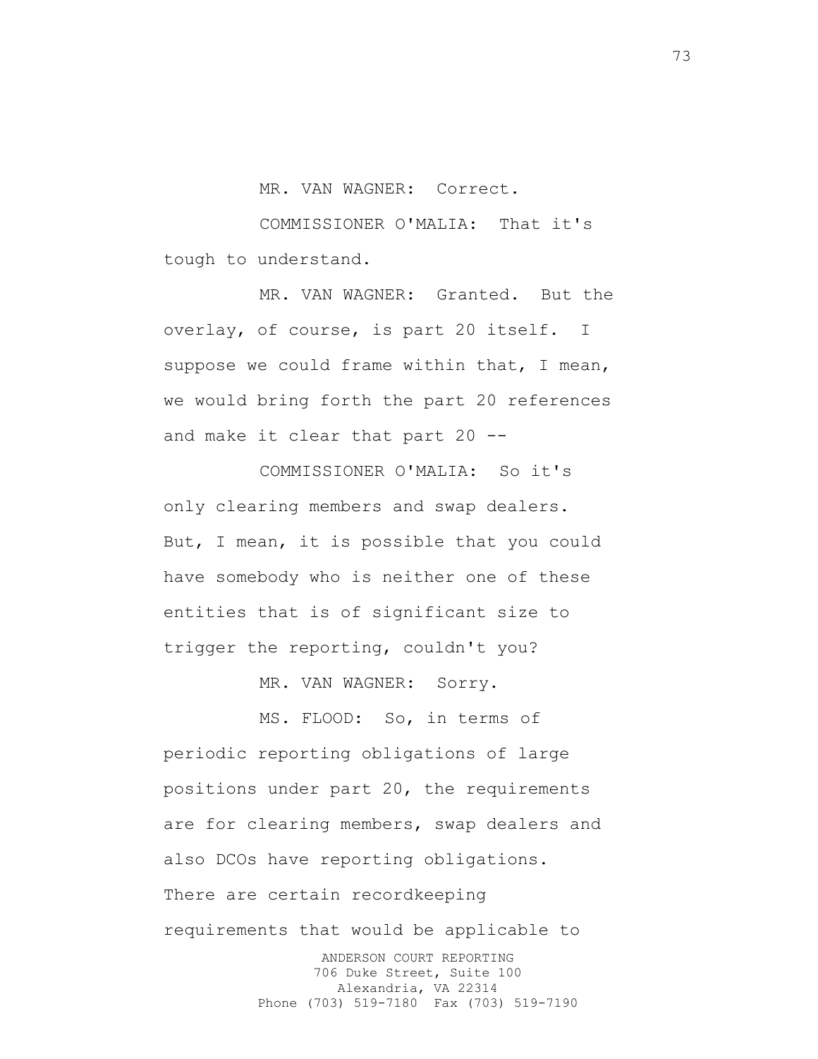MR. VAN WAGNER: Correct.

COMMISSIONER O'MALIA: That it's tough to understand.

MR. VAN WAGNER: Granted. But the overlay, of course, is part 20 itself. I suppose we could frame within that, I mean, we would bring forth the part 20 references and make it clear that part 20 --

COMMISSIONER O'MALIA: So it's only clearing members and swap dealers. But, I mean, it is possible that you could have somebody who is neither one of these entities that is of significant size to trigger the reporting, couldn't you?

MR. VAN WAGNER: Sorry.

MS. FLOOD: So, in terms of periodic reporting obligations of large positions under part 20, the requirements are for clearing members, swap dealers and also DCOs have reporting obligations. There are certain recordkeeping requirements that would be applicable to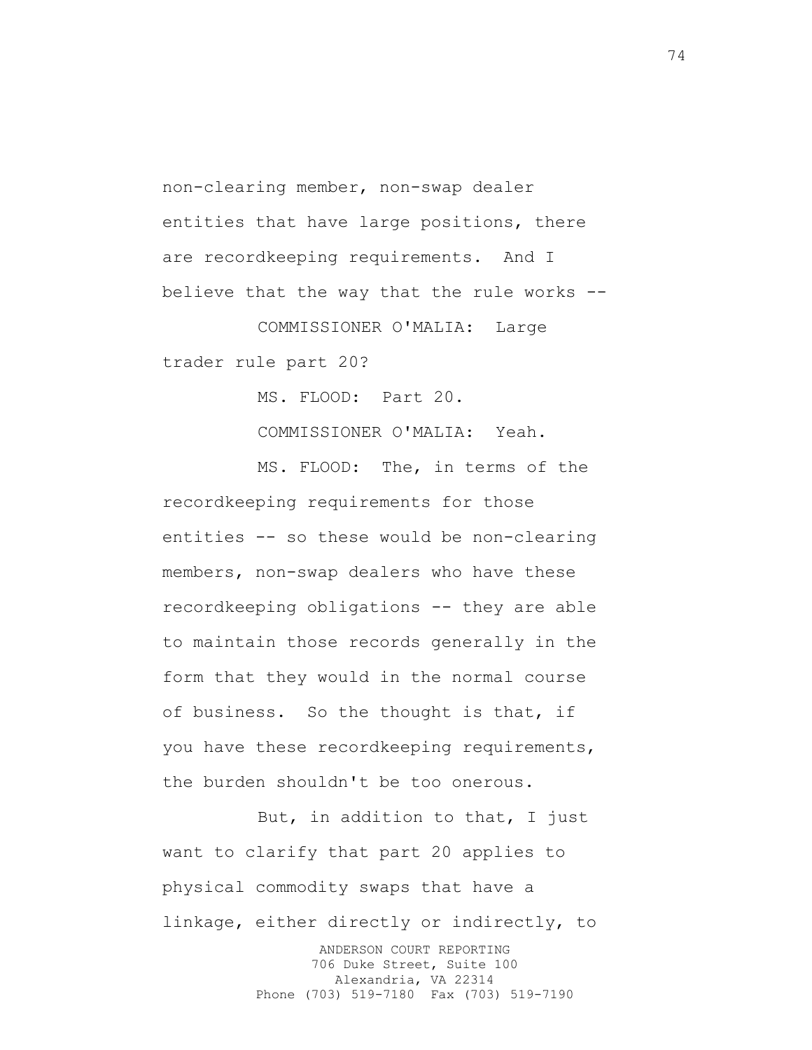non-clearing member, non-swap dealer entities that have large positions, there are recordkeeping requirements. And I believe that the way that the rule works --

COMMISSIONER O'MALIA: Large trader rule part 20?

MS. FLOOD: Part 20.

COMMISSIONER O'MALIA: Yeah.

MS. FLOOD: The, in terms of the recordkeeping requirements for those entities -- so these would be non-clearing members, non-swap dealers who have these recordkeeping obligations -- they are able to maintain those records generally in the form that they would in the normal course of business. So the thought is that, if you have these recordkeeping requirements, the burden shouldn't be too onerous.

But, in addition to that, I just want to clarify that part 20 applies to physical commodity swaps that have a linkage, either directly or indirectly, to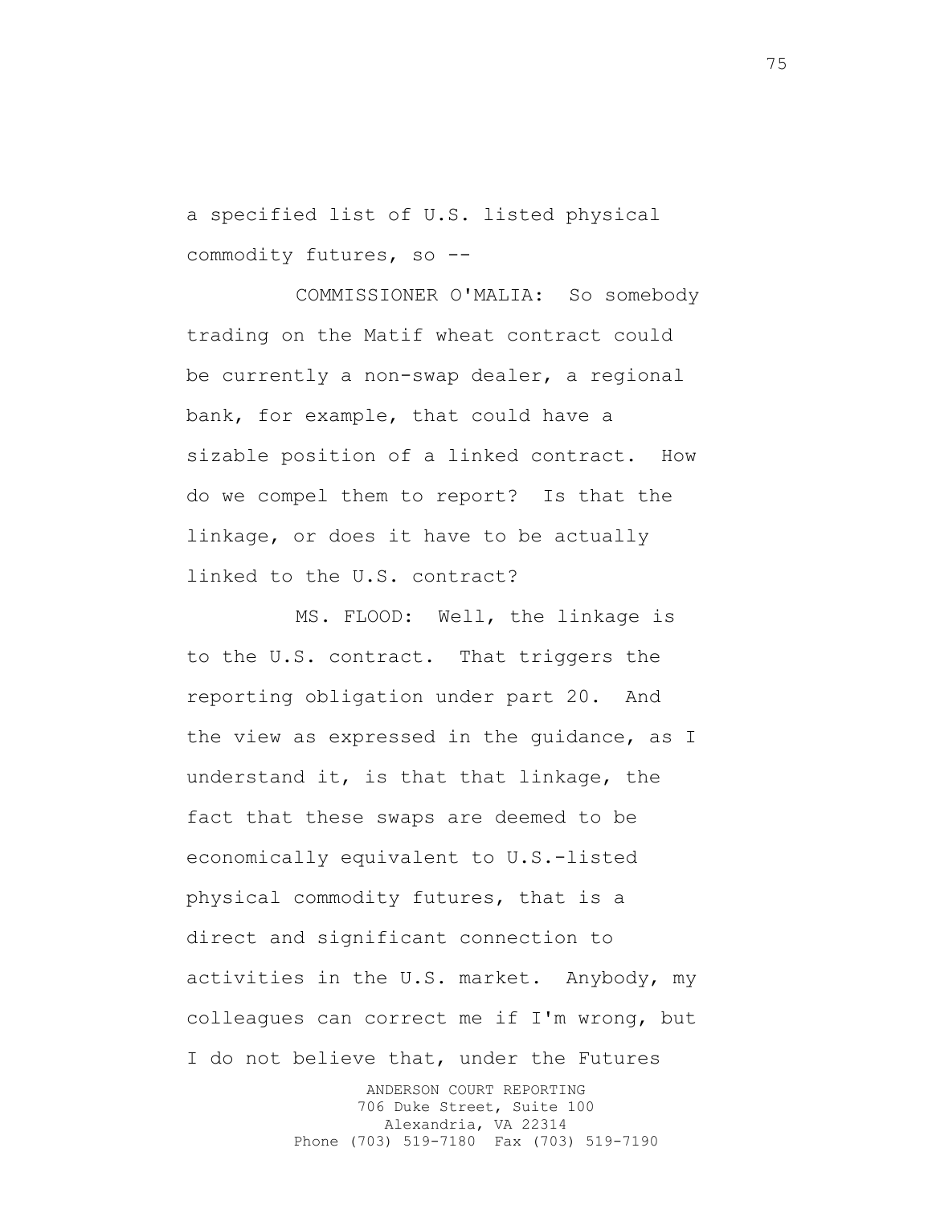a specified list of U.S. listed physical commodity futures, so --

COMMISSIONER O'MALIA: So somebody trading on the Matif wheat contract could be currently a non-swap dealer, a regional bank, for example, that could have a sizable position of a linked contract. How do we compel them to report? Is that the linkage, or does it have to be actually linked to the U.S. contract?

MS. FLOOD: Well, the linkage is to the U.S. contract. That triggers the reporting obligation under part 20. And the view as expressed in the guidance, as I understand it, is that that linkage, the fact that these swaps are deemed to be economically equivalent to U.S.-listed physical commodity futures, that is a direct and significant connection to activities in the U.S. market. Anybody, my colleagues can correct me if I'm wrong, but I do not believe that, under the Futures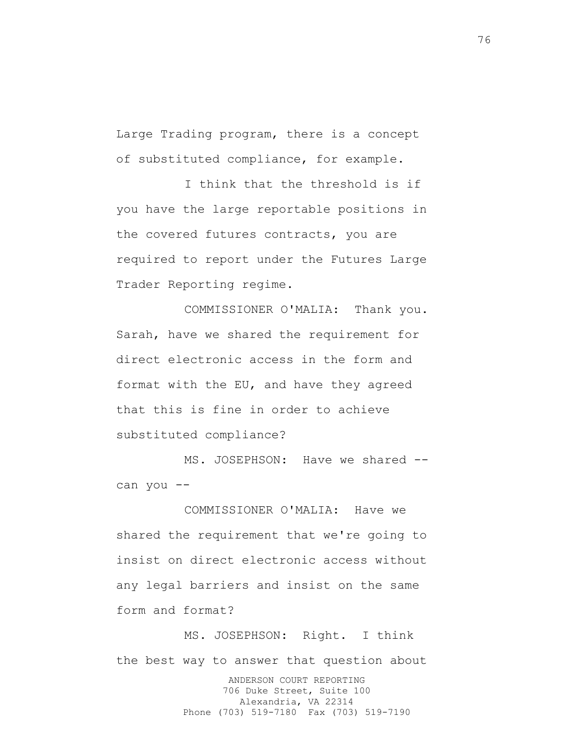Large Trading program, there is a concept of substituted compliance, for example.

I think that the threshold is if you have the large reportable positions in the covered futures contracts, you are required to report under the Futures Large Trader Reporting regime.

COMMISSIONER O'MALIA: Thank you. Sarah, have we shared the requirement for direct electronic access in the form and format with the EU, and have they agreed that this is fine in order to achieve substituted compliance?

MS. JOSEPHSON: Have we shared -- can you --

COMMISSIONER O'MALIA: Have we shared the requirement that we're going to insist on direct electronic access without any legal barriers and insist on the same form and format?

MS. JOSEPHSON: Right. I think the best way to answer that question about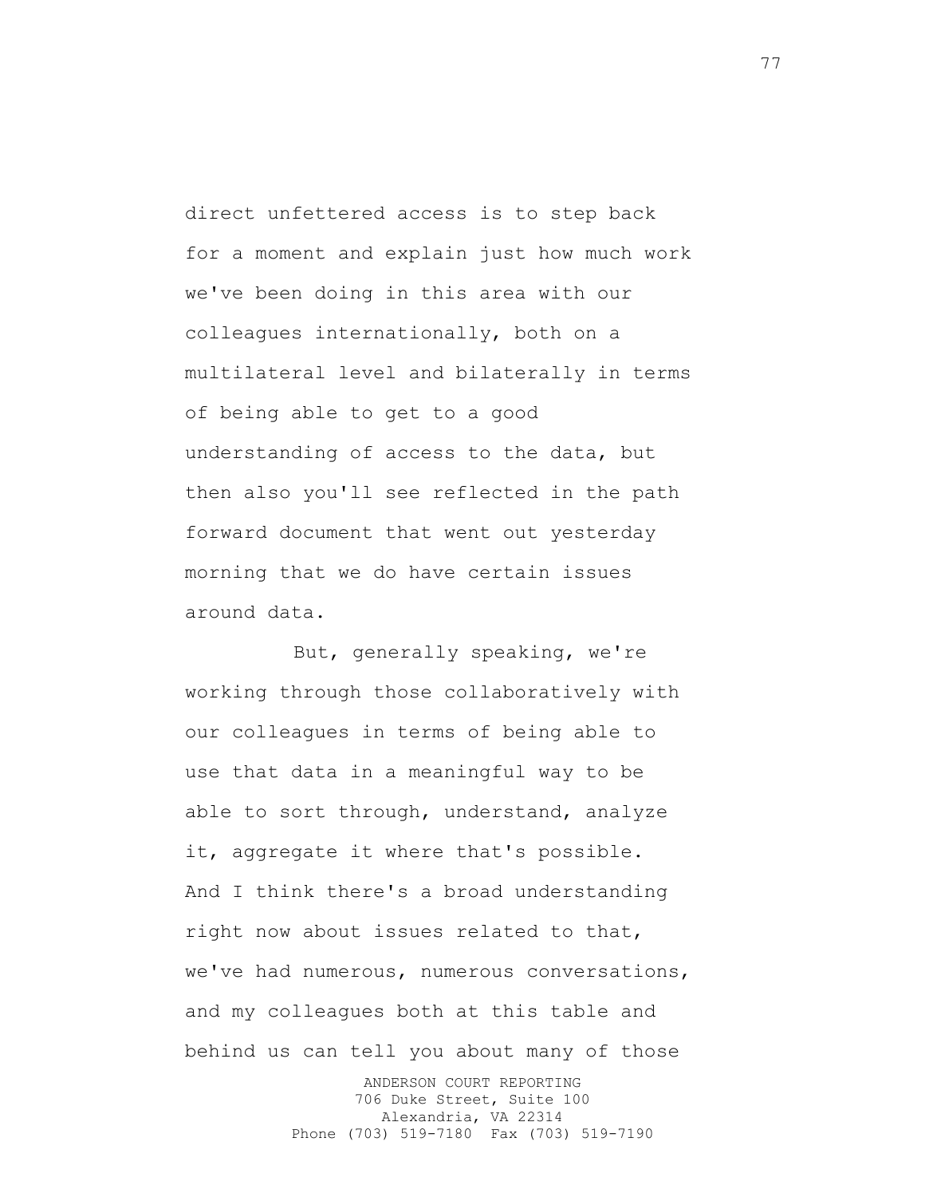direct unfettered access is to step back for a moment and explain just how much work we've been doing in this area with our colleagues internationally, both on a multilateral level and bilaterally in terms of being able to get to a good understanding of access to the data, but then also you'll see reflected in the path forward document that went out yesterday morning that we do have certain issues around data.

But, generally speaking, we're working through those collaboratively with our colleagues in terms of being able to use that data in a meaningful way to be able to sort through, understand, analyze it, aggregate it where that's possible. And I think there's a broad understanding right now about issues related to that, we've had numerous, numerous conversations, and my colleagues both at this table and behind us can tell you about many of those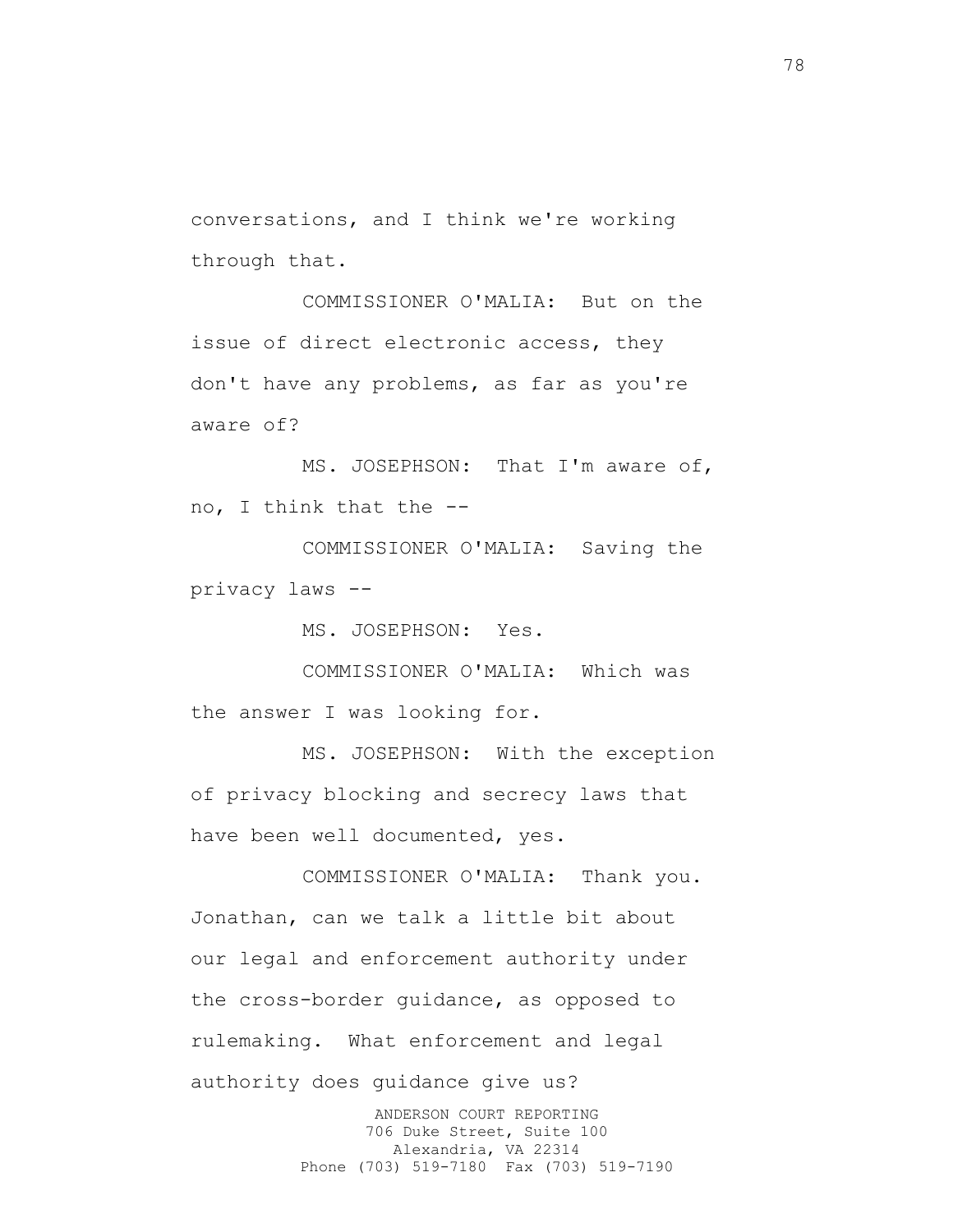conversations, and I think we're working through that.

COMMISSIONER O'MALIA: But on the issue of direct electronic access, they don't have any problems, as far as you're aware of?

MS. JOSEPHSON: That I'm aware of, no, I think that the --

COMMISSIONER O'MALIA: Saving the privacy laws --

MS. JOSEPHSON: Yes.

COMMISSIONER O'MALIA: Which was the answer I was looking for.

MS. JOSEPHSON: With the exception of privacy blocking and secrecy laws that have been well documented, yes.

COMMISSIONER O'MALIA: Thank you. Jonathan, can we talk a little bit about our legal and enforcement authority under the cross-border guidance, as opposed to rulemaking. What enforcement and legal authority does guidance give us?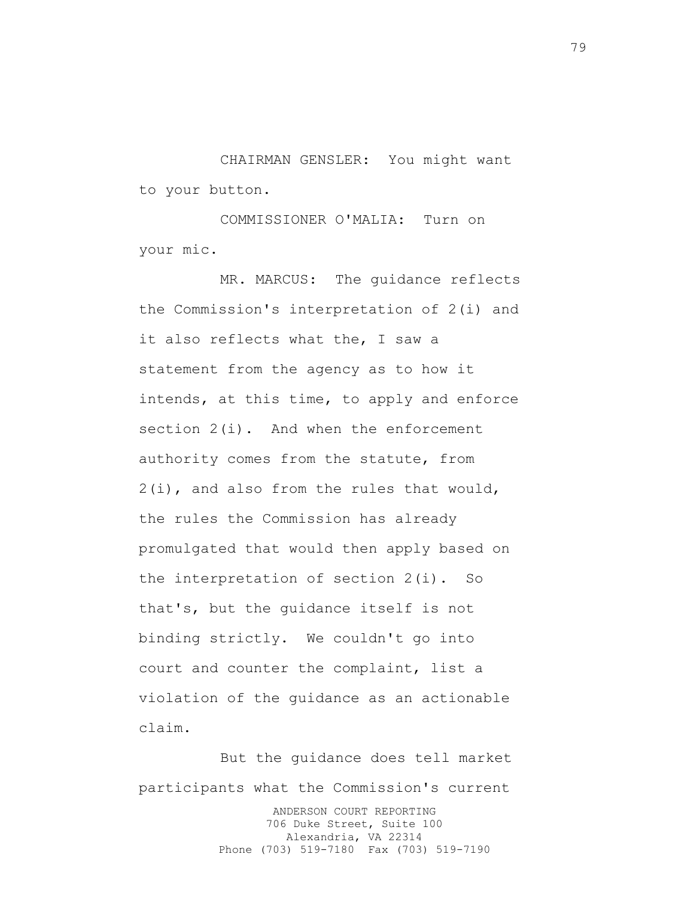CHAIRMAN GENSLER: You might want to your button.

COMMISSIONER O'MALIA: Turn on your mic.

MR. MARCUS: The guidance reflects the Commission's interpretation of 2(i) and it also reflects what the, I saw a statement from the agency as to how it intends, at this time, to apply and enforce section 2(i). And when the enforcement authority comes from the statute, from 2(i), and also from the rules that would, the rules the Commission has already promulgated that would then apply based on the interpretation of section 2(i). So that's, but the guidance itself is not binding strictly. We couldn't go into court and counter the complaint, list a violation of the guidance as an actionable claim.

But the guidance does tell market participants what the Commission's current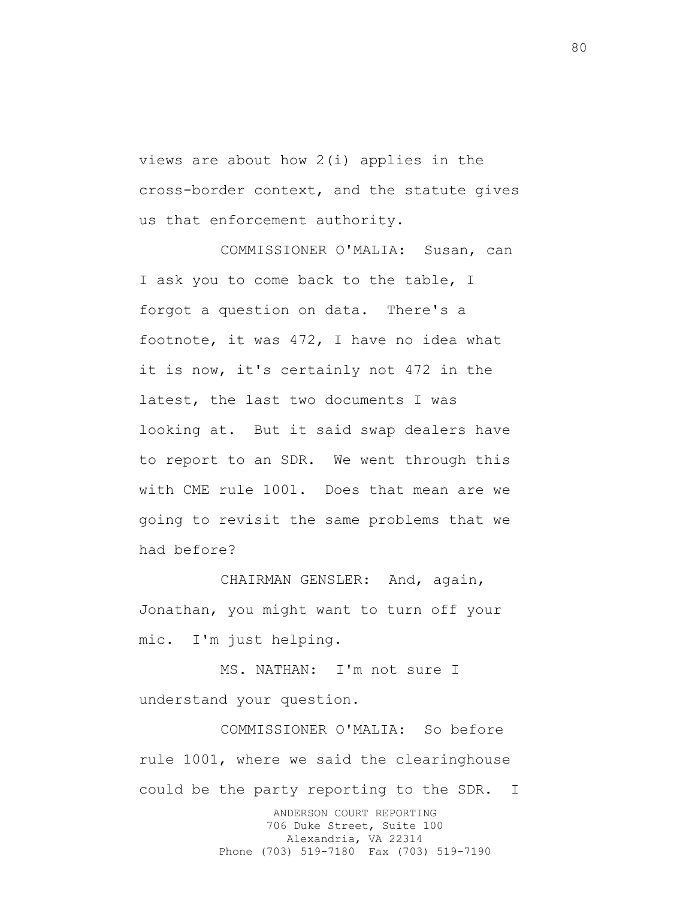views are about how 2(i) applies in the cross-border context, and the statute gives us that enforcement authority.

COMMISSIONER O'MALIA: Susan, can I ask you to come back to the table, I forgot a question on data. There's a footnote, it was 472, I have no idea what it is now, it's certainly not 472 in the latest, the last two documents I was looking at. But it said swap dealers have to report to an SDR. We went through this with CME rule 1001. Does that mean are we going to revisit the same problems that we had before?

CHAIRMAN GENSLER: And, again, Jonathan, you might want to turn off your mic. I'm just helping.

MS. NATHAN: I'm not sure I understand your question.

COMMISSIONER O'MALIA: So before rule 1001, where we said the clearinghouse could be the party reporting to the SDR. I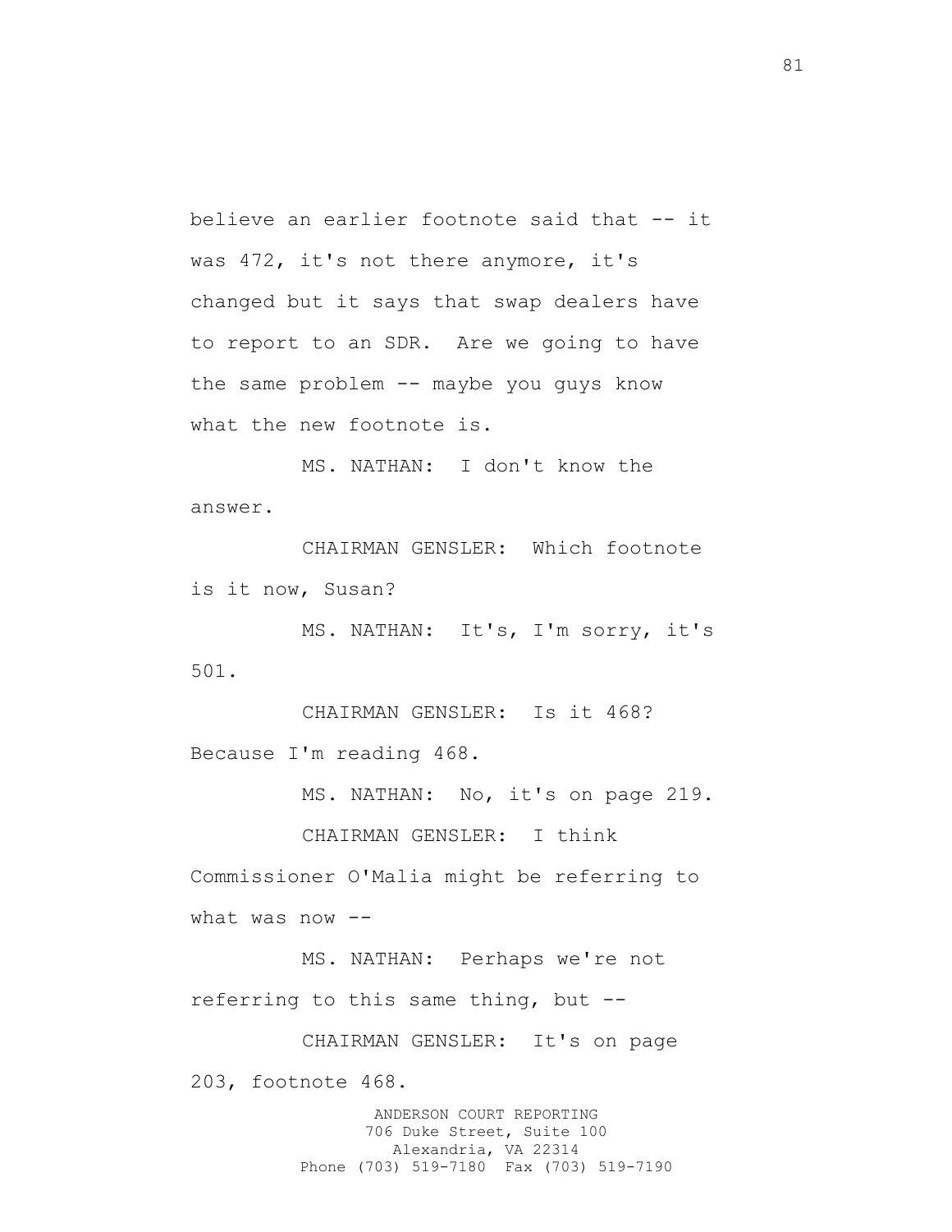believe an earlier footnote said that -- it was 472, it's not there anymore, it's changed but it says that swap dealers have to report to an SDR. Are we going to have the same problem -- maybe you guys know what the new footnote is.

MS. NATHAN: I don't know the answer.

CHAIRMAN GENSLER: Which footnote is it now, Susan?

MS. NATHAN: It's, I'm sorry, it's 501.

CHAIRMAN GENSLER: Is it 468? Because I'm reading 468.

MS. NATHAN: No, it's on page 219.

CHAIRMAN GENSLER: I think Commissioner O'Malia might be referring to what was now --

MS. NATHAN: Perhaps we're not referring to this same thing, but --

CHAIRMAN GENSLER: It's on page 203, footnote 468.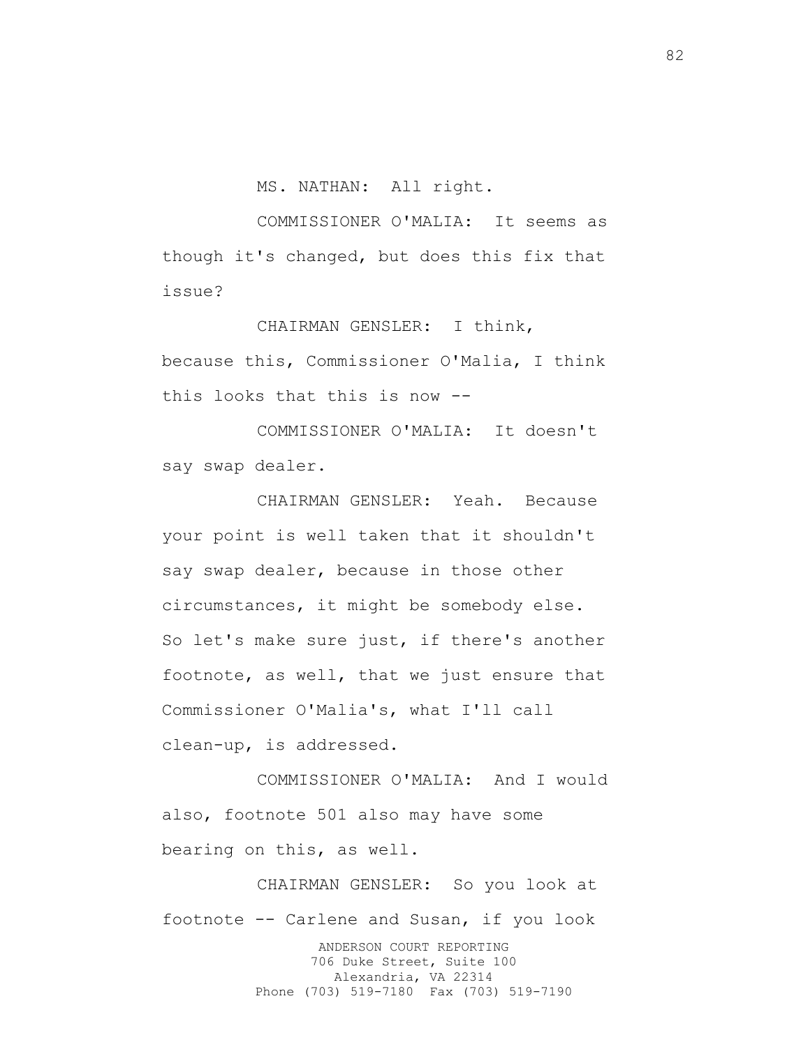MS. NATHAN: All right.

COMMISSIONER O'MALIA: It seems as though it's changed, but does this fix that issue?

CHAIRMAN GENSLER: I think, because this, Commissioner O'Malia, I think this looks that this is now --

COMMISSIONER O'MALIA: It doesn't say swap dealer.

CHAIRMAN GENSLER: Yeah. Because your point is well taken that it shouldn't say swap dealer, because in those other circumstances, it might be somebody else. So let's make sure just, if there's another footnote, as well, that we just ensure that Commissioner O'Malia's, what I'll call clean-up, is addressed.

COMMISSIONER O'MALIA: And I would also, footnote 501 also may have some bearing on this, as well.

CHAIRMAN GENSLER: So you look at footnote -- Carlene and Susan, if you look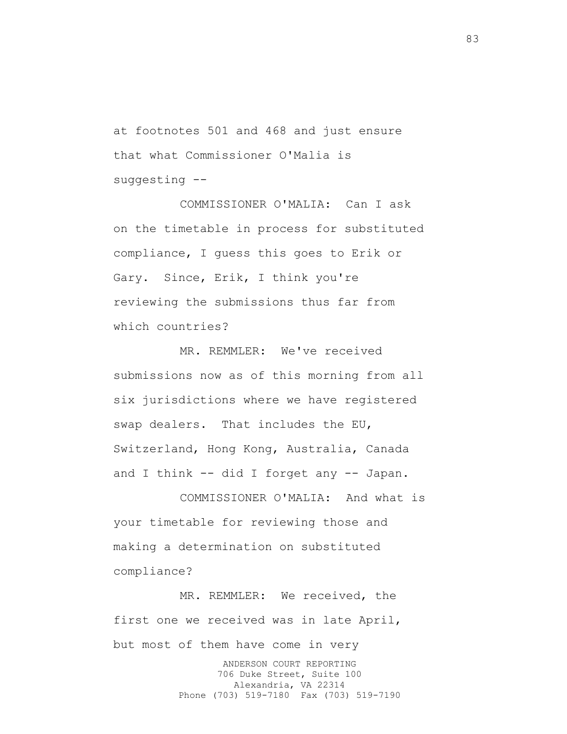at footnotes 501 and 468 and just ensure that what Commissioner O'Malia is suggesting --

COMMISSIONER O'MALIA: Can I ask on the timetable in process for substituted compliance, I guess this goes to Erik or Gary. Since, Erik, I think you're reviewing the submissions thus far from which countries?

MR. REMMLER: We've received submissions now as of this morning from all six jurisdictions where we have registered swap dealers. That includes the EU, Switzerland, Hong Kong, Australia, Canada and I think -- did I forget any -- Japan.

COMMISSIONER O'MALIA: And what is your timetable for reviewing those and making a determination on substituted compliance?

MR. REMMLER: We received, the first one we received was in late April, but most of them have come in very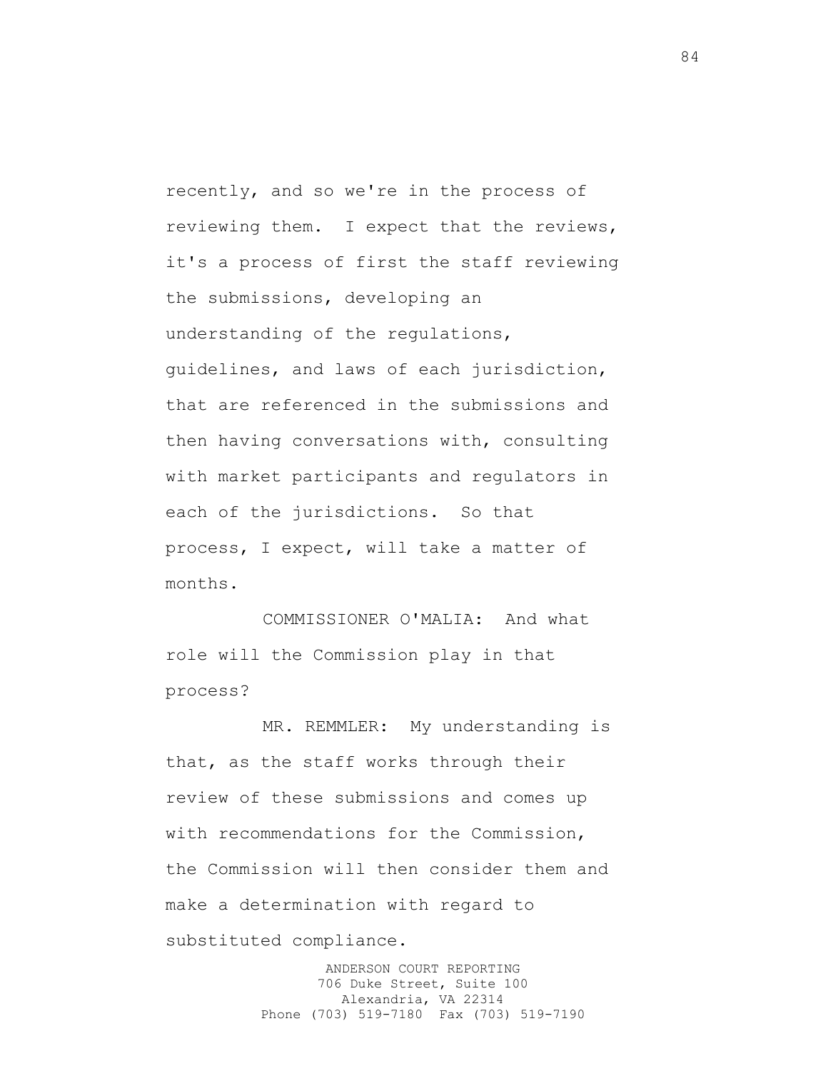recently, and so we're in the process of reviewing them. I expect that the reviews, it's a process of first the staff reviewing the submissions, developing an understanding of the regulations, guidelines, and laws of each jurisdiction, that are referenced in the submissions and then having conversations with, consulting with market participants and regulators in each of the jurisdictions. So that process, I expect, will take a matter of months.

COMMISSIONER O'MALIA: And what role will the Commission play in that process?

MR. REMMLER: My understanding is that, as the staff works through their review of these submissions and comes up with recommendations for the Commission, the Commission will then consider them and make a determination with regard to substituted compliance.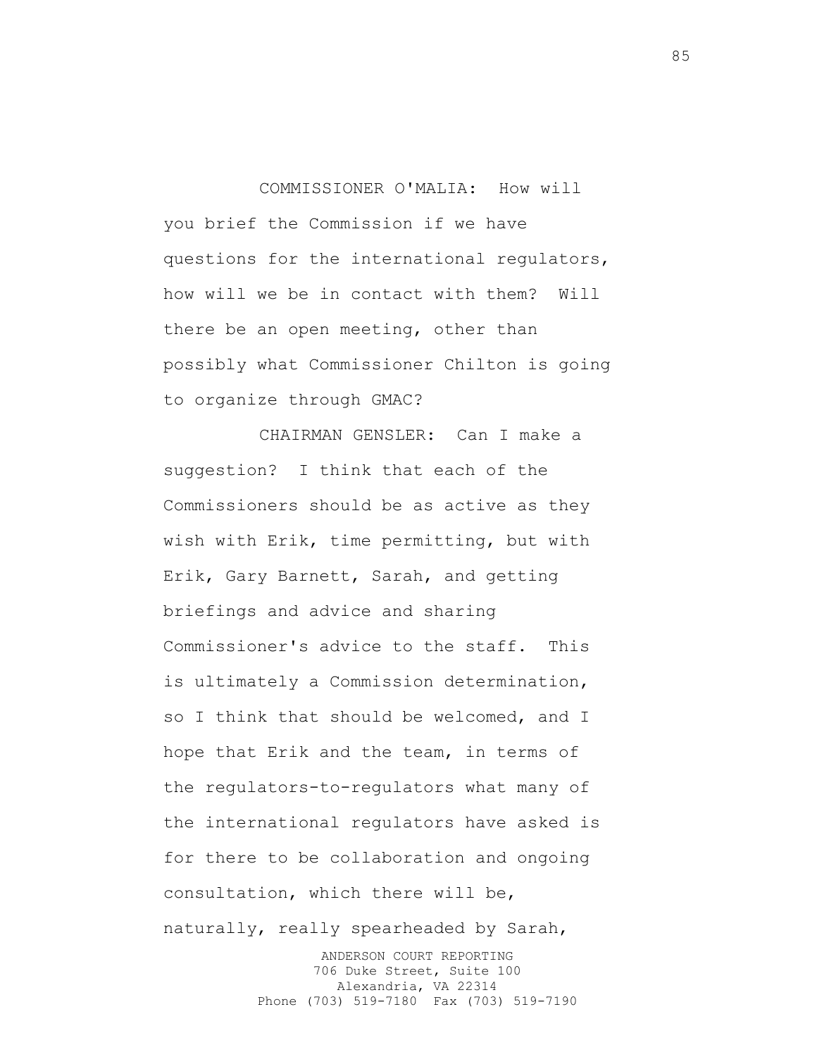COMMISSIONER O'MALIA: How will you brief the Commission if we have questions for the international regulators, how will we be in contact with them? Will there be an open meeting, other than possibly what Commissioner Chilton is going to organize through GMAC?

CHAIRMAN GENSLER: Can I make a suggestion? I think that each of the Commissioners should be as active as they wish with Erik, time permitting, but with Erik, Gary Barnett, Sarah, and getting briefings and advice and sharing Commissioner's advice to the staff. This is ultimately a Commission determination, so I think that should be welcomed, and I hope that Erik and the team, in terms of the regulators-to-regulators what many of the international regulators have asked is for there to be collaboration and ongoing consultation, which there will be, naturally, really spearheaded by Sarah,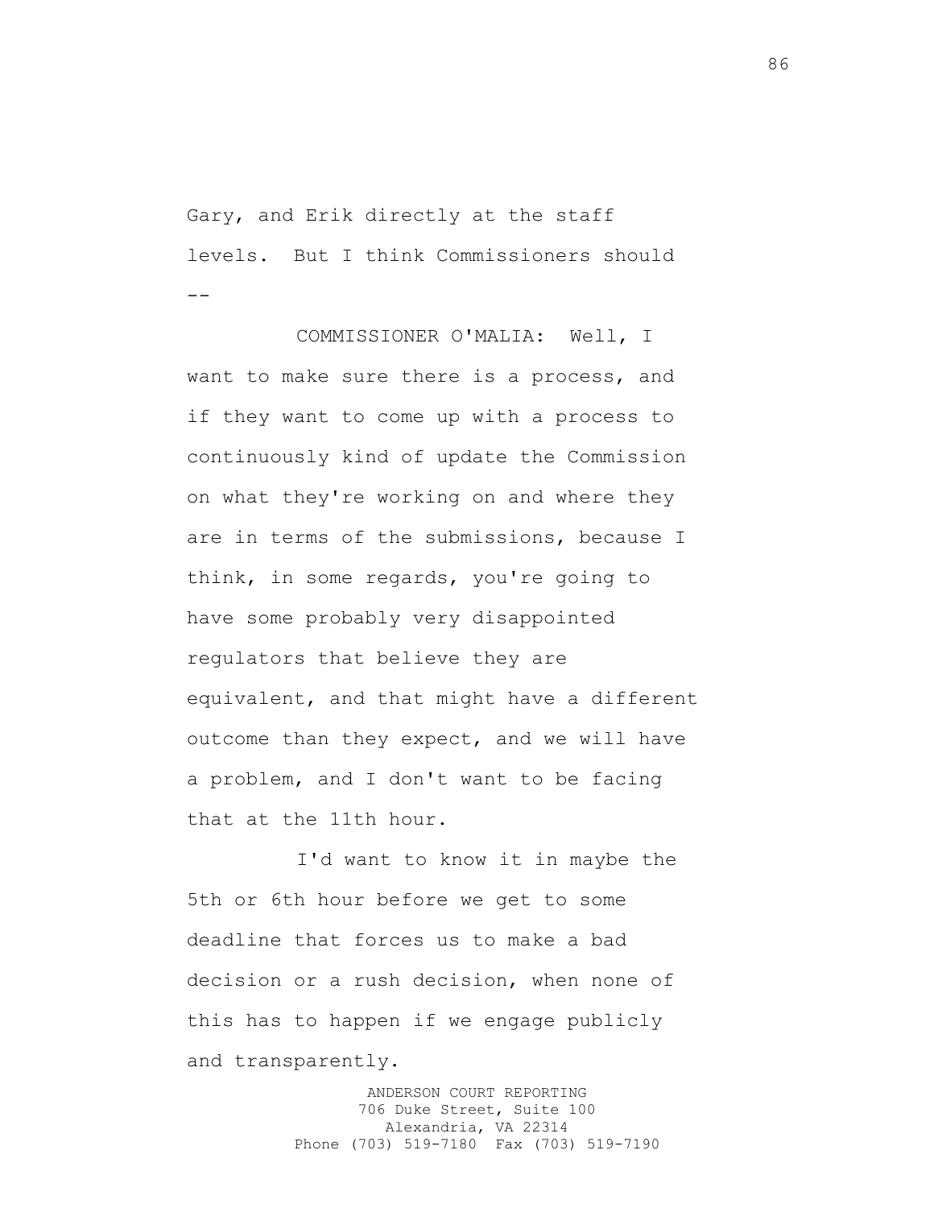Gary, and Erik directly at the staff levels. But I think Commissioners should --

COMMISSIONER O'MALIA: Well, I want to make sure there is a process, and if they want to come up with a process to continuously kind of update the Commission on what they're working on and where they are in terms of the submissions, because I think, in some regards, you're going to have some probably very disappointed regulators that believe they are equivalent, and that might have a different outcome than they expect, and we will have a problem, and I don't want to be facing that at the 11th hour.

I'd want to know it in maybe the 5th or 6th hour before we get to some deadline that forces us to make a bad decision or a rush decision, when none of this has to happen if we engage publicly and transparently.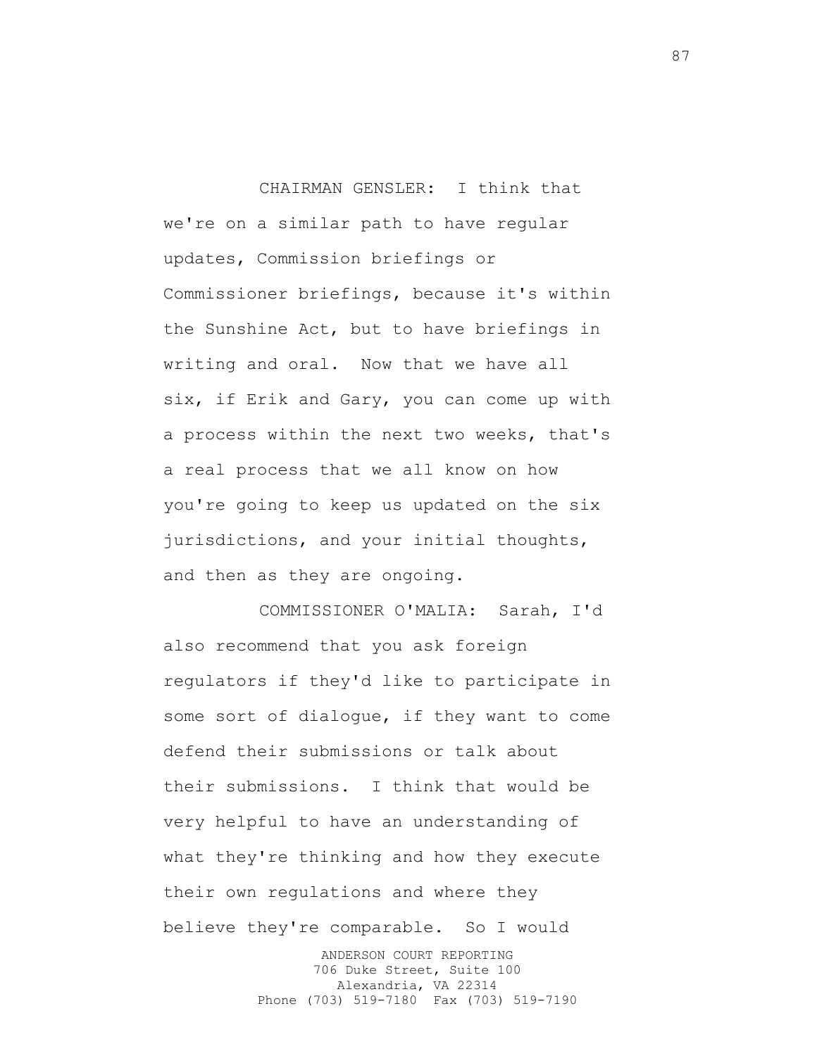CHAIRMAN GENSLER: I think that we're on a similar path to have regular updates, Commission briefings or Commissioner briefings, because it's within the Sunshine Act, but to have briefings in writing and oral. Now that we have all six, if Erik and Gary, you can come up with a process within the next two weeks, that's a real process that we all know on how you're going to keep us updated on the six jurisdictions, and your initial thoughts, and then as they are ongoing.

COMMISSIONER O'MALIA: Sarah, I'd also recommend that you ask foreign regulators if they'd like to participate in some sort of dialogue, if they want to come defend their submissions or talk about their submissions. I think that would be very helpful to have an understanding of what they're thinking and how they execute their own regulations and where they believe they're comparable. So I would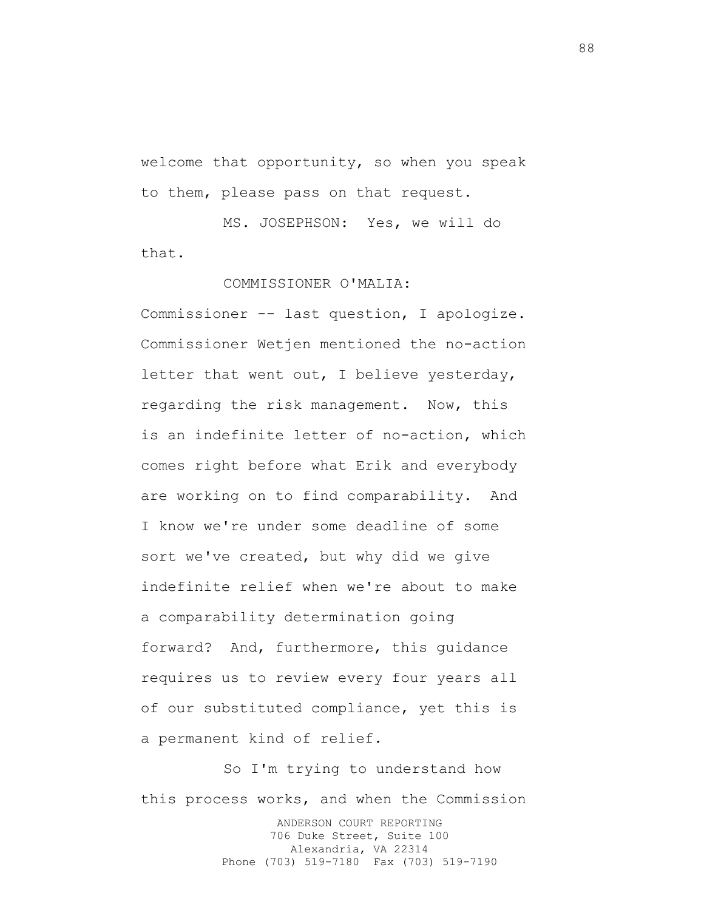welcome that opportunity, so when you speak to them, please pass on that request.

MS. JOSEPHSON: Yes, we will do that.

COMMISSIONER O'MALIA: Commissioner -- last question, I apologize. Commissioner Wetjen mentioned the no-action letter that went out, I believe yesterday, regarding the risk management. Now, this is an indefinite letter of no-action, which comes right before what Erik and everybody are working on to find comparability. And I know we're under some deadline of some sort we've created, but why did we give indefinite relief when we're about to make a comparability determination going forward? And, furthermore, this guidance requires us to review every four years all of our substituted compliance, yet this is a permanent kind of relief.

So I'm trying to understand how this process works, and when the Commission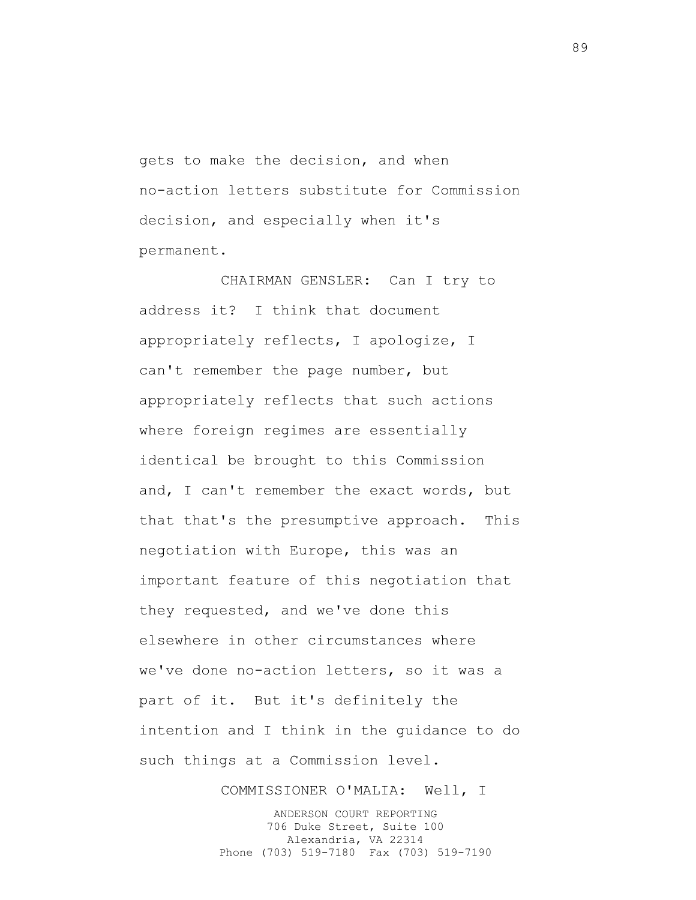gets to make the decision, and when no-action letters substitute for Commission decision, and especially when it's permanent.

CHAIRMAN GENSLER: Can I try to address it? I think that document appropriately reflects, I apologize, I can't remember the page number, but appropriately reflects that such actions where foreign regimes are essentially identical be brought to this Commission and, I can't remember the exact words, but that that's the presumptive approach. This negotiation with Europe, this was an important feature of this negotiation that they requested, and we've done this elsewhere in other circumstances where we've done no-action letters, so it was a part of it. But it's definitely the intention and I think in the guidance to do such things at a Commission level.

COMMISSIONER O'MALIA: Well, I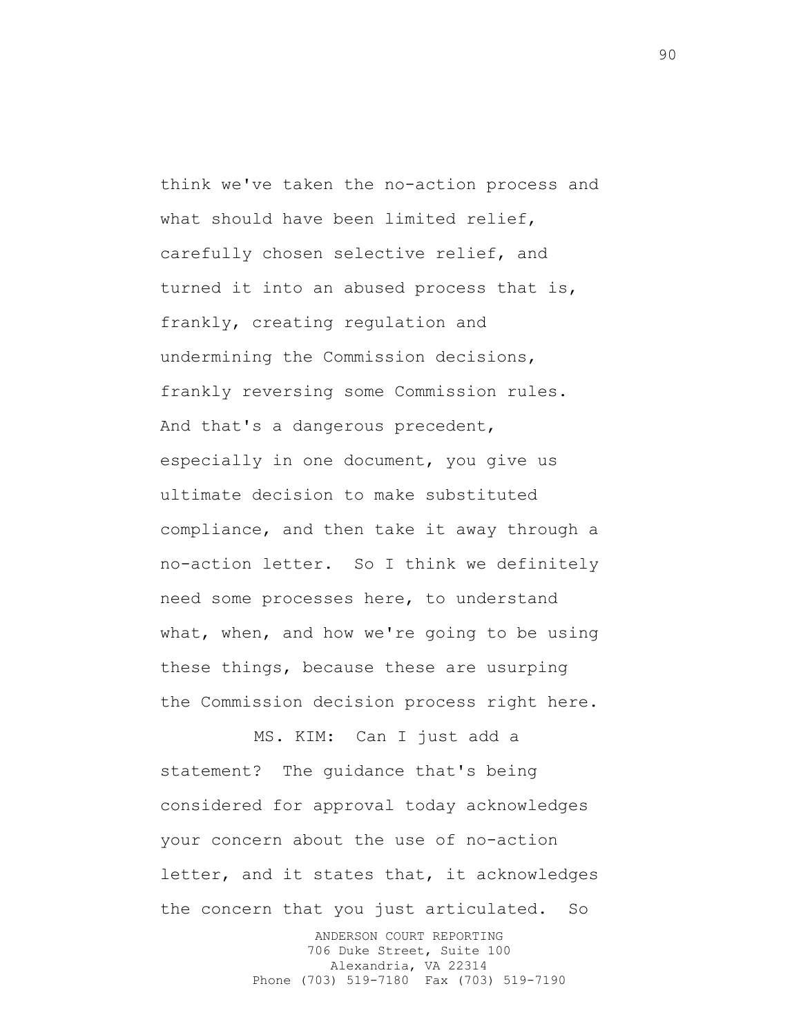think we've taken the no-action process and what should have been limited relief, carefully chosen selective relief, and turned it into an abused process that is, frankly, creating regulation and undermining the Commission decisions, frankly reversing some Commission rules. And that's a dangerous precedent, especially in one document, you give us ultimate decision to make substituted compliance, and then take it away through a no-action letter. So I think we definitely need some processes here, to understand what, when, and how we're going to be using these things, because these are usurping the Commission decision process right here.

MS. KIM: Can I just add a statement? The guidance that's being considered for approval today acknowledges your concern about the use of no-action letter, and it states that, it acknowledges the concern that you just articulated. So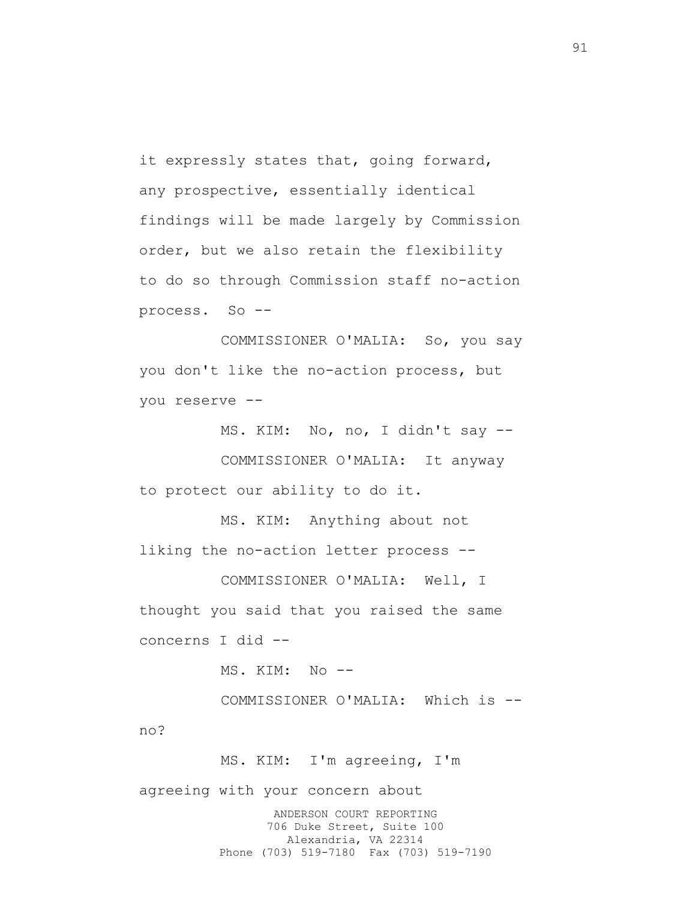it expressly states that, going forward, any prospective, essentially identical findings will be made largely by Commission order, but we also retain the flexibility to do so through Commission staff no-action process. So --

COMMISSIONER O'MALIA: So, you say you don't like the no-action process, but you reserve --

MS. KIM: No, no, I didn't say --

COMMISSIONER O'MALIA: It anyway to protect our ability to do it.

MS. KIM: Anything about not liking the no-action letter process --

COMMISSIONER O'MALIA: Well, I thought you said that you raised the same concerns I did --

MS. KIM: No --

COMMISSIONER O'MALIA: Which is -- no?

MS. KIM: I'm agreeing, I'm agreeing with your concern about

ANDERSON COURT REPORTING
706 Duke Street, Suite 100
Alexandria, VA 22314
Phone (703) 519-7180 Fax (703) 519-7190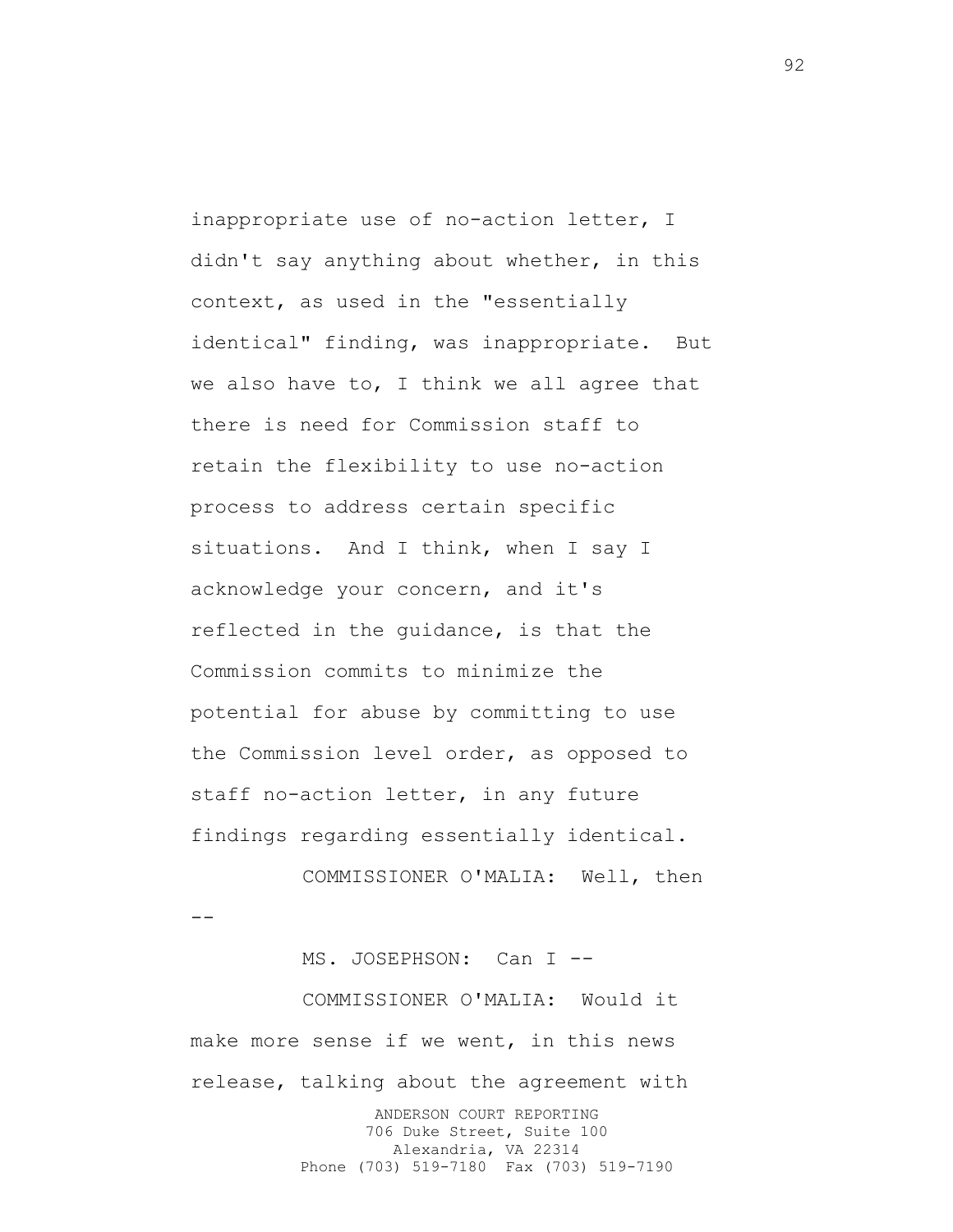inappropriate use of no-action letter, I didn't say anything about whether, in this context, as used in the "essentially identical" finding, was inappropriate. But we also have to, I think we all agree that there is need for Commission staff to retain the flexibility to use no-action process to address certain specific situations. And I think, when I say I acknowledge your concern, and it's reflected in the guidance, is that the Commission commits to minimize the potential for abuse by committing to use the Commission level order, as opposed to staff no-action letter, in any future findings regarding essentially identical.

COMMISSIONER O'MALIA: Well, then --

MS. JOSEPHSON: Can I --

COMMISSIONER O'MALIA: Would it make more sense if we went, in this news release, talking about the agreement with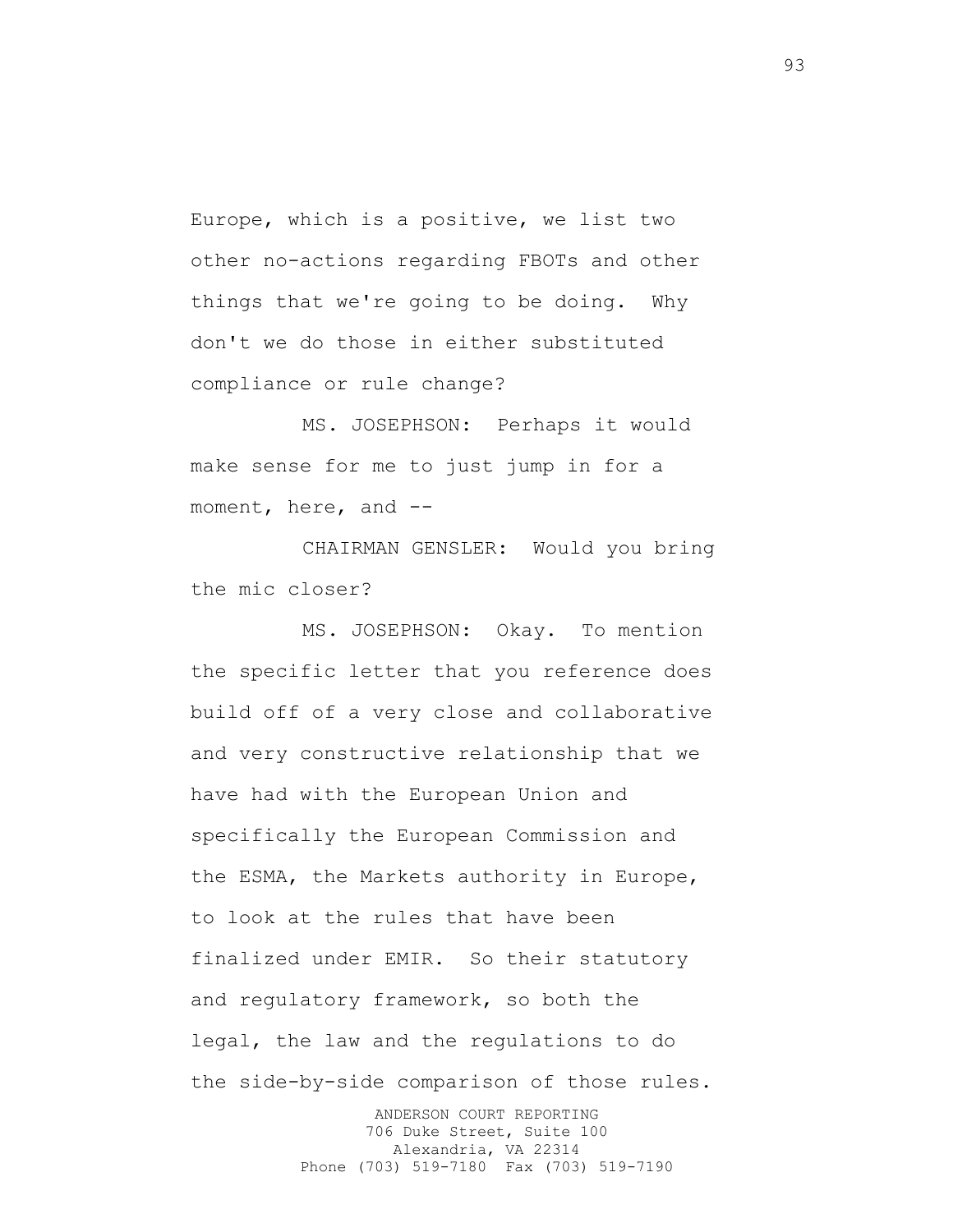Europe, which is a positive, we list two other no-actions regarding FBOTs and other things that we're going to be doing. Why don't we do those in either substituted compliance or rule change?

MS. JOSEPHSON: Perhaps it would make sense for me to just jump in for a moment, here, and --

CHAIRMAN GENSLER: Would you bring the mic closer?

MS. JOSEPHSON: Okay. To mention the specific letter that you reference does build off of a very close and collaborative and very constructive relationship that we have had with the European Union and specifically the European Commission and the ESMA, the Markets authority in Europe, to look at the rules that have been finalized under EMIR. So their statutory and regulatory framework, so both the legal, the law and the regulations to do the side-by-side comparison of those rules.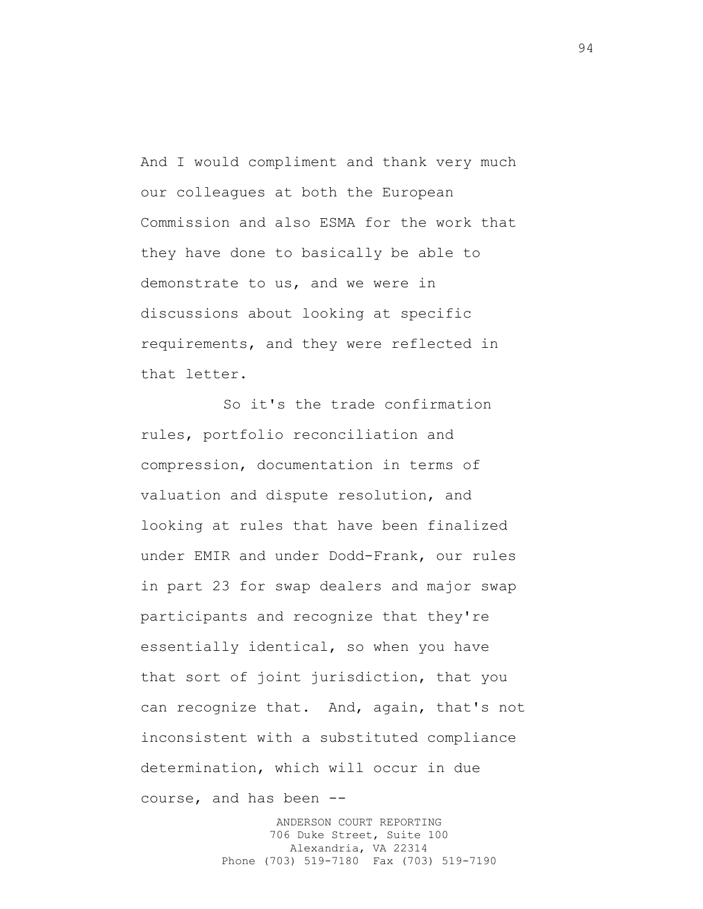And I would compliment and thank very much our colleagues at both the European Commission and also ESMA for the work that they have done to basically be able to demonstrate to us, and we were in discussions about looking at specific requirements, and they were reflected in that letter.

So it's the trade confirmation rules, portfolio reconciliation and compression, documentation in terms of valuation and dispute resolution, and looking at rules that have been finalized under EMIR and under Dodd-Frank, our rules in part 23 for swap dealers and major swap participants and recognize that they're essentially identical, so when you have that sort of joint jurisdiction, that you can recognize that. And, again, that's not inconsistent with a substituted compliance determination, which will occur in due course, and has been --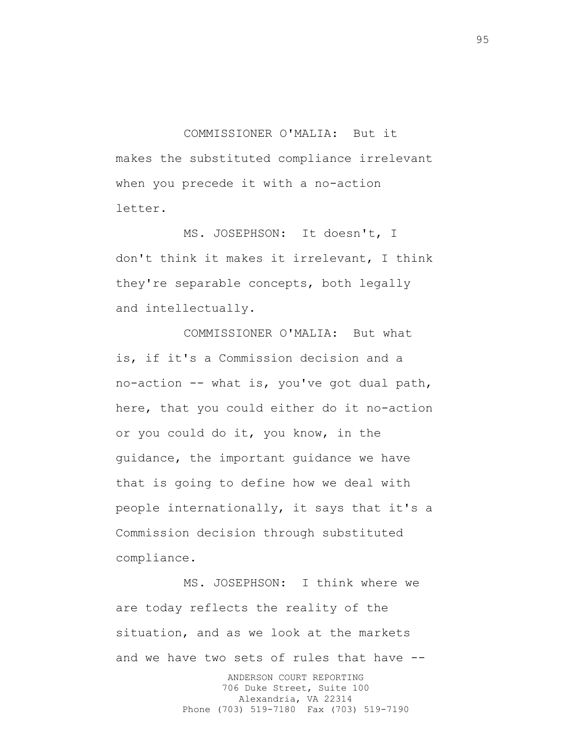COMMISSIONER O'MALIA: But it makes the substituted compliance irrelevant when you precede it with a no-action letter.

MS. JOSEPHSON: It doesn't, I don't think it makes it irrelevant, I think they're separable concepts, both legally and intellectually.

COMMISSIONER O'MALIA: But what is, if it's a Commission decision and a no-action -- what is, you've got dual path, here, that you could either do it no-action or you could do it, you know, in the guidance, the important guidance we have that is going to define how we deal with people internationally, it says that it's a Commission decision through substituted compliance.

MS. JOSEPHSON: I think where we are today reflects the reality of the situation, and as we look at the markets and we have two sets of rules that have --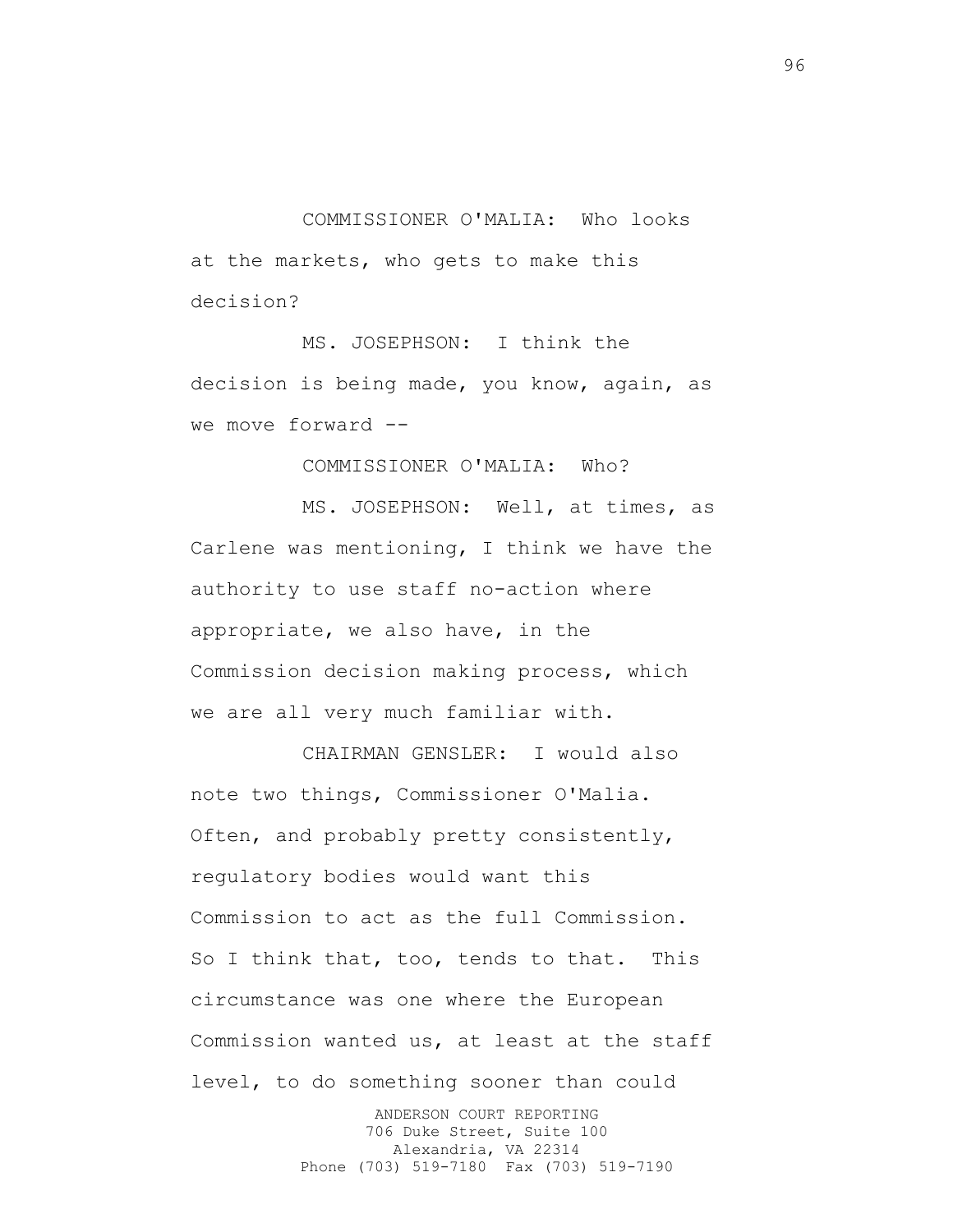COMMISSIONER O'MALIA: Who looks at the markets, who gets to make this decision?

MS. JOSEPHSON: I think the decision is being made, you know, again, as we move forward --

COMMISSIONER O'MALIA: Who?

MS. JOSEPHSON: Well, at times, as Carlene was mentioning, I think we have the authority to use staff no-action where appropriate, we also have, in the Commission decision making process, which we are all very much familiar with.

CHAIRMAN GENSLER: I would also note two things, Commissioner O'Malia. Often, and probably pretty consistently, regulatory bodies would want this Commission to act as the full Commission. So I think that, too, tends to that. This circumstance was one where the European Commission wanted us, at least at the staff level, to do something sooner than could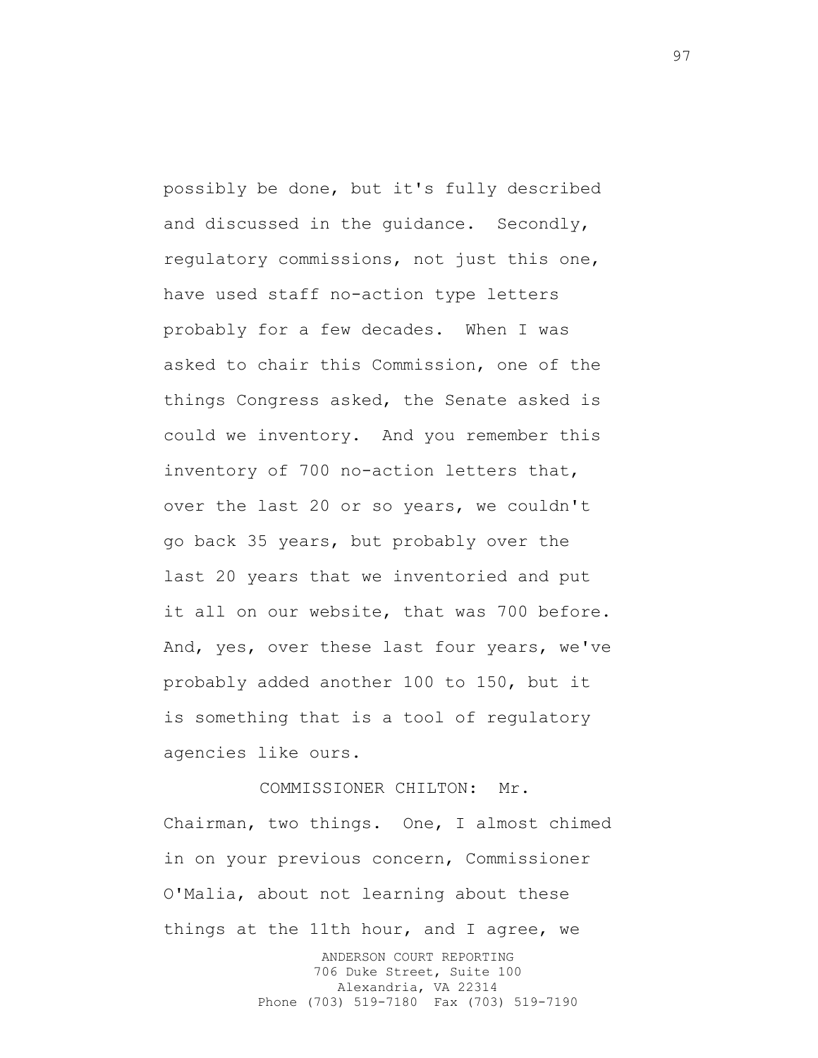possibly be done, but it's fully described and discussed in the guidance. Secondly, regulatory commissions, not just this one, have used staff no-action type letters probably for a few decades. When I was asked to chair this Commission, one of the things Congress asked, the Senate asked is could we inventory. And you remember this inventory of 700 no-action letters that, over the last 20 or so years, we couldn't go back 35 years, but probably over the last 20 years that we inventoried and put it all on our website, that was 700 before. And, yes, over these last four years, we've probably added another 100 to 150, but it is something that is a tool of regulatory agencies like ours.

COMMISSIONER CHILTON: Mr. Chairman, two things. One, I almost chimed in on your previous concern, Commissioner O'Malia, about not learning about these things at the 11th hour, and I agree, we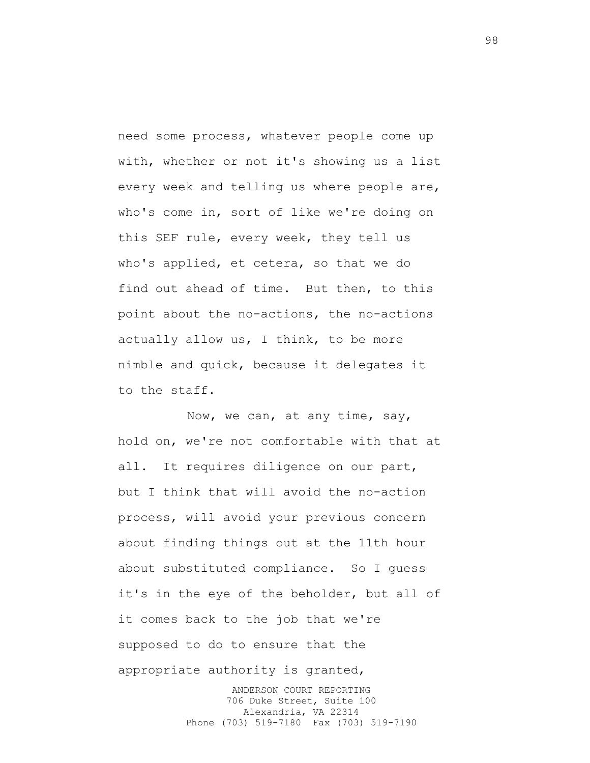need some process, whatever people come up with, whether or not it's showing us a list every week and telling us where people are, who's come in, sort of like we're doing on this SEF rule, every week, they tell us who's applied, et cetera, so that we do find out ahead of time. But then, to this point about the no-actions, the no-actions actually allow us, I think, to be more nimble and quick, because it delegates it to the staff.

Now, we can, at any time, say, hold on, we're not comfortable with that at all. It requires diligence on our part, but I think that will avoid the no-action process, will avoid your previous concern about finding things out at the 11th hour about substituted compliance. So I guess it's in the eye of the beholder, but all of it comes back to the job that we're supposed to do to ensure that the appropriate authority is granted,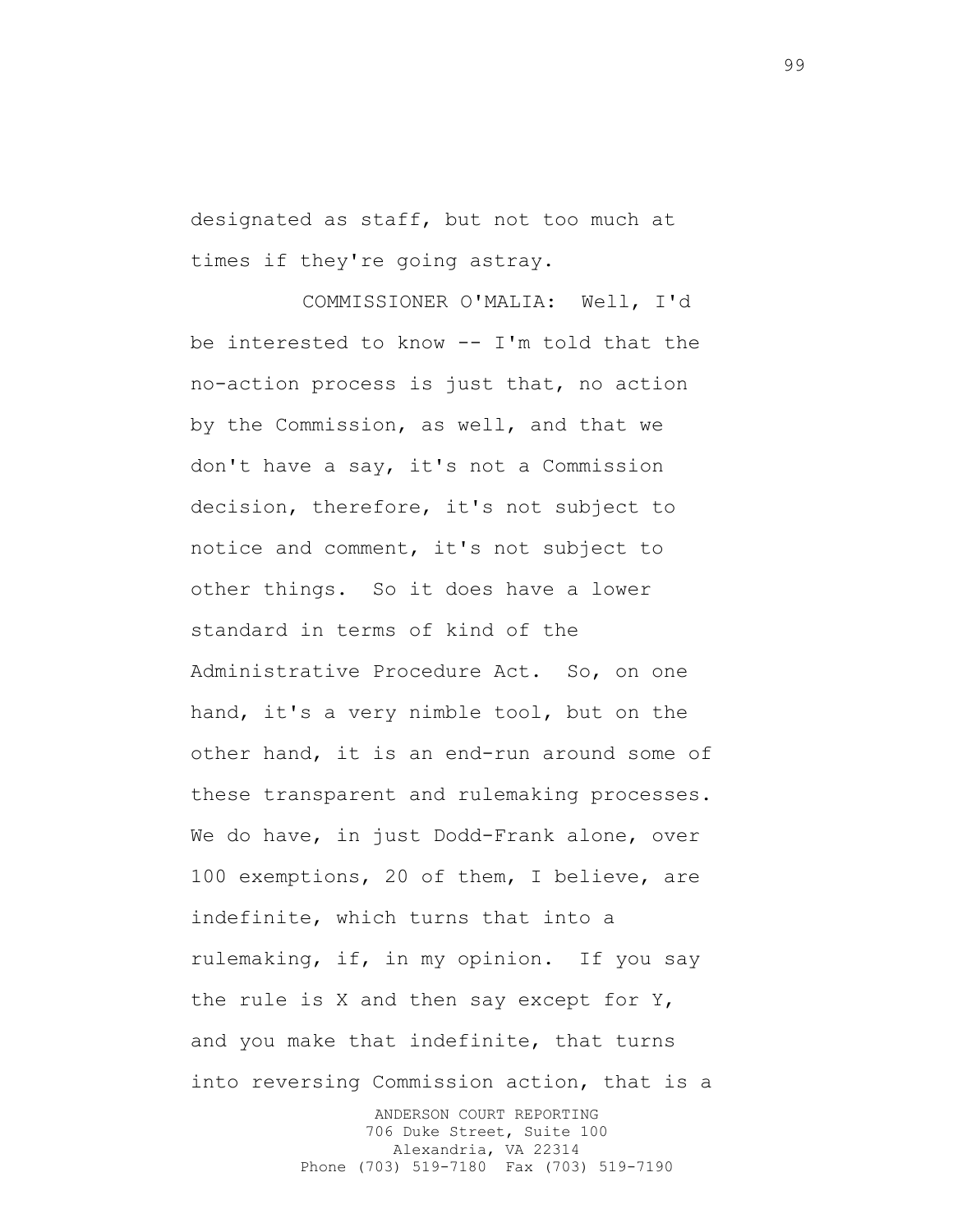designated as staff, but not too much at times if they're going astray.

COMMISSIONER O'MALIA: Well, I'd be interested to know -- I'm told that the no-action process is just that, no action by the Commission, as well, and that we don't have a say, it's not a Commission decision, therefore, it's not subject to notice and comment, it's not subject to other things. So it does have a lower standard in terms of kind of the Administrative Procedure Act. So, on one hand, it's a very nimble tool, but on the other hand, it is an end-run around some of these transparent and rulemaking processes. We do have, in just Dodd-Frank alone, over 100 exemptions, 20 of them, I believe, are indefinite, which turns that into a rulemaking, if, in my opinion. If you say the rule is X and then say except for Y, and you make that indefinite, that turns into reversing Commission action, that is a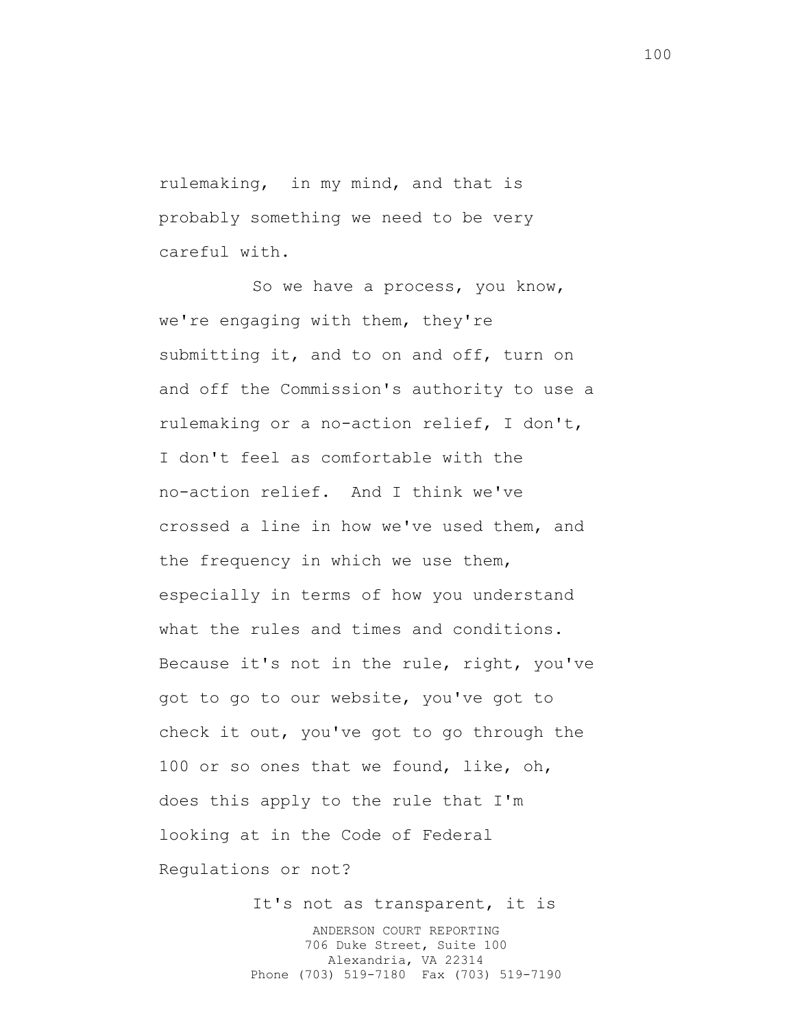rulemaking, in my mind, and that is probably something we need to be very careful with.

So we have a process, you know, we're engaging with them, they're submitting it, and to on and off, turn on and off the Commission's authority to use a rulemaking or a no-action relief, I don't, I don't feel as comfortable with the no-action relief. And I think we've crossed a line in how we've used them, and the frequency in which we use them, especially in terms of how you understand what the rules and times and conditions. Because it's not in the rule, right, you've got to go to our website, you've got to check it out, you've got to go through the 100 or so ones that we found, like, oh, does this apply to the rule that I'm looking at in the Code of Federal Regulations or not?

It's not as transparent, it is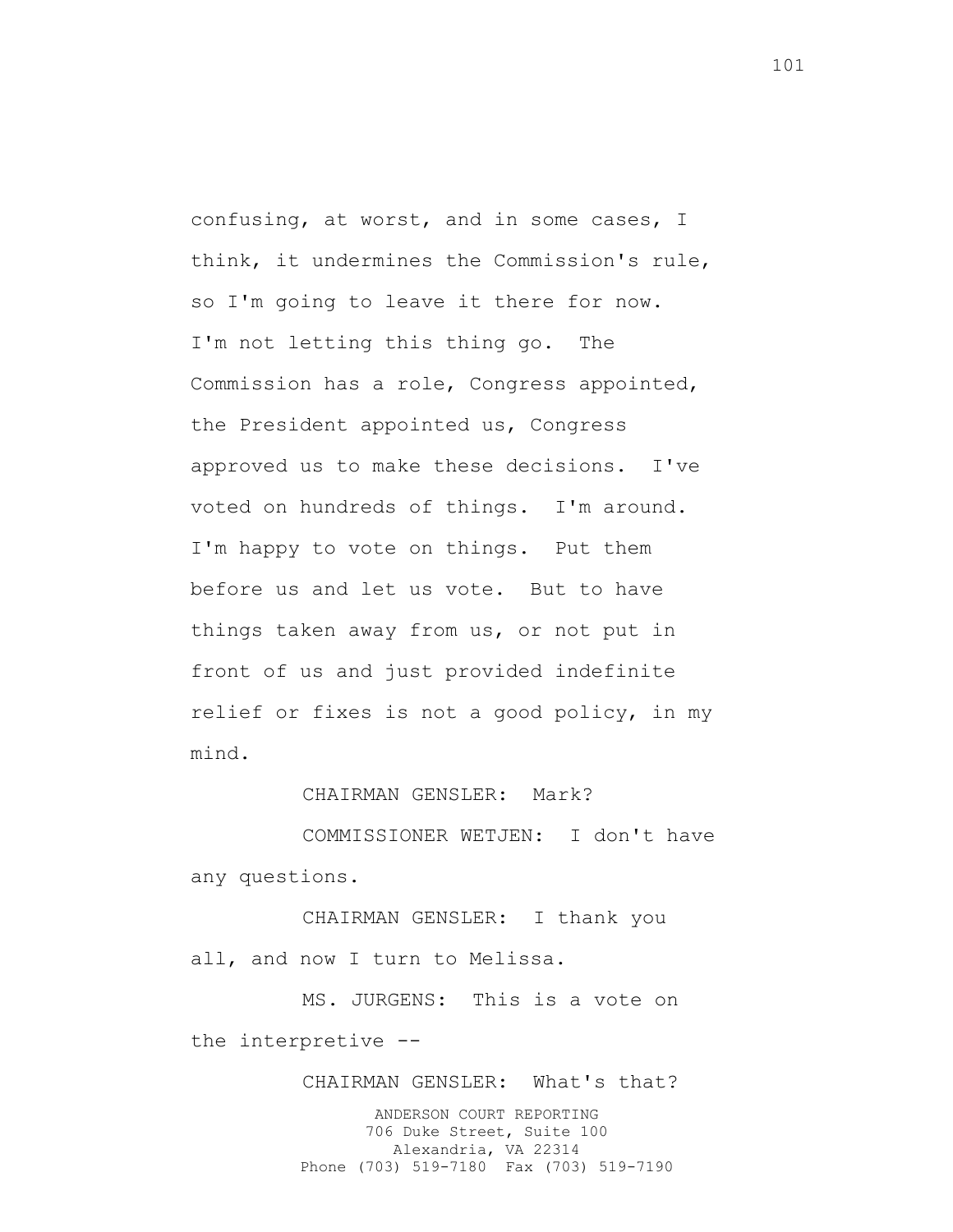confusing, at worst, and in some cases, I think, it undermines the Commission's rule, so I'm going to leave it there for now. I'm not letting this thing go. The Commission has a role, Congress appointed, the President appointed us, Congress approved us to make these decisions. I've voted on hundreds of things. I'm around. I'm happy to vote on things. Put them before us and let us vote. But to have things taken away from us, or not put in front of us and just provided indefinite relief or fixes is not a good policy, in my mind.

CHAIRMAN GENSLER: Mark?

COMMISSIONER WETJEN: I don't have any questions.

CHAIRMAN GENSLER: I thank you all, and now I turn to Melissa.

MS. JURGENS: This is a vote on the interpretive --

CHAIRMAN GENSLER: What's that?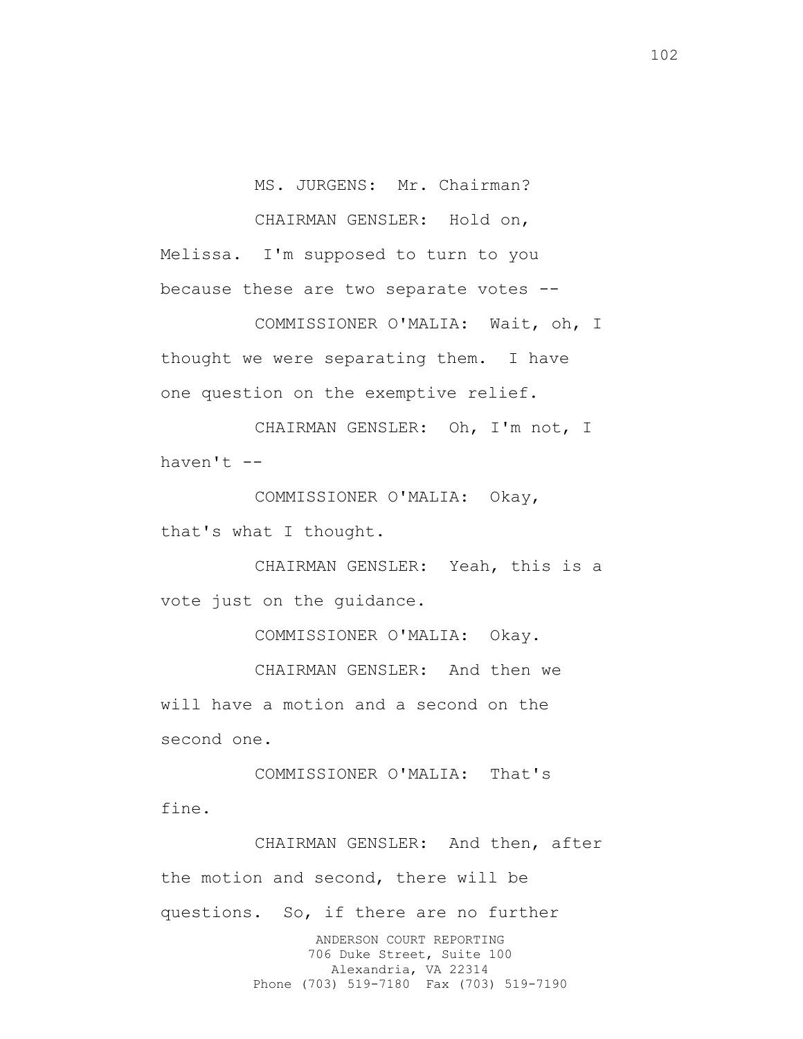MS. JURGENS: Mr. Chairman?

CHAIRMAN GENSLER: Hold on, Melissa. I'm supposed to turn to you because these are two separate votes --

COMMISSIONER O'MALIA: Wait, oh, I thought we were separating them. I have one question on the exemptive relief.

CHAIRMAN GENSLER: Oh, I'm not, I haven't --

COMMISSIONER O'MALIA: Okay, that's what I thought.

CHAIRMAN GENSLER: Yeah, this is a vote just on the guidance.

COMMISSIONER O'MALIA: Okay.

CHAIRMAN GENSLER: And then we will have a motion and a second on the second one.

COMMISSIONER O'MALIA: That's fine.

CHAIRMAN GENSLER: And then, after the motion and second, there will be questions. So, if there are no further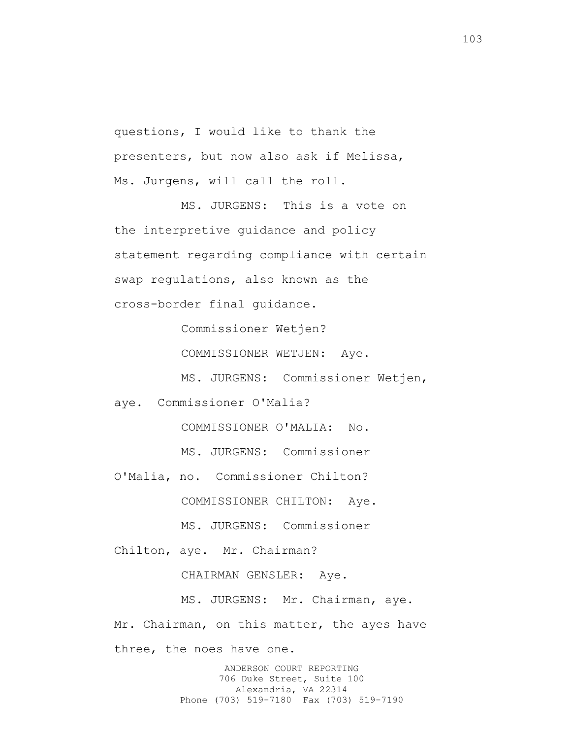questions, I would like to thank the presenters, but now also ask if Melissa, Ms. Jurgens, will call the roll.

MS. JURGENS: This is a vote on the interpretive guidance and policy statement regarding compliance with certain swap regulations, also known as the cross-border final guidance.

Commissioner Wetjen?

COMMISSIONER WETJEN: Aye.

MS. JURGENS: Commissioner Wetjen, aye. Commissioner O'Malia?

COMMISSIONER O'MALIA: No.

MS. JURGENS: Commissioner O'Malia, no. Commissioner Chilton?

COMMISSIONER CHILTON: Aye.

MS. JURGENS: Commissioner Chilton, aye. Mr. Chairman?

CHAIRMAN GENSLER: Aye.

MS. JURGENS: Mr. Chairman, aye. Mr. Chairman, on this matter, the ayes have three, the noes have one.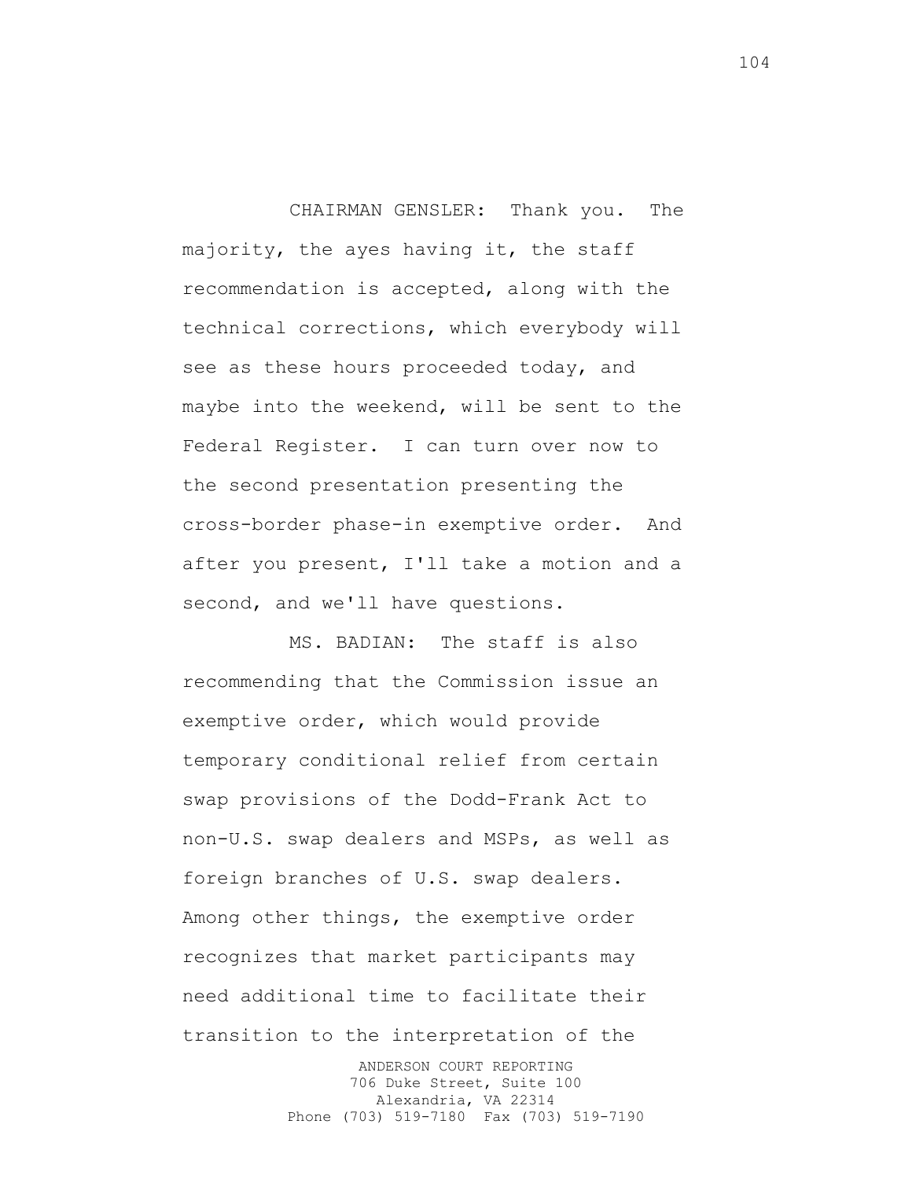CHAIRMAN GENSLER: Thank you. The majority, the ayes having it, the staff recommendation is accepted, along with the technical corrections, which everybody will see as these hours proceeded today, and maybe into the weekend, will be sent to the Federal Register. I can turn over now to the second presentation presenting the cross-border phase-in exemptive order. And after you present, I'll take a motion and a second, and we'll have questions.

MS. BADIAN: The staff is also recommending that the Commission issue an exemptive order, which would provide temporary conditional relief from certain swap provisions of the Dodd-Frank Act to non-U.S. swap dealers and MSPs, as well as foreign branches of U.S. swap dealers. Among other things, the exemptive order recognizes that market participants may need additional time to facilitate their transition to the interpretation of the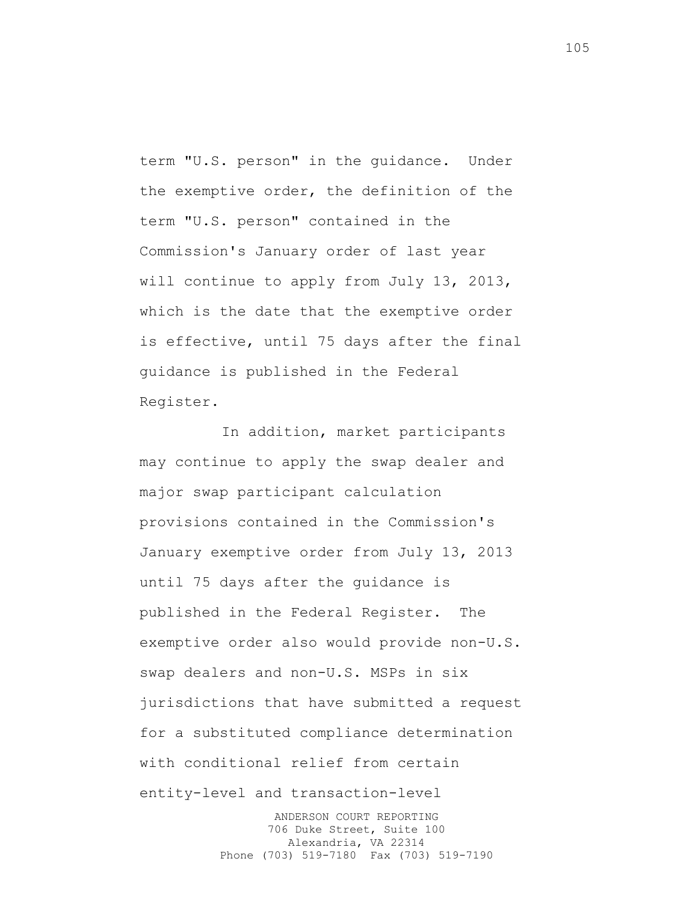term "U.S. person" in the guidance. Under the exemptive order, the definition of the term "U.S. person" contained in the Commission's January order of last year will continue to apply from July 13, 2013, which is the date that the exemptive order is effective, until 75 days after the final guidance is published in the Federal Register.

In addition, market participants may continue to apply the swap dealer and major swap participant calculation provisions contained in the Commission's January exemptive order from July 13, 2013 until 75 days after the guidance is published in the Federal Register. The exemptive order also would provide non-U.S. swap dealers and non-U.S. MSPs in six jurisdictions that have submitted a request for a substituted compliance determination with conditional relief from certain entity-level and transaction-level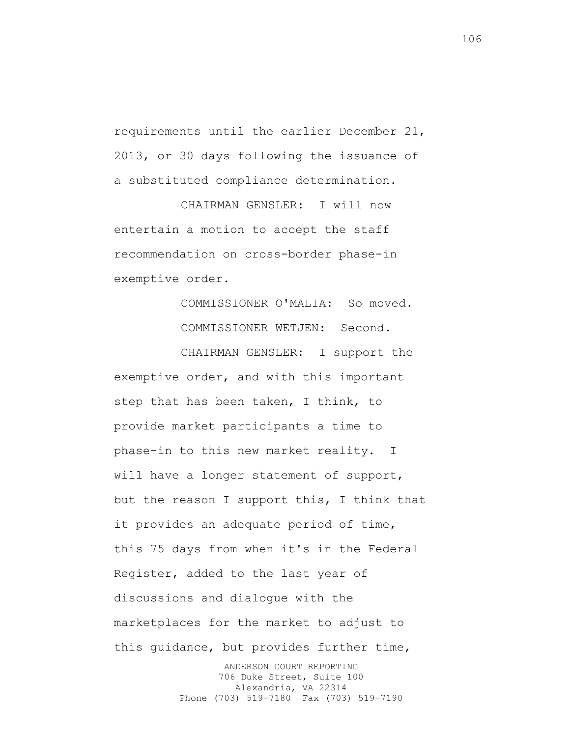requirements until the earlier December 21, 2013, or 30 days following the issuance of a substituted compliance determination.

CHAIRMAN GENSLER: I will now entertain a motion to accept the staff recommendation on cross-border phase-in exemptive order.

COMMISSIONER O'MALIA: So moved.

COMMISSIONER WETJEN: Second.

CHAIRMAN GENSLER: I support the exemptive order, and with this important step that has been taken, I think, to provide market participants a time to phase-in to this new market reality. I will have a longer statement of support, but the reason I support this, I think that it provides an adequate period of time, this 75 days from when it's in the Federal Register, added to the last year of discussions and dialogue with the marketplaces for the market to adjust to this guidance, but provides further time,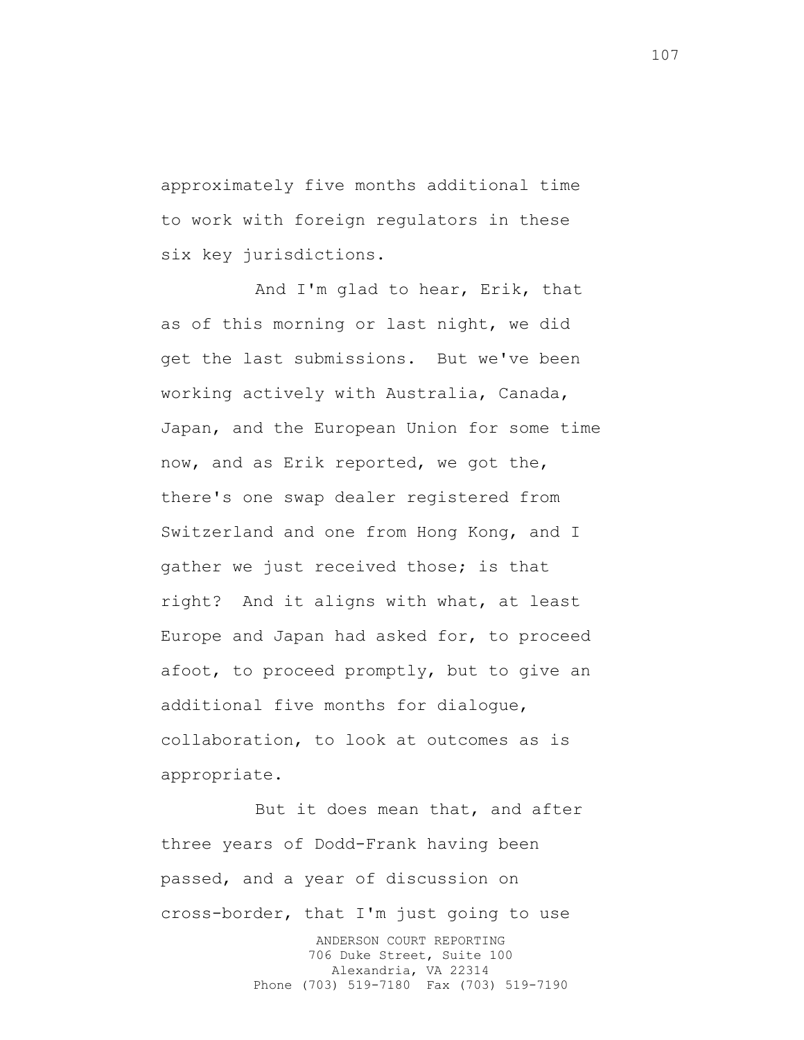approximately five months additional time to work with foreign regulators in these six key jurisdictions.

And I'm glad to hear, Erik, that as of this morning or last night, we did get the last submissions. But we've been working actively with Australia, Canada, Japan, and the European Union for some time now, and as Erik reported, we got the, there's one swap dealer registered from Switzerland and one from Hong Kong, and I gather we just received those; is that right? And it aligns with what, at least Europe and Japan had asked for, to proceed afoot, to proceed promptly, but to give an additional five months for dialogue, collaboration, to look at outcomes as is appropriate.

But it does mean that, and after three years of Dodd-Frank having been passed, and a year of discussion on cross-border, that I'm just going to use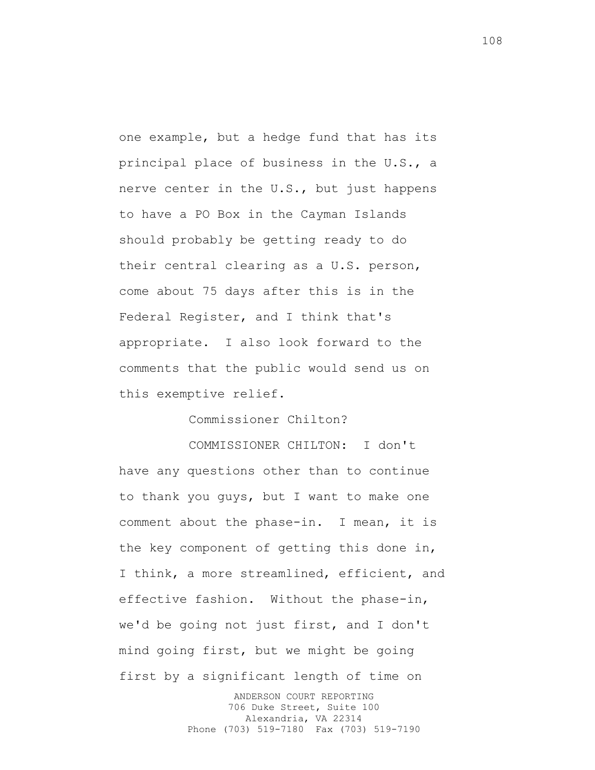one example, but a hedge fund that has its principal place of business in the U.S., a nerve center in the U.S., but just happens to have a PO Box in the Cayman Islands should probably be getting ready to do their central clearing as a U.S. person, come about 75 days after this is in the Federal Register, and I think that's appropriate. I also look forward to the comments that the public would send us on this exemptive relief.

Commissioner Chilton?

COMMISSIONER CHILTON: I don't have any questions other than to continue to thank you guys, but I want to make one comment about the phase-in. I mean, it is the key component of getting this done in, I think, a more streamlined, efficient, and effective fashion. Without the phase-in, we'd be going not just first, and I don't mind going first, but we might be going first by a significant length of time on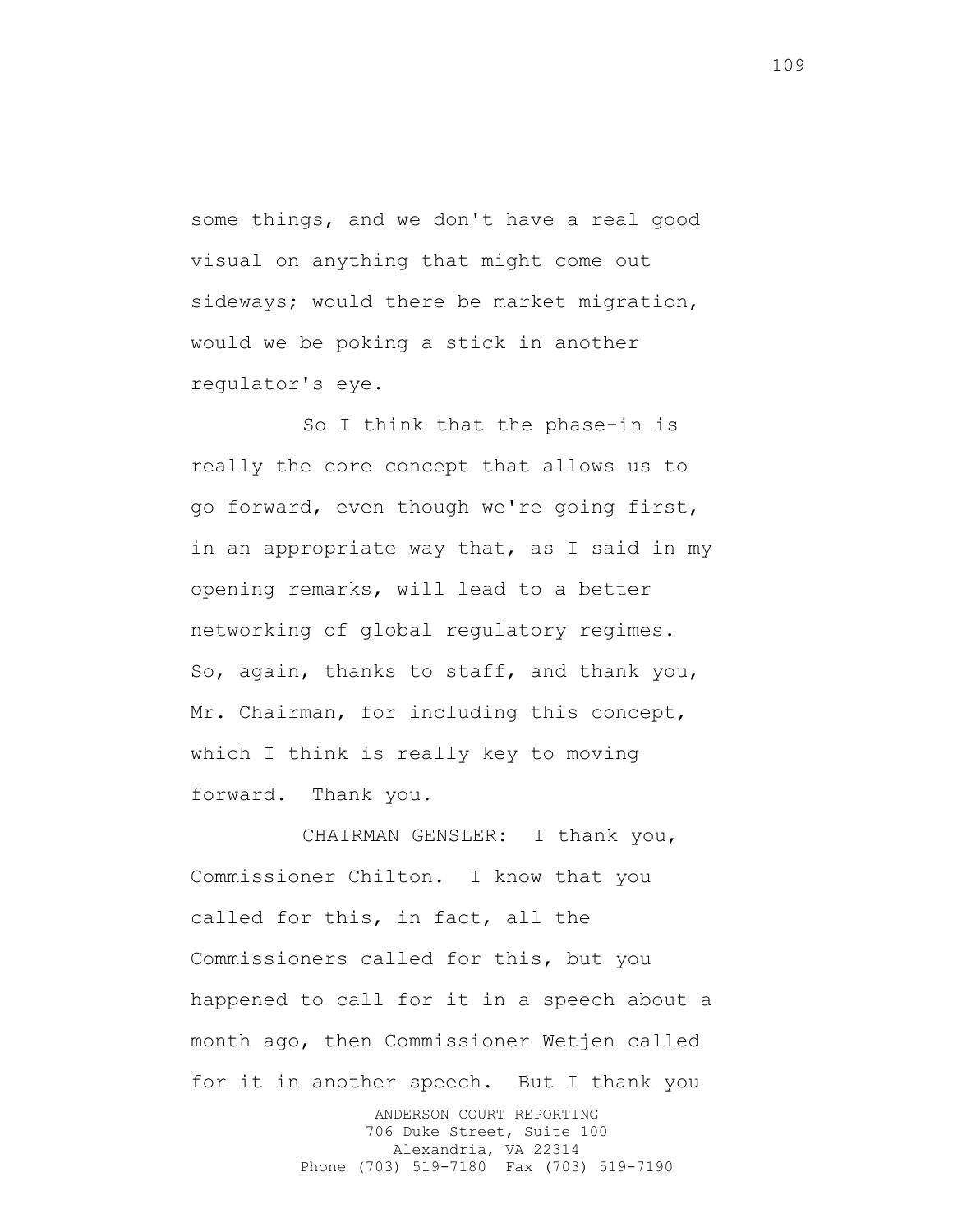some things, and we don't have a real good visual on anything that might come out sideways; would there be market migration, would we be poking a stick in another regulator's eye.

So I think that the phase-in is really the core concept that allows us to go forward, even though we're going first, in an appropriate way that, as I said in my opening remarks, will lead to a better networking of global regulatory regimes. So, again, thanks to staff, and thank you, Mr. Chairman, for including this concept, which I think is really key to moving forward. Thank you.

CHAIRMAN GENSLER: I thank you, Commissioner Chilton. I know that you called for this, in fact, all the Commissioners called for this, but you happened to call for it in a speech about a month ago, then Commissioner Wetjen called for it in another speech. But I thank you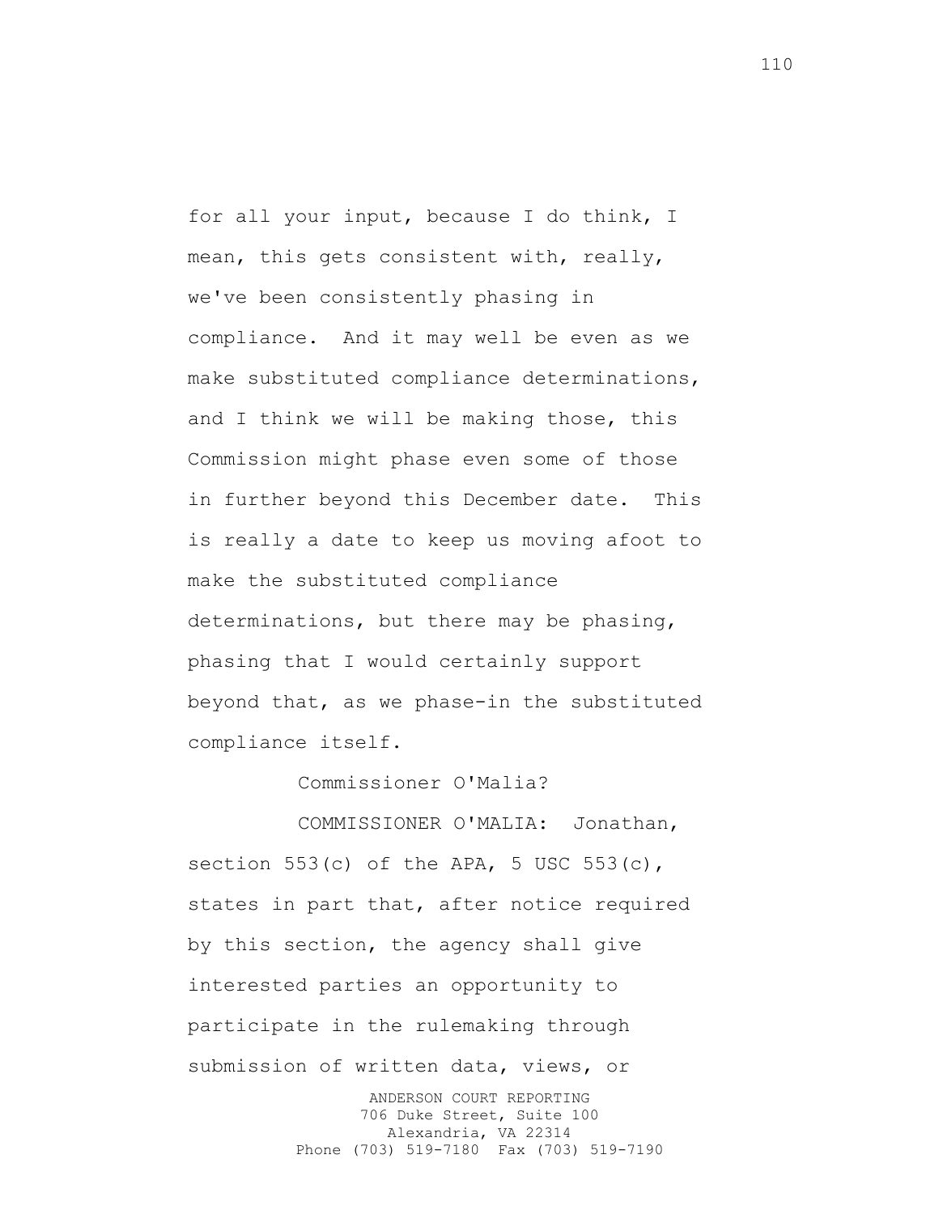for all your input, because I do think, I mean, this gets consistent with, really, we've been consistently phasing in compliance. And it may well be even as we make substituted compliance determinations, and I think we will be making those, this Commission might phase even some of those in further beyond this December date. This is really a date to keep us moving afoot to make the substituted compliance determinations, but there may be phasing, phasing that I would certainly support beyond that, as we phase-in the substituted compliance itself.

Commissioner O'Malia?

COMMISSIONER O'MALIA: Jonathan, section 553(c) of the APA, 5 USC 553(c), states in part that, after notice required by this section, the agency shall give interested parties an opportunity to participate in the rulemaking through submission of written data, views, or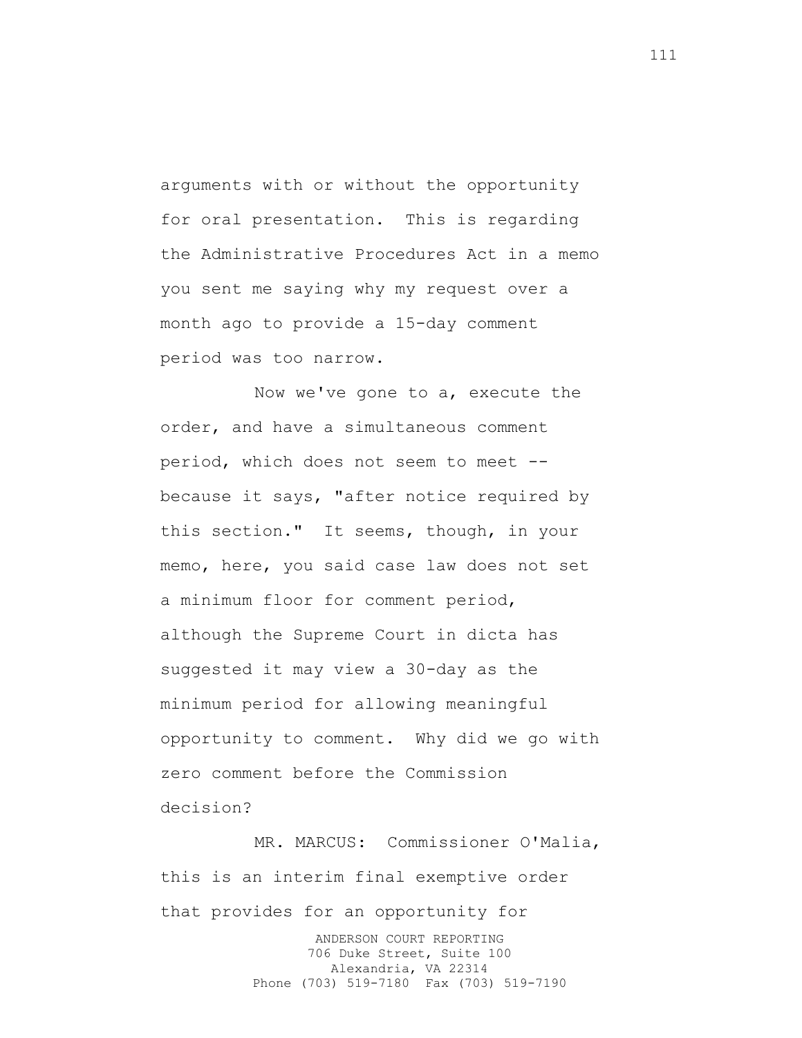arguments with or without the opportunity for oral presentation. This is regarding the Administrative Procedures Act in a memo you sent me saying why my request over a month ago to provide a 15-day comment period was too narrow.

Now we've gone to a, execute the order, and have a simultaneous comment period, which does not seem to meet -- because it says, "after notice required by this section." It seems, though, in your memo, here, you said case law does not set a minimum floor for comment period, although the Supreme Court in dicta has suggested it may view a 30-day as the minimum period for allowing meaningful opportunity to comment. Why did we go with zero comment before the Commission decision?

MR. MARCUS: Commissioner O'Malia, this is an interim final exemptive order that provides for an opportunity for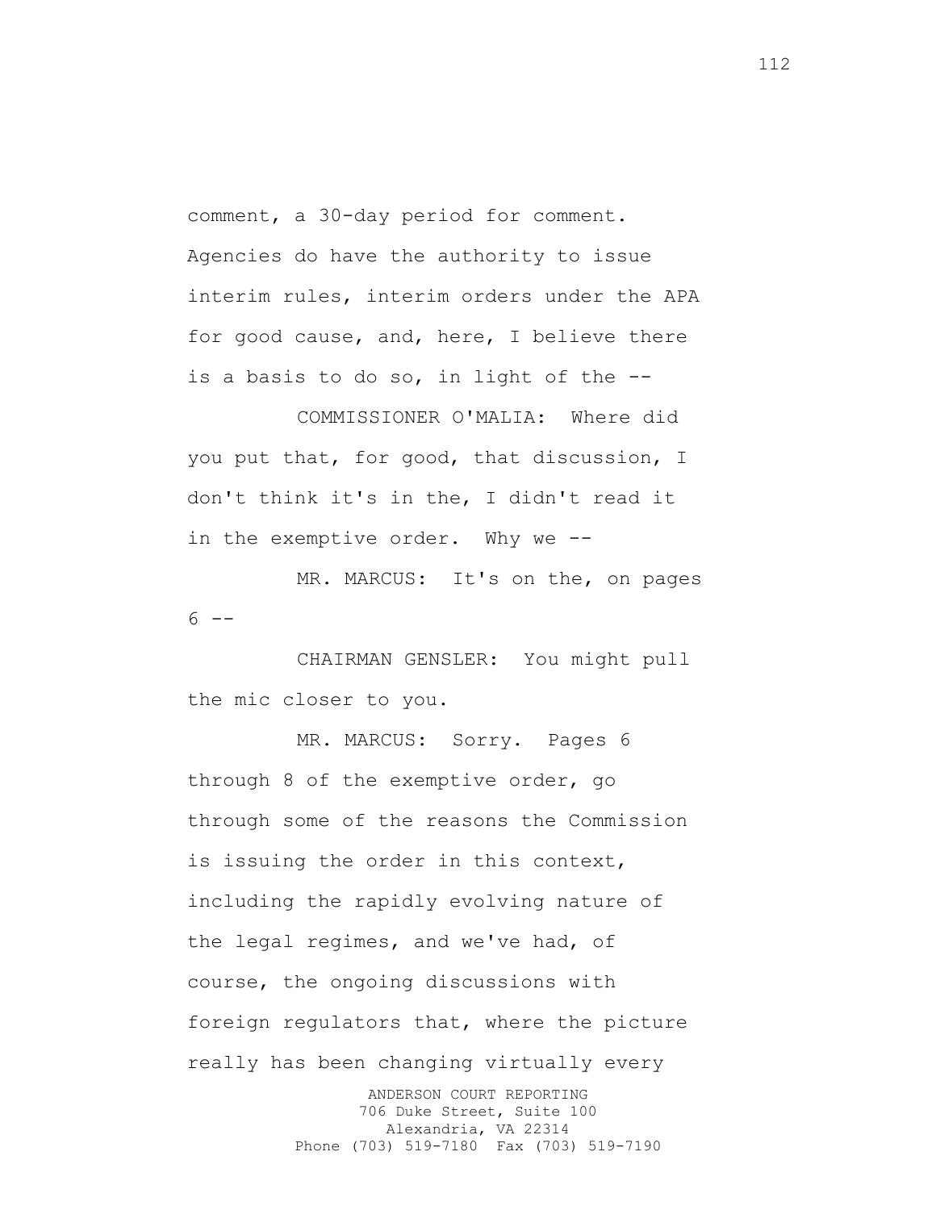comment, a 30-day period for comment. Agencies do have the authority to issue interim rules, interim orders under the APA for good cause, and, here, I believe there is a basis to do so, in light of the --

COMMISSIONER O'MALIA: Where did you put that, for good, that discussion, I don't think it's in the, I didn't read it in the exemptive order. Why we --

MR. MARCUS: It's on the, on pages 6 --

CHAIRMAN GENSLER: You might pull the mic closer to you.

MR. MARCUS: Sorry. Pages 6 through 8 of the exemptive order, go through some of the reasons the Commission is issuing the order in this context, including the rapidly evolving nature of the legal regimes, and we've had, of course, the ongoing discussions with foreign regulators that, where the picture really has been changing virtually every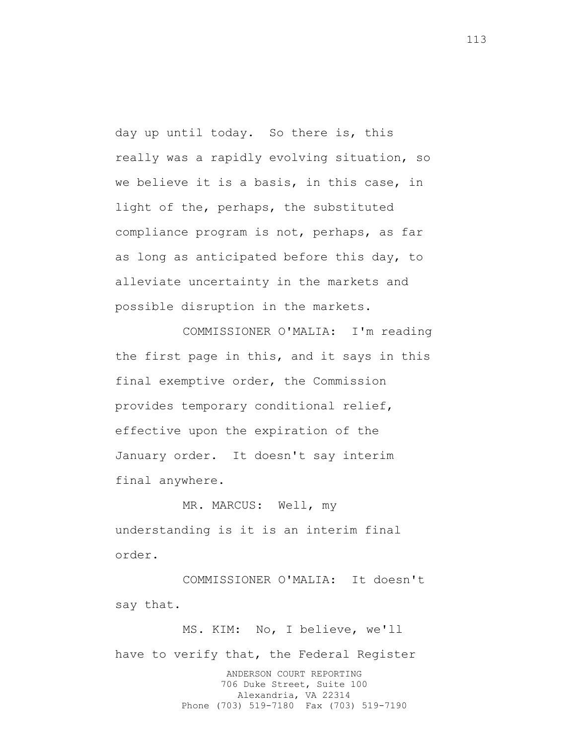day up until today. So there is, this really was a rapidly evolving situation, so we believe it is a basis, in this case, in light of the, perhaps, the substituted compliance program is not, perhaps, as far as long as anticipated before this day, to alleviate uncertainty in the markets and possible disruption in the markets.

COMMISSIONER O'MALIA: I'm reading the first page in this, and it says in this final exemptive order, the Commission provides temporary conditional relief, effective upon the expiration of the January order. It doesn't say interim final anywhere.

MR. MARCUS: Well, my understanding is it is an interim final order.

COMMISSIONER O'MALIA: It doesn't say that.

MS. KIM: No, I believe, we'll have to verify that, the Federal Register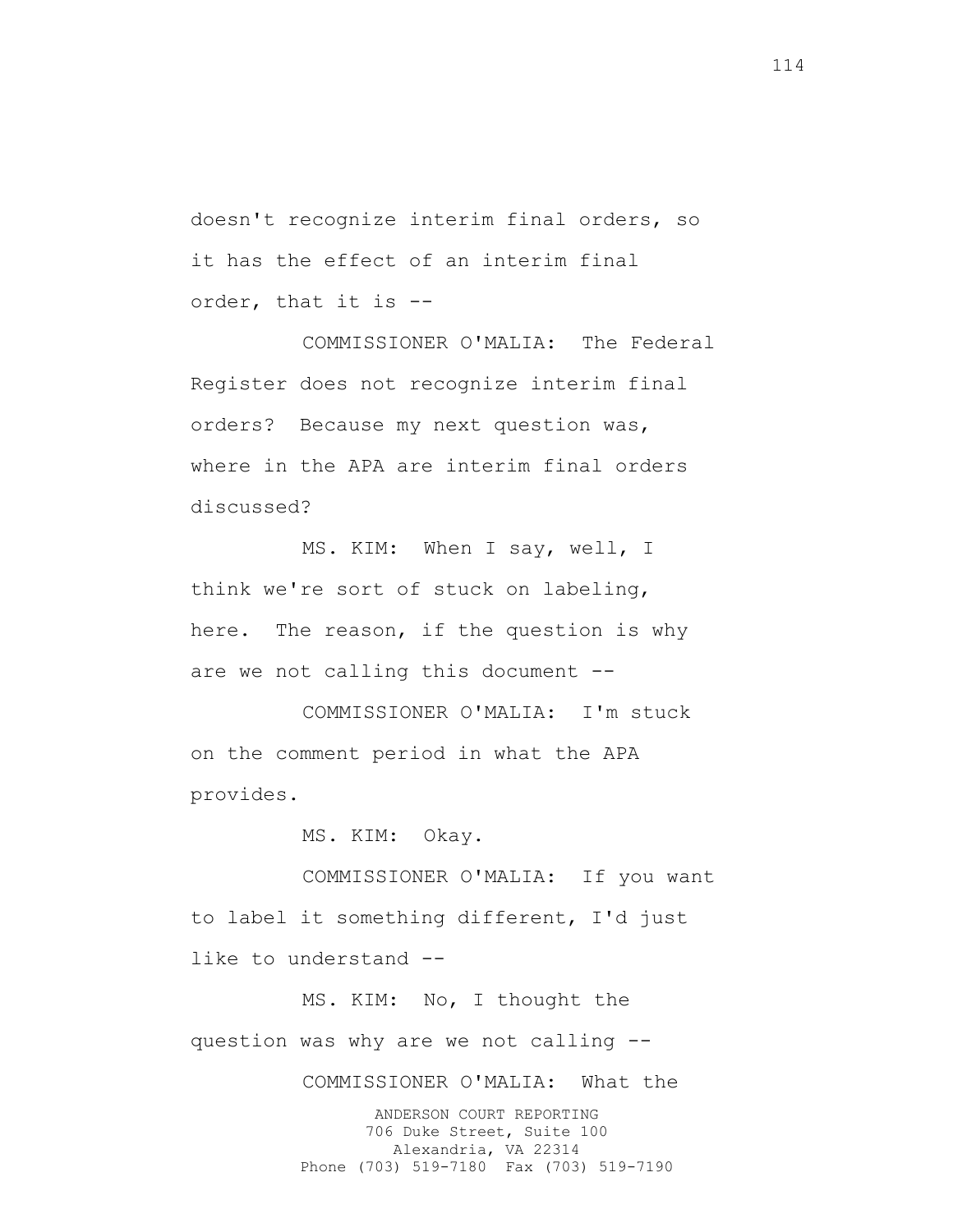doesn't recognize interim final orders, so it has the effect of an interim final order, that it is --

COMMISSIONER O'MALIA: The Federal Register does not recognize interim final orders? Because my next question was, where in the APA are interim final orders discussed?

MS. KIM: When I say, well, I think we're sort of stuck on labeling, here. The reason, if the question is why are we not calling this document --

COMMISSIONER O'MALIA: I'm stuck on the comment period in what the APA provides.

MS. KIM: Okay.

COMMISSIONER O'MALIA: If you want to label it something different, I'd just like to understand --

MS. KIM: No, I thought the question was why are we not calling --

COMMISSIONER O'MALIA: What the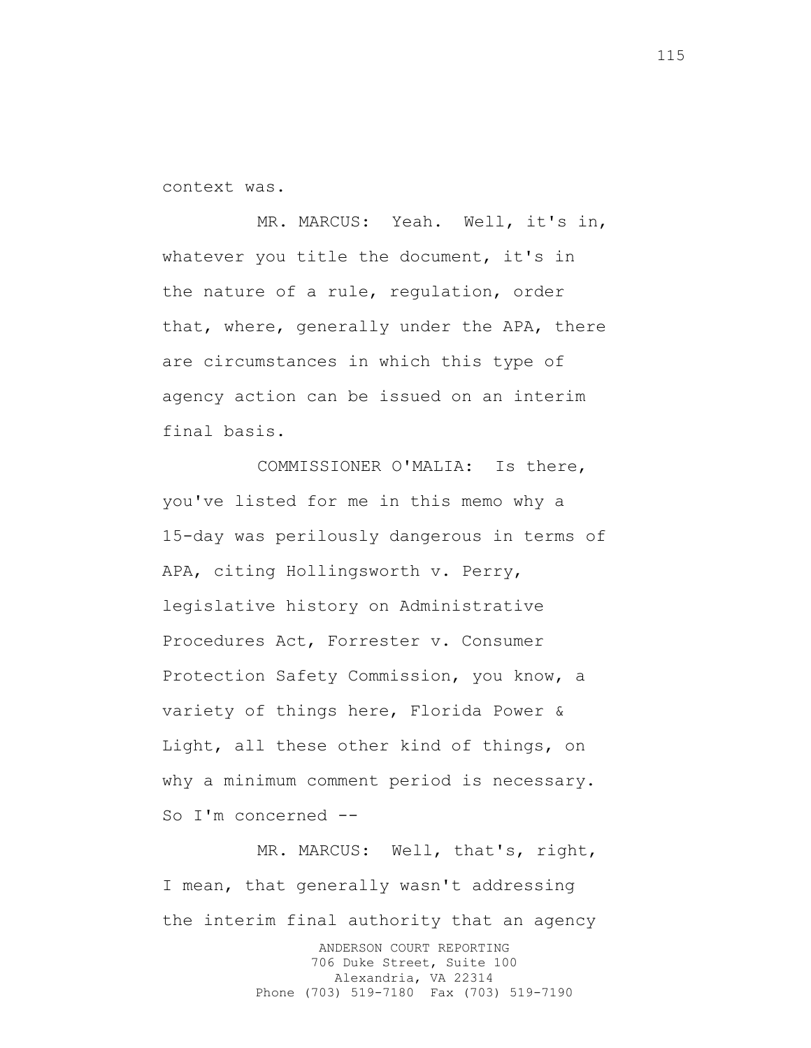context was.

MR. MARCUS: Yeah. Well, it's in, whatever you title the document, it's in the nature of a rule, regulation, order that, where, generally under the APA, there are circumstances in which this type of agency action can be issued on an interim final basis.

COMMISSIONER O'MALIA: Is there, you've listed for me in this memo why a 15-day was perilously dangerous in terms of APA, citing Hollingsworth v. Perry, legislative history on Administrative Procedures Act, Forrester v. Consumer Protection Safety Commission, you know, a variety of things here, Florida Power & Light, all these other kind of things, on why a minimum comment period is necessary. So I'm concerned --

MR. MARCUS: Well, that's, right, I mean, that generally wasn't addressing the interim final authority that an agency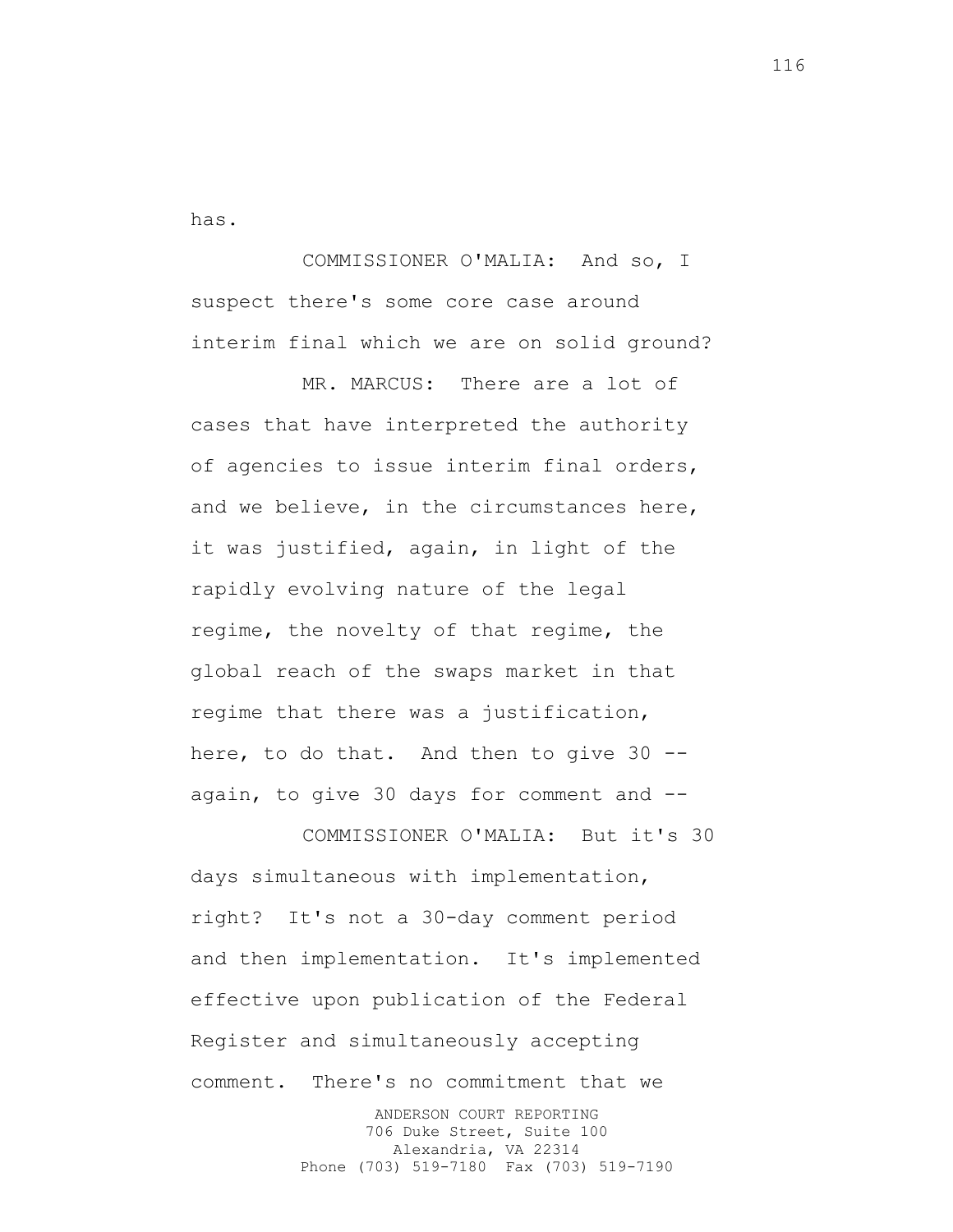has.

COMMISSIONER O'MALIA: And so, I suspect there's some core case around interim final which we are on solid ground?

MR. MARCUS: There are a lot of cases that have interpreted the authority of agencies to issue interim final orders, and we believe, in the circumstances here, it was justified, again, in light of the rapidly evolving nature of the legal regime, the novelty of that regime, the global reach of the swaps market in that regime that there was a justification, here, to do that. And then to give 30 -- again, to give 30 days for comment and --

COMMISSIONER O'MALIA: But it's 30 days simultaneous with implementation, right? It's not a 30-day comment period and then implementation. It's implemented effective upon publication of the Federal Register and simultaneously accepting comment. There's no commitment that we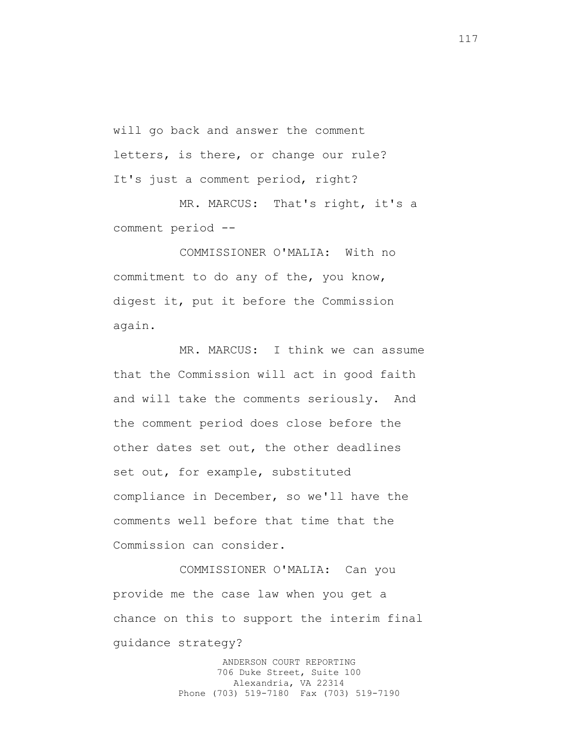will go back and answer the comment letters, is there, or change our rule? It's just a comment period, right?

MR. MARCUS: That's right, it's a comment period --

COMMISSIONER O'MALIA: With no commitment to do any of the, you know, digest it, put it before the Commission again.

MR. MARCUS: I think we can assume that the Commission will act in good faith and will take the comments seriously. And the comment period does close before the other dates set out, the other deadlines set out, for example, substituted compliance in December, so we'll have the comments well before that time that the Commission can consider.

COMMISSIONER O'MALIA: Can you provide me the case law when you get a chance on this to support the interim final guidance strategy?

ANDERSON COURT REPORTING
706 Duke Street, Suite 100
Alexandria, VA 22314
Phone (703) 519-7180 Fax (703) 519-7190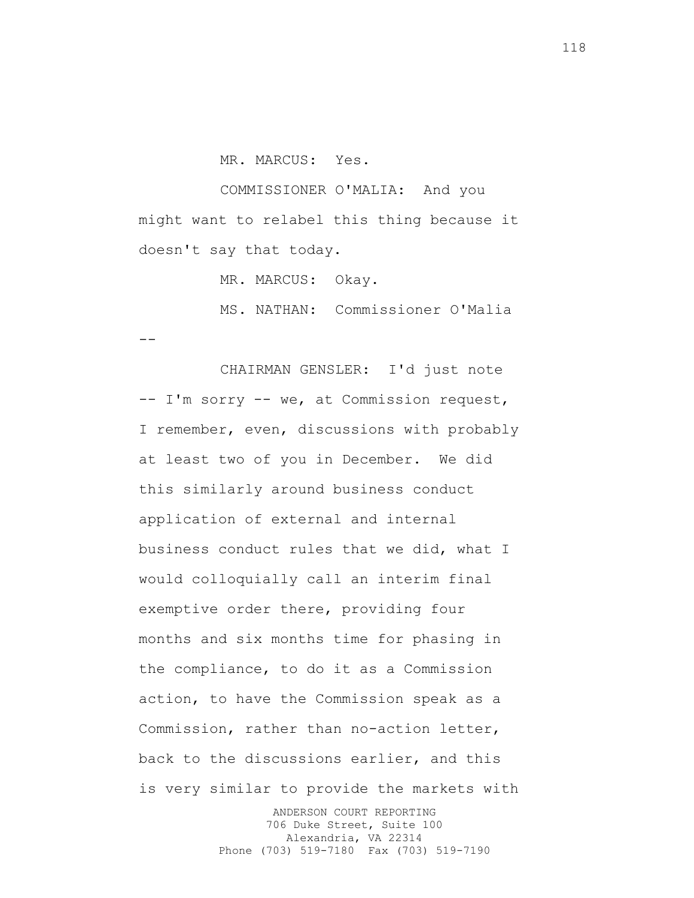MR. MARCUS: Yes.

COMMISSIONER O'MALIA: And you might want to relabel this thing because it doesn't say that today.

MR. MARCUS: Okay.

MS. NATHAN: Commissioner O'Malia --

CHAIRMAN GENSLER: I'd just note -- I'm sorry -- we, at Commission request, I remember, even, discussions with probably at least two of you in December. We did this similarly around business conduct application of external and internal business conduct rules that we did, what I would colloquially call an interim final exemptive order there, providing four months and six months time for phasing in the compliance, to do it as a Commission action, to have the Commission speak as a Commission, rather than no-action letter, back to the discussions earlier, and this is very similar to provide the markets with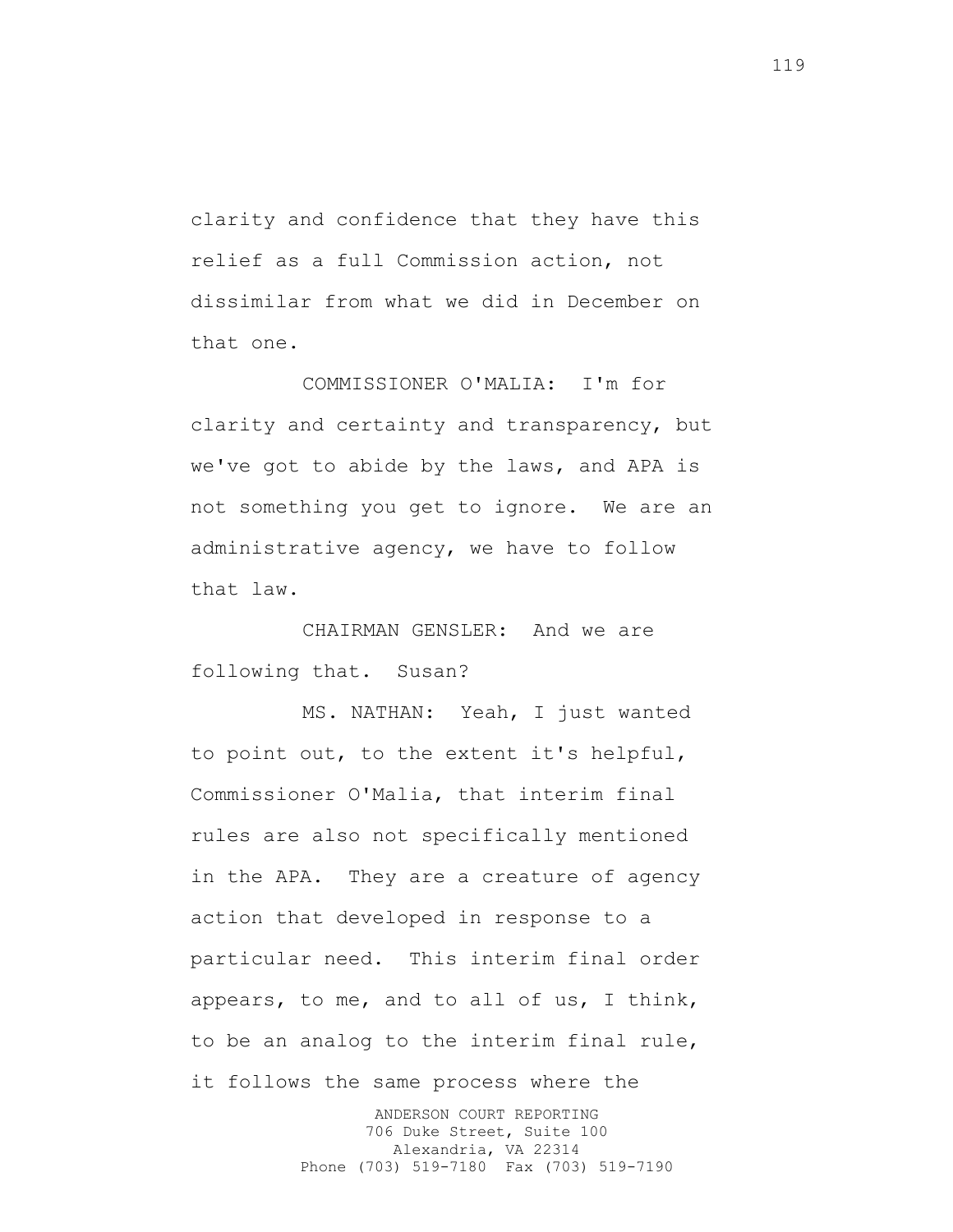clarity and confidence that they have this relief as a full Commission action, not dissimilar from what we did in December on that one.

COMMISSIONER O'MALIA: I'm for clarity and certainty and transparency, but we've got to abide by the laws, and APA is not something you get to ignore. We are an administrative agency, we have to follow that law.

CHAIRMAN GENSLER: And we are following that. Susan?

MS. NATHAN: Yeah, I just wanted to point out, to the extent it's helpful, Commissioner O'Malia, that interim final rules are also not specifically mentioned in the APA. They are a creature of agency action that developed in response to a particular need. This interim final order appears, to me, and to all of us, I think, to be an analog to the interim final rule, it follows the same process where the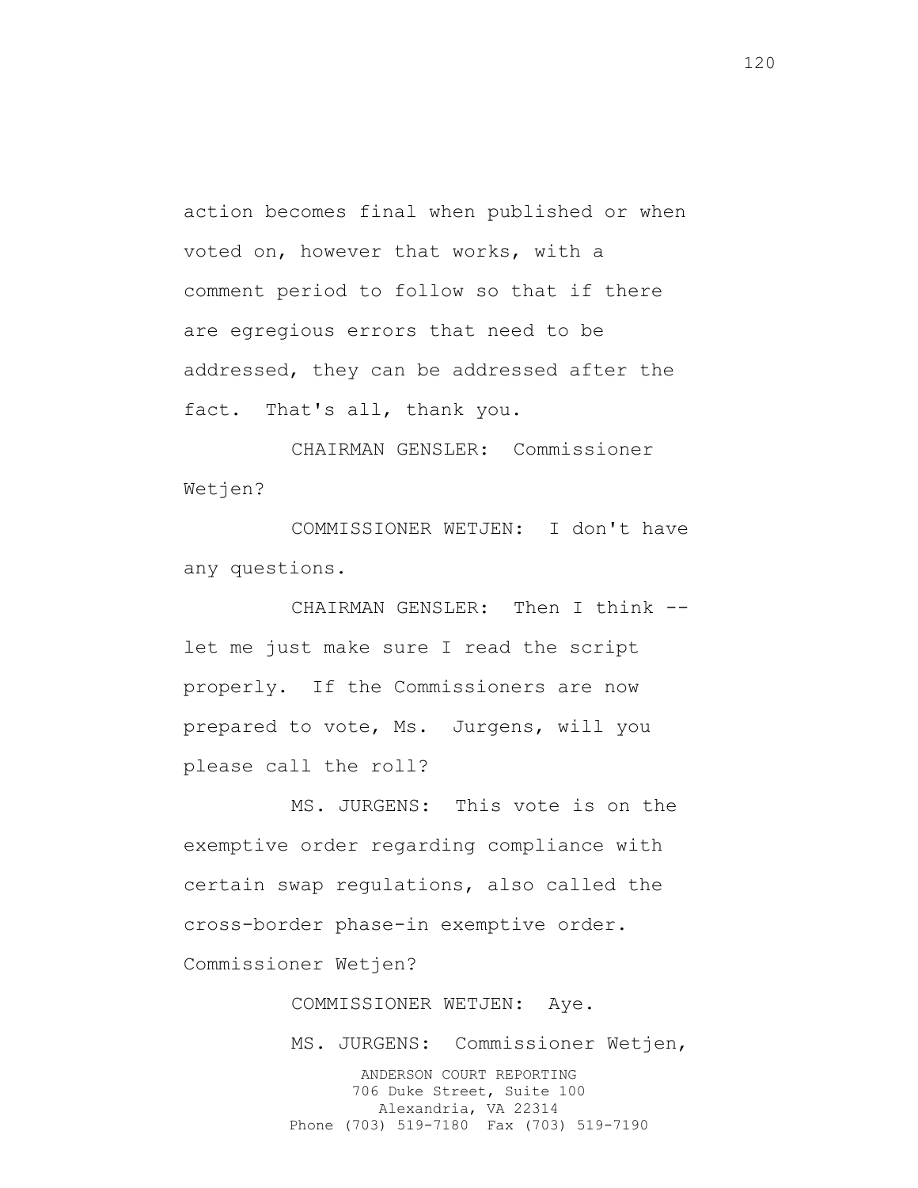action becomes final when published or when voted on, however that works, with a comment period to follow so that if there are egregious errors that need to be addressed, they can be addressed after the fact. That's all, thank you.

CHAIRMAN GENSLER: Commissioner Wetjen?

COMMISSIONER WETJEN: I don't have any questions.

CHAIRMAN GENSLER: Then I think -- let me just make sure I read the script properly. If the Commissioners are now prepared to vote, Ms. Jurgens, will you please call the roll?

MS. JURGENS: This vote is on the exemptive order regarding compliance with certain swap regulations, also called the cross-border phase-in exemptive order. Commissioner Wetjen?

COMMISSIONER WETJEN: Aye.

MS. JURGENS: Commissioner Wetjen,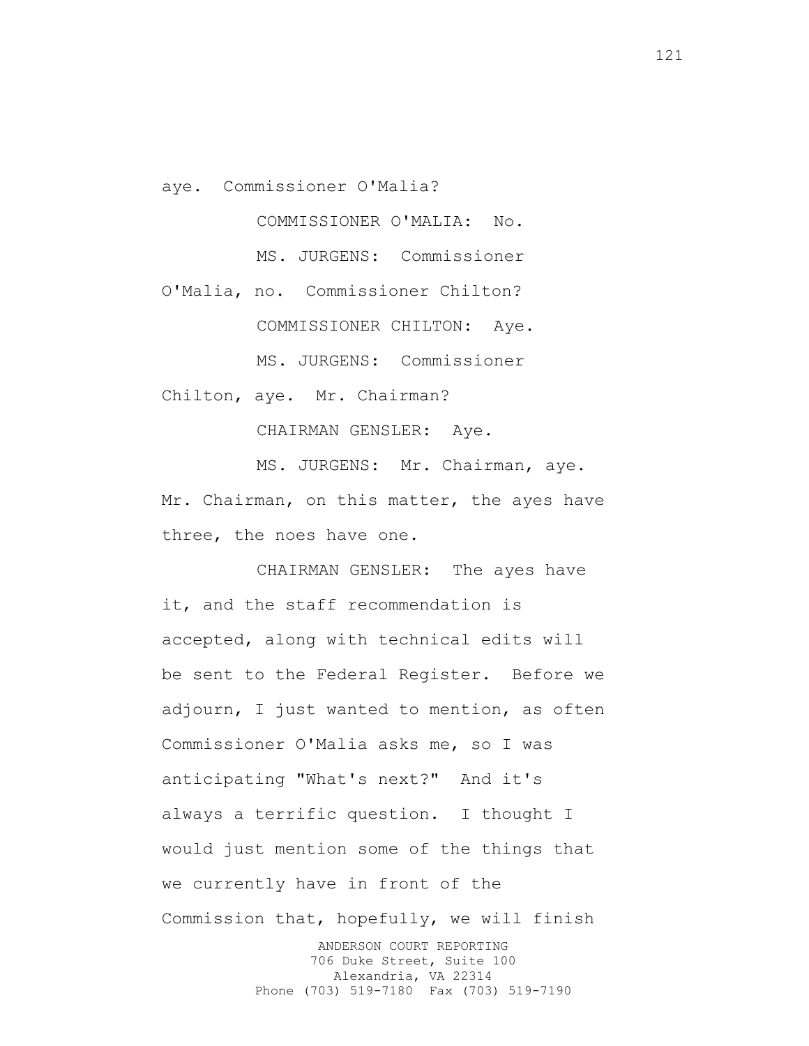aye. Commissioner O'Malia?

COMMISSIONER O'MALIA: No.

MS. JURGENS: Commissioner O'Malia, no. Commissioner Chilton?

COMMISSIONER CHILTON: Aye.

MS. JURGENS: Commissioner Chilton, aye. Mr. Chairman?

CHAIRMAN GENSLER: Aye.

MS. JURGENS: Mr. Chairman, aye. Mr. Chairman, on this matter, the ayes have three, the noes have one.

CHAIRMAN GENSLER: The ayes have it, and the staff recommendation is accepted, along with technical edits will be sent to the Federal Register. Before we adjourn, I just wanted to mention, as often Commissioner O'Malia asks me, so I was anticipating "What's next?" And it's always a terrific question. I thought I would just mention some of the things that we currently have in front of the Commission that, hopefully, we will finish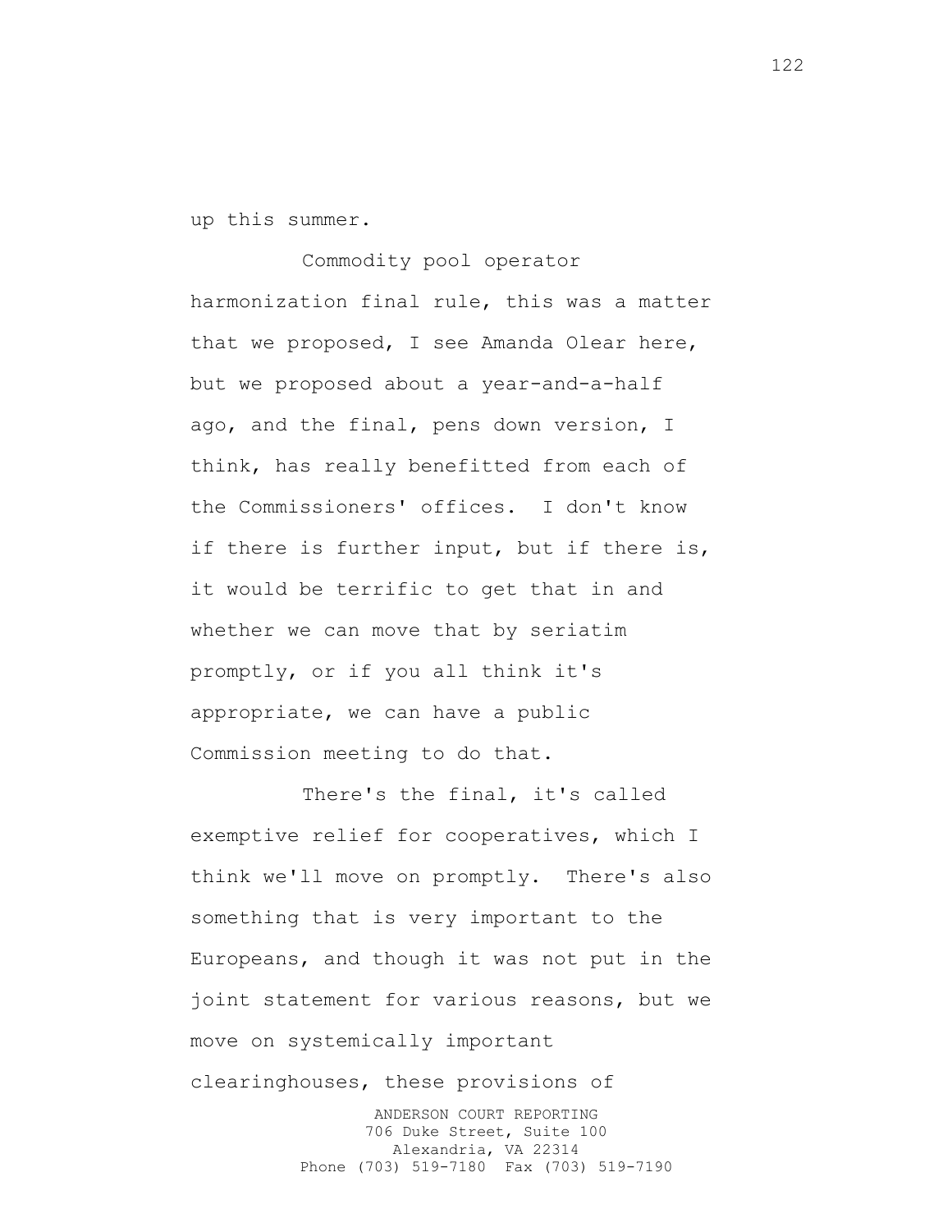up this summer.

Commodity pool operator harmonization final rule, this was a matter that we proposed, I see Amanda Olear here, but we proposed about a year-and-a-half ago, and the final, pens down version, I think, has really benefitted from each of the Commissioners' offices. I don't know if there is further input, but if there is, it would be terrific to get that in and whether we can move that by seriatim promptly, or if you all think it's appropriate, we can have a public Commission meeting to do that.

There's the final, it's called exemptive relief for cooperatives, which I think we'll move on promptly. There's also something that is very important to the Europeans, and though it was not put in the joint statement for various reasons, but we move on systemically important clearinghouses, these provisions of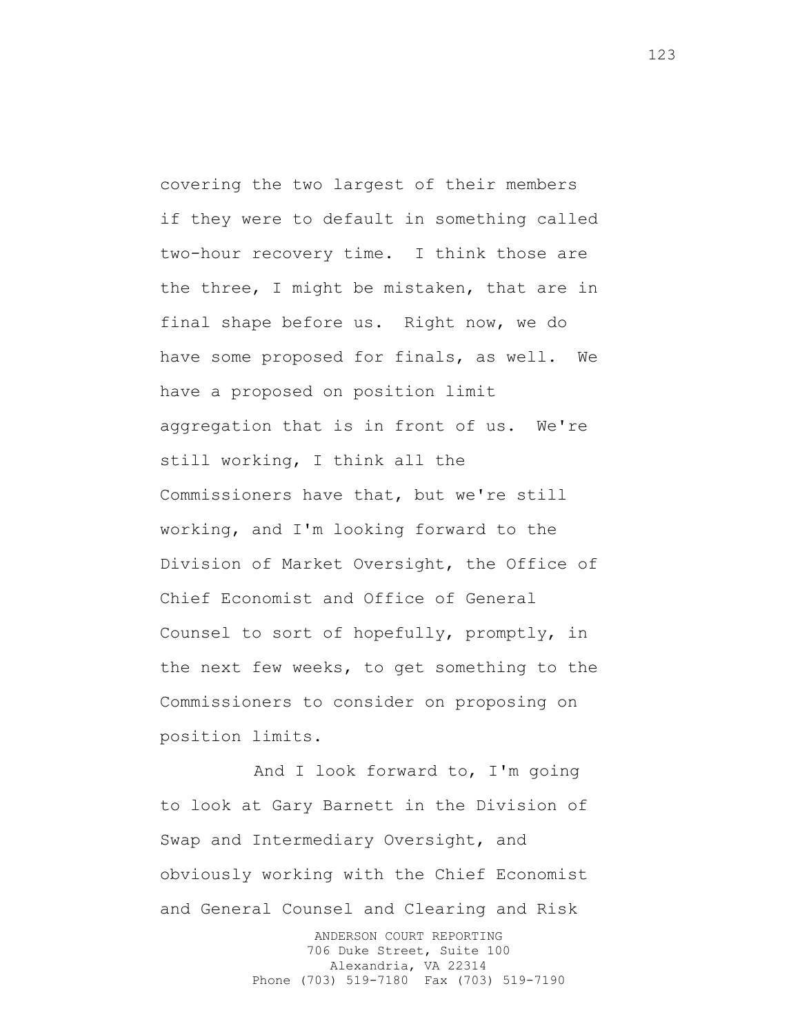covering the two largest of their members if they were to default in something called two-hour recovery time. I think those are the three, I might be mistaken, that are in final shape before us. Right now, we do have some proposed for finals, as well. We have a proposed on position limit aggregation that is in front of us. We're still working, I think all the Commissioners have that, but we're still working, and I'm looking forward to the Division of Market Oversight, the Office of Chief Economist and Office of General Counsel to sort of hopefully, promptly, in the next few weeks, to get something to the Commissioners to consider on proposing on position limits.

And I look forward to, I'm going to look at Gary Barnett in the Division of Swap and Intermediary Oversight, and obviously working with the Chief Economist and General Counsel and Clearing and Risk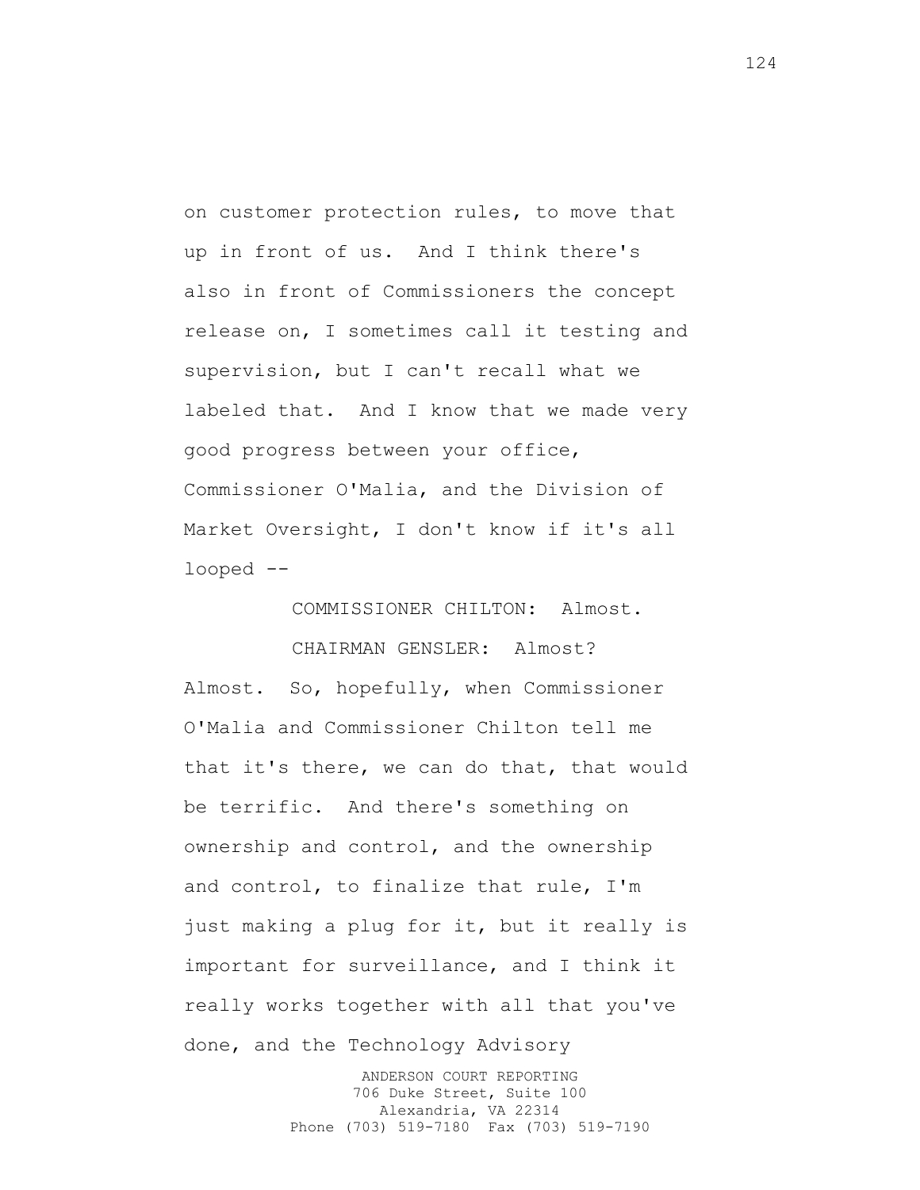on customer protection rules, to move that up in front of us. And I think there's also in front of Commissioners the concept release on, I sometimes call it testing and supervision, but I can't recall what we labeled that. And I know that we made very good progress between your office, Commissioner O'Malia, and the Division of Market Oversight, I don't know if it's all looped --

COMMISSIONER CHILTON: Almost.

CHAIRMAN GENSLER: Almost? Almost. So, hopefully, when Commissioner O'Malia and Commissioner Chilton tell me that it's there, we can do that, that would be terrific. And there's something on ownership and control, and the ownership and control, to finalize that rule, I'm just making a plug for it, but it really is important for surveillance, and I think it really works together with all that you've done, and the Technology Advisory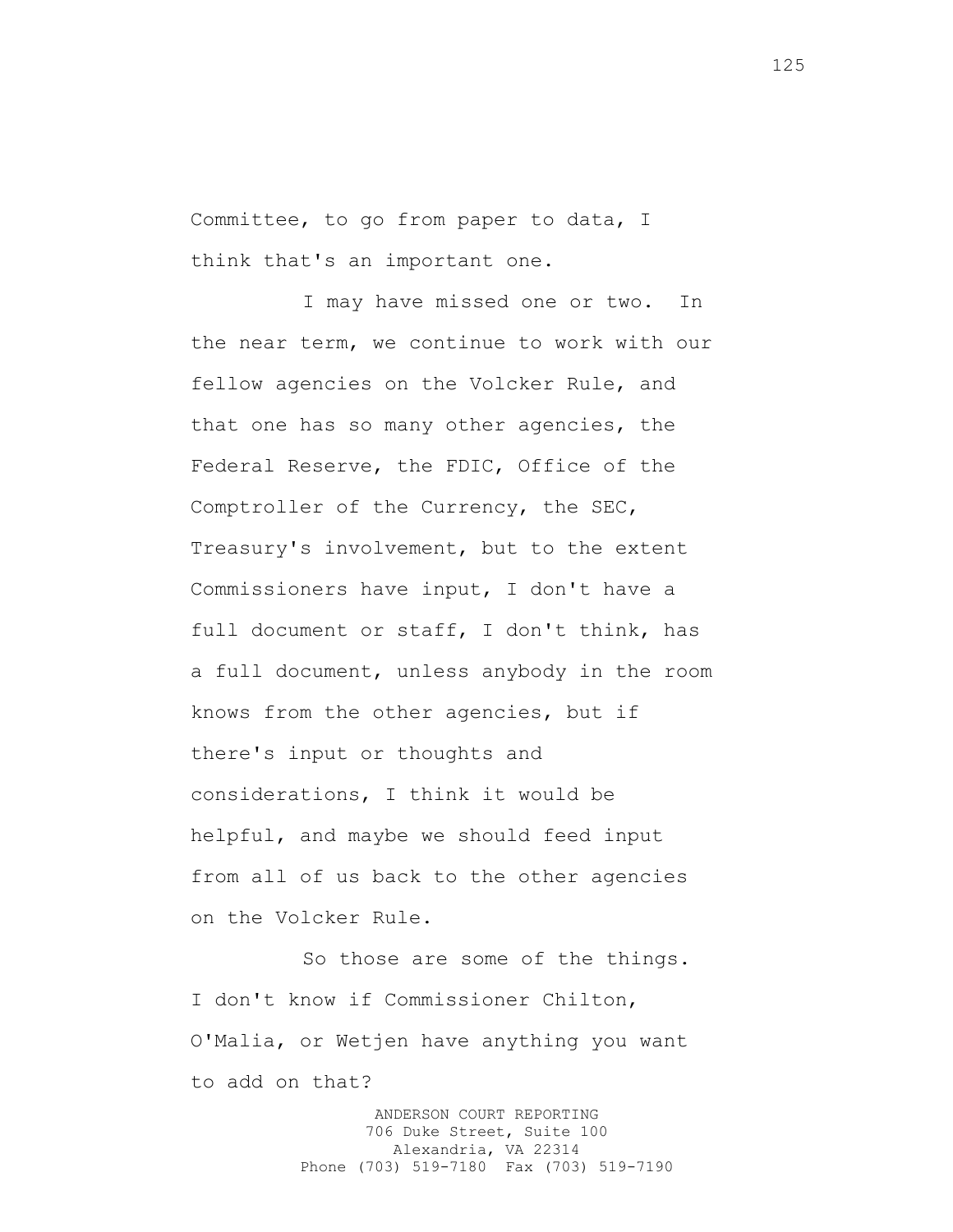Committee, to go from paper to data, I think that's an important one.

I may have missed one or two. In the near term, we continue to work with our fellow agencies on the Volcker Rule, and that one has so many other agencies, the Federal Reserve, the FDIC, Office of the Comptroller of the Currency, the SEC, Treasury's involvement, but to the extent Commissioners have input, I don't have a full document or staff, I don't think, has a full document, unless anybody in the room knows from the other agencies, but if there's input or thoughts and considerations, I think it would be helpful, and maybe we should feed input from all of us back to the other agencies on the Volcker Rule.

So those are some of the things. I don't know if Commissioner Chilton, O'Malia, or Wetjen have anything you want to add on that?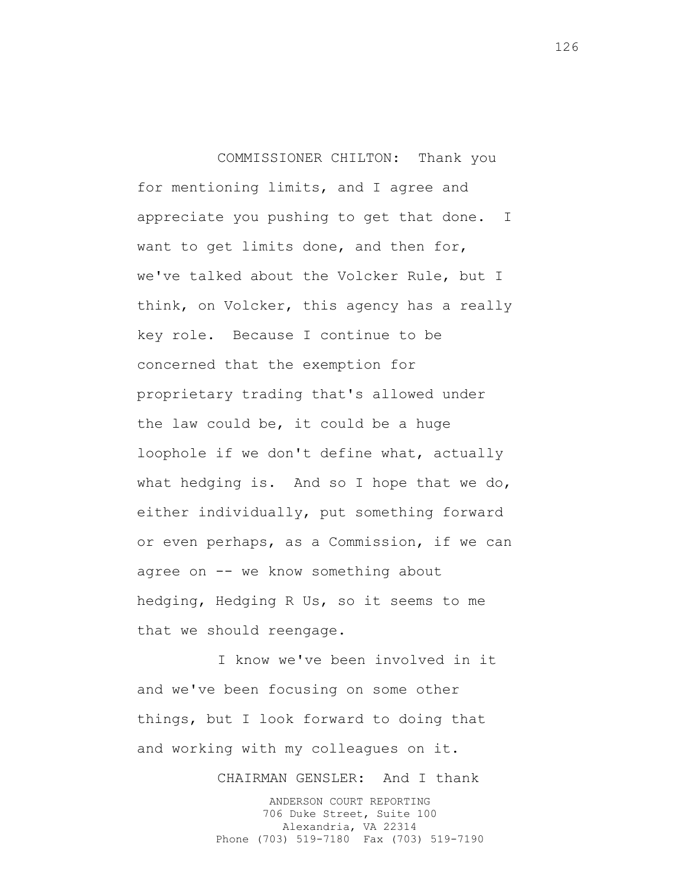COMMISSIONER CHILTON: Thank you for mentioning limits, and I agree and appreciate you pushing to get that done. I want to get limits done, and then for, we've talked about the Volcker Rule, but I think, on Volcker, this agency has a really key role. Because I continue to be concerned that the exemption for proprietary trading that's allowed under the law could be, it could be a huge loophole if we don't define what, actually what hedging is. And so I hope that we do, either individually, put something forward or even perhaps, as a Commission, if we can agree on -- we know something about hedging, Hedging R Us, so it seems to me that we should reengage.

I know we've been involved in it and we've been focusing on some other things, but I look forward to doing that and working with my colleagues on it.

CHAIRMAN GENSLER: And I thank

ANDERSON COURT REPORTING
706 Duke Street, Suite 100
Alexandria, VA 22314
Phone (703) 519-7180 Fax (703) 519-7190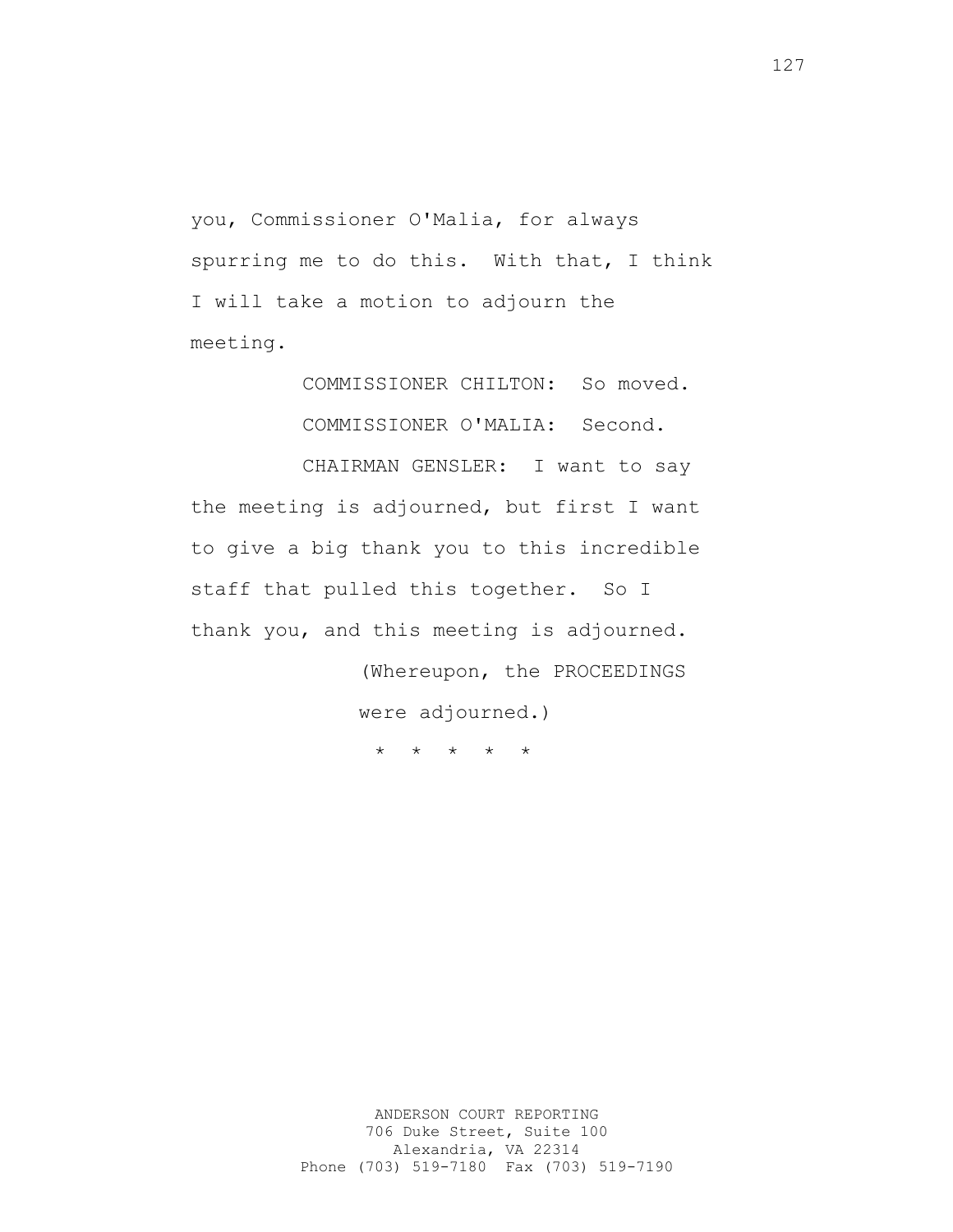you, Commissioner O'Malia, for always spurring me to do this. With that, I think I will take a motion to adjourn the meeting.

COMMISSIONER CHILTON: So moved.

COMMISSIONER O'MALIA: Second.

CHAIRMAN GENSLER: I want to say the meeting is adjourned, but first I want to give a big thank you to this incredible staff that pulled this together. So I thank you, and this meeting is adjourned.

(Whereupon, the PROCEEDINGS were adjourned.)

\* \* \* \* \*

ANDERSON COURT REPORTING
706 Duke Street, Suite 100
Alexandria, VA 22314
Phone (703) 519-7180 Fax (703) 519-7190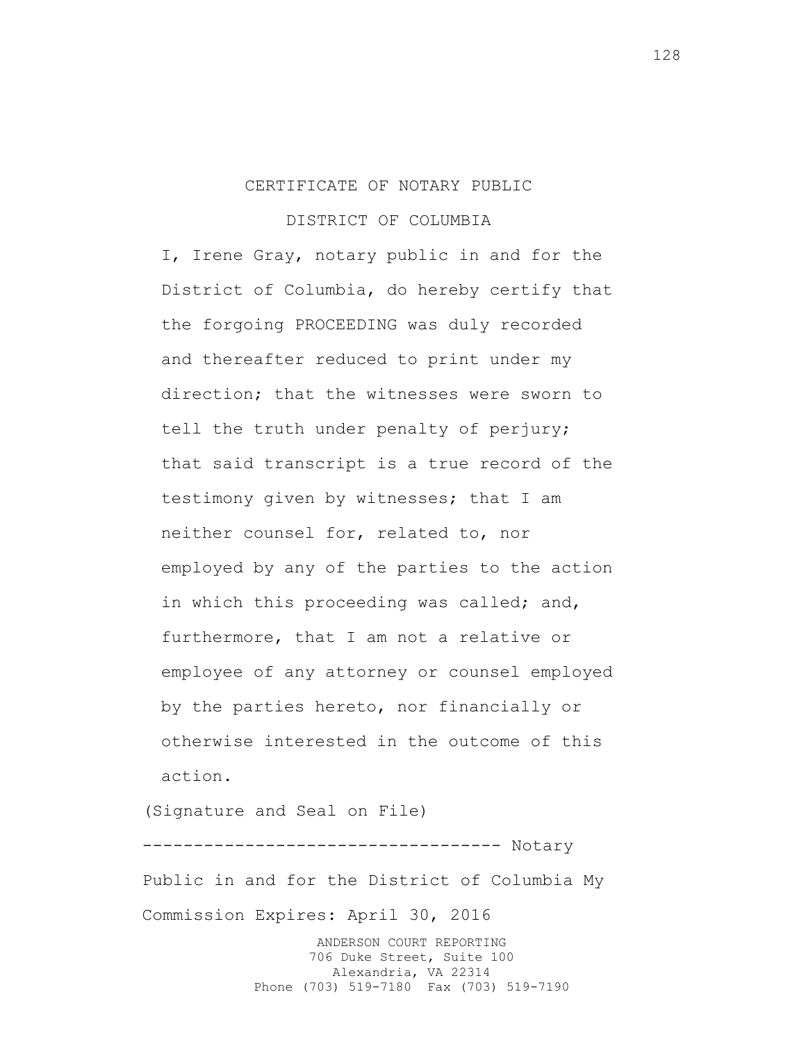CERTIFICATE OF NOTARY PUBLIC

DISTRICT OF COLUMBIA

I, Irene Gray, notary public in and for the District of Columbia, do hereby certify that the forgoing PROCEEDING was duly recorded and thereafter reduced to print under my direction; that the witnesses were sworn to tell the truth under penalty of perjury; that said transcript is a true record of the testimony given by witnesses; that I am neither counsel for, related to, nor employed by any of the parties to the action in which this proceeding was called; and, furthermore, that I am not a relative or employee of any attorney or counsel employed by the parties hereto, nor financially or otherwise interested in the outcome of this action.

(Signature and Seal on File)

----------------------------------- Notary Public in and for the District of Columbia My Commission Expires: April 30, 2016

ANDERSON COURT REPORTING
706 Duke Street, Suite 100
Alexandria, VA 22314
Phone (703) 519-7180 Fax (703) 519-7190